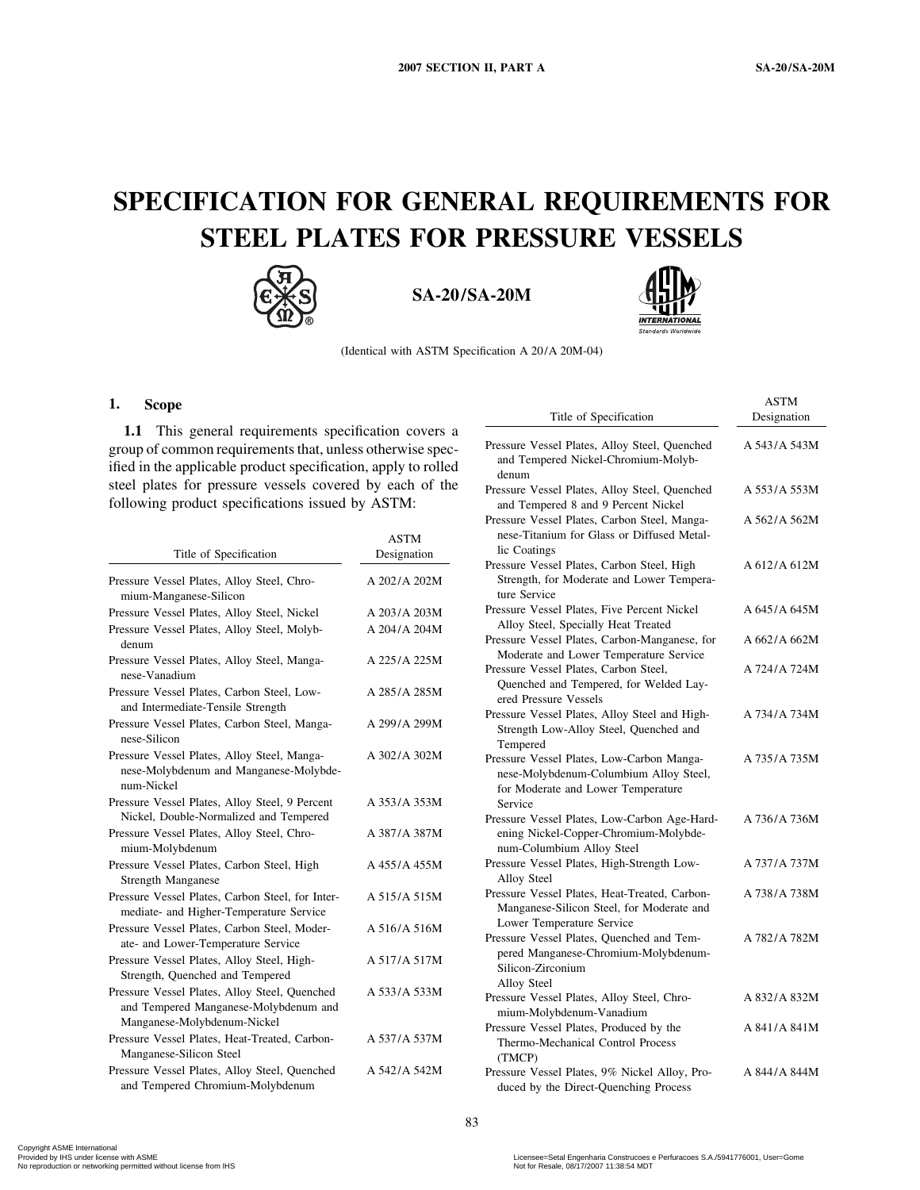# SPECIFICATION FOR GENERAL REQUIREMENTS FOR STEEL PLATES FOR PRESSURE VESSELS

## SA-20/SA-20M

(Identical with ASTM Specification A 20/A 20M-04)

### 1. Scope

**1.1** This general requirements specification covers a group of common requirements that, unless otherwise specified in the applicable product specification, apply to rolled steel plates for pressure vessels covered by each of the following product specifications issued by ASTM:

| Title of Specification | ASTM Designation |
|---|---|
| Pressure Vessel Plates, Alloy Steel, Chromium-Manganese-Silicon | A 202/A 202M |
| Pressure Vessel Plates, Alloy Steel, Nickel | A 203/A 203M |
| Pressure Vessel Plates, Alloy Steel, Molybdenum | A 204/A 204M |
| Pressure Vessel Plates, Alloy Steel, Manganese-Vanadium | A 225/A 225M |
| Pressure Vessel Plates, Carbon Steel, Low- and Intermediate-Tensile Strength | A 285/A 285M |
| Pressure Vessel Plates, Carbon Steel, Manganese-Silicon | A 299/A 299M |
| Pressure Vessel Plates, Alloy Steel, Manganese-Molybdenum and Manganese-Molybdenum-Nickel | A 302/A 302M |
| Pressure Vessel Plates, Alloy Steel, 9 Percent Nickel, Double-Normalized and Tempered | A 353/A 353M |
| Pressure Vessel Plates, Alloy Steel, Chromium-Molybdenum | A 387/A 387M |
| Pressure Vessel Plates, Carbon Steel, High Strength Manganese | A 455/A 455M |
| Pressure Vessel Plates, Carbon Steel, for Intermediate- and Higher-Temperature Service | A 515/A 515M |
| Pressure Vessel Plates, Carbon Steel, Moderate- and Lower-Temperature Service | A 516/A 516M |
| Pressure Vessel Plates, Alloy Steel, High-Strength, Quenched and Tempered | A 517/A 517M |
| Pressure Vessel Plates, Alloy Steel, Quenched and Tempered Manganese-Molybdenum and Manganese-Molybdenum-Nickel | A 533/A 533M |
| Pressure Vessel Plates, Heat-Treated, Carbon-Manganese-Silicon Steel | A 537/A 537M |
| Pressure Vessel Plates, Alloy Steel, Quenched and Tempered Chromium-Molybdenum | A 542/A 542M |
| Pressure Vessel Plates, Alloy Steel, Quenched and Tempered Nickel-Chromium-Molybdenum | A 543/A 543M |
| Pressure Vessel Plates, Alloy Steel, Quenched and Tempered 8 and 9 Percent Nickel | A 553/A 553M |
| Pressure Vessel Plates, Carbon Steel, Manganese-Titanium for Glass or Diffused Metallic Coatings | A 562/A 562M |
| Pressure Vessel Plates, Carbon Steel, High Strength, for Moderate and Lower Temperature Service | A 612/A 612M |
| Pressure Vessel Plates, Five Percent Nickel Alloy Steel, Specially Heat Treated | A 645/A 645M |
| Pressure Vessel Plates, Carbon-Manganese, for Moderate and Lower Temperature Service | A 662/A 662M |
| Pressure Vessel Plates, Carbon Steel, Quenched and Tempered, for Welded Layered Pressure Vessels | A 724/A 724M |
| Pressure Vessel Plates, Alloy Steel and High-Strength Low-Alloy Steel, Quenched and Tempered | A 734/A 734M |
| Pressure Vessel Plates, Low-Carbon Manganese-Molybdenum-Columbium Alloy Steel, for Moderate and Lower Temperature Service | A 735/A 735M |
| Pressure Vessel Plates, Low-Carbon Age-Hardening Nickel-Copper-Chromium-Molybdenum-Columbium Alloy Steel | A 736/A 736M |
| Pressure Vessel Plates, High-Strength Low-Alloy Steel | A 737/A 737M |
| Pressure Vessel Plates, Heat-Treated, Carbon-Manganese-Silicon Steel, for Moderate and Lower Temperature Service | A 738/A 738M |
| Pressure Vessel Plates, Quenched and Tempered Manganese-Chromium-Molybdenum-Silicon-Zirconium Alloy Steel | A 782/A 782M |
| Pressure Vessel Plates, Alloy Steel, Chromium-Molybdenum-Vanadium | A 832/A 832M |
| Pressure Vessel Plates, Produced by the Thermo-Mechanical Control Process (TMCP) | A 841/A 841M |
| Pressure Vessel Plates, 9% Nickel Alloy, Produced by the Direct-Quenching Process | A 844/A 844M |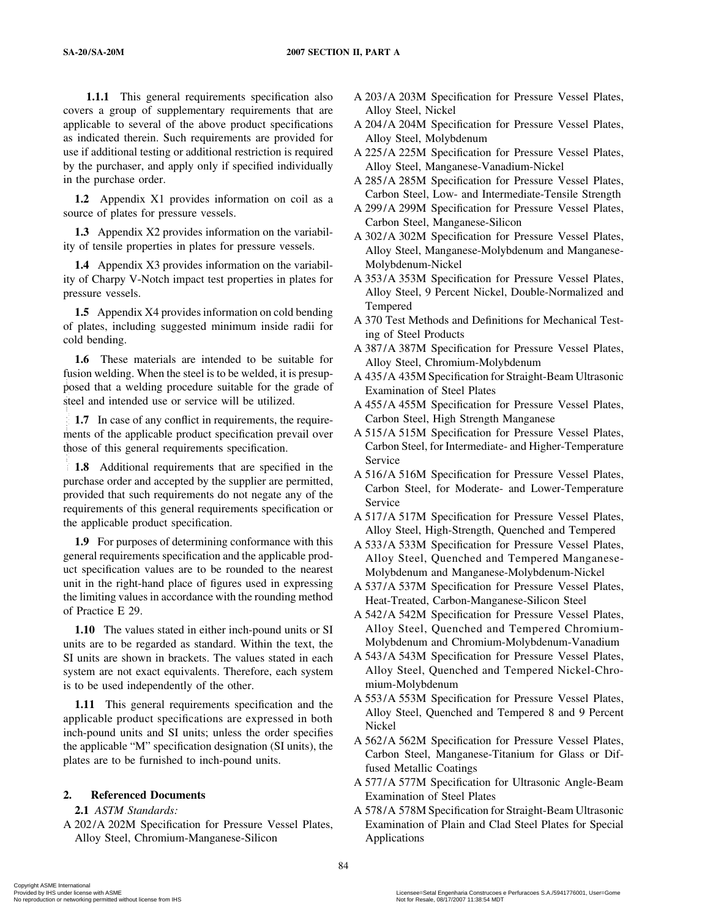**1.1.1** This general requirements specification also covers a group of supplementary requirements that are applicable to several of the above product specifications as indicated therein. Such requirements are provided for use if additional testing or additional restriction is required by the purchaser, and apply only if specified individually in the purchase order.

**1.2** Appendix X1 provides information on coil as a source of plates for pressure vessels.

**1.3** Appendix X2 provides information on the variability of tensile properties in plates for pressure vessels.

**1.4** Appendix X3 provides information on the variability of Charpy V-Notch impact test properties in plates for pressure vessels.

**1.5** Appendix X4 provides information on cold bending of plates, including suggested minimum inside radii for cold bending.

**1.6** These materials are intended to be suitable for fusion welding. When the steel is to be welded, it is presupposed that a welding procedure suitable for the grade of steel and intended use or service will be utilized.

**1.7** In case of any conflict in requirements, the requirements of the applicable product specification prevail over those of this general requirements specification.

**1.8** Additional requirements that are specified in the purchase order and accepted by the supplier are permitted, provided that such requirements do not negate any of the requirements of this general requirements specification or the applicable product specification.

**1.9** For purposes of determining conformance with this general requirements specification and the applicable product specification values are to be rounded to the nearest unit in the right-hand place of figures used in expressing the limiting values in accordance with the rounding method of Practice E 29.

**1.10** The values stated in either inch-pound units or SI units are to be regarded as standard. Within the text, the SI units are shown in brackets. The values stated in each system are not exact equivalents. Therefore, each system is to be used independently of the other.

**1.11** This general requirements specification and the applicable product specifications are expressed in both inch-pound units and SI units; unless the order specifies the applicable "M" specification designation (SI units), the plates are to be furnished to inch-pound units.

## 2. Referenced Documents

**2.1** *ASTM Standards:*

A 202/A 202M Specification for Pressure Vessel Plates, Alloy Steel, Chromium-Manganese-Silicon

A 203/A 203M Specification for Pressure Vessel Plates, Alloy Steel, Nickel

A 204/A 204M Specification for Pressure Vessel Plates, Alloy Steel, Molybdenum

A 225/A 225M Specification for Pressure Vessel Plates, Alloy Steel, Manganese-Vanadium-Nickel

A 285/A 285M Specification for Pressure Vessel Plates, Carbon Steel, Low- and Intermediate-Tensile Strength

A 299/A 299M Specification for Pressure Vessel Plates, Carbon Steel, Manganese-Silicon

A 302/A 302M Specification for Pressure Vessel Plates, Alloy Steel, Manganese-Molybdenum and Manganese-Molybdenum-Nickel

A 353/A 353M Specification for Pressure Vessel Plates, Alloy Steel, 9 Percent Nickel, Double-Normalized and Tempered

A 370 Test Methods and Definitions for Mechanical Testing of Steel Products

A 387/A 387M Specification for Pressure Vessel Plates, Alloy Steel, Chromium-Molybdenum

A 435/A 435M Specification for Straight-Beam Ultrasonic Examination of Steel Plates

A 455/A 455M Specification for Pressure Vessel Plates, Carbon Steel, High Strength Manganese

A 515/A 515M Specification for Pressure Vessel Plates, Carbon Steel, for Intermediate- and Higher-Temperature Service

A 516/A 516M Specification for Pressure Vessel Plates, Carbon Steel, for Moderate- and Lower-Temperature Service

A 517/A 517M Specification for Pressure Vessel Plates, Alloy Steel, High-Strength, Quenched and Tempered

A 533/A 533M Specification for Pressure Vessel Plates, Alloy Steel, Quenched and Tempered Manganese-Molybdenum and Manganese-Molybdenum-Nickel

A 537/A 537M Specification for Pressure Vessel Plates, Heat-Treated, Carbon-Manganese-Silicon Steel

A 542/A 542M Specification for Pressure Vessel Plates, Alloy Steel, Quenched and Tempered Chromium-Molybdenum and Chromium-Molybdenum-Vanadium

A 543/A 543M Specification for Pressure Vessel Plates, Alloy Steel, Quenched and Tempered Nickel-Chromium-Molybdenum

A 553/A 553M Specification for Pressure Vessel Plates, Alloy Steel, Quenched and Tempered 8 and 9 Percent Nickel

A 562/A 562M Specification for Pressure Vessel Plates, Carbon Steel, Manganese-Titanium for Glass or Diffused Metallic Coatings

A 577/A 577M Specification for Ultrasonic Angle-Beam Examination of Steel Plates

A 578/A 578M Specification for Straight-Beam Ultrasonic Examination of Plain and Clad Steel Plates for Special Applications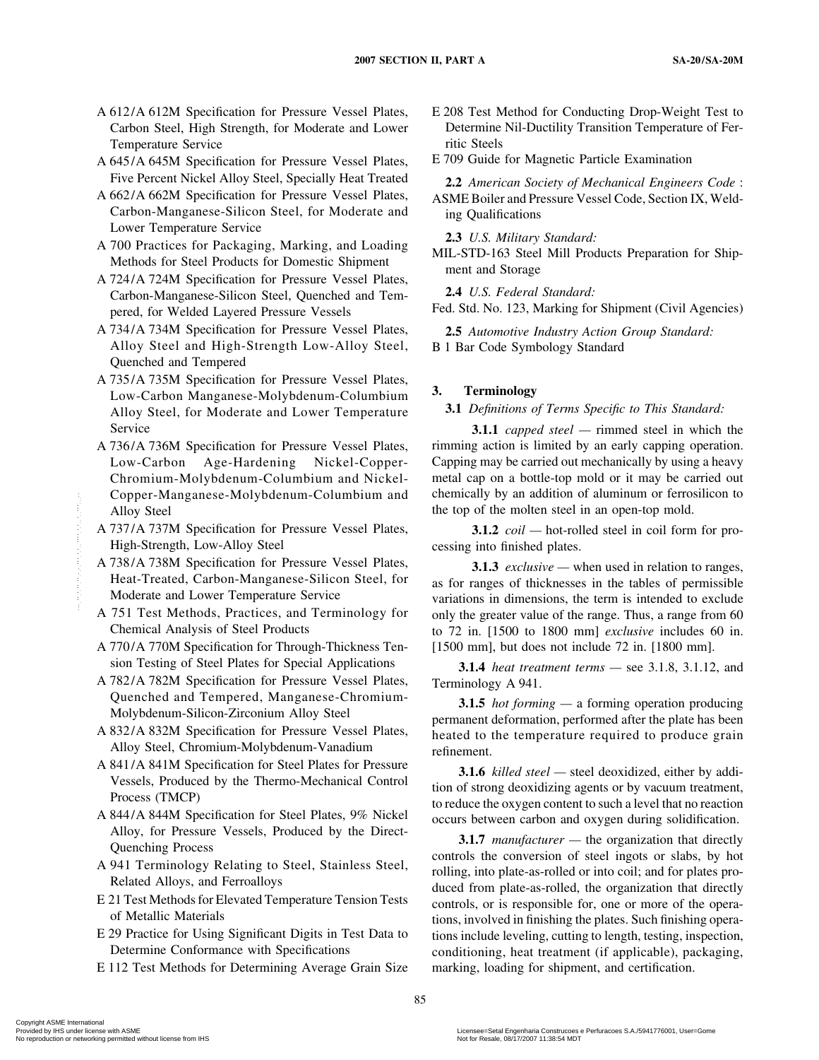A 612/A 612M Specification for Pressure Vessel Plates, Carbon Steel, High Strength, for Moderate and Lower Temperature Service

A 645/A 645M Specification for Pressure Vessel Plates, Five Percent Nickel Alloy Steel, Specially Heat Treated

A 662/A 662M Specification for Pressure Vessel Plates, Carbon-Manganese-Silicon Steel, for Moderate and Lower Temperature Service

A 700 Practices for Packaging, Marking, and Loading Methods for Steel Products for Domestic Shipment

A 724/A 724M Specification for Pressure Vessel Plates, Carbon-Manganese-Silicon Steel, Quenched and Tempered, for Welded Layered Pressure Vessels

A 734/A 734M Specification for Pressure Vessel Plates, Alloy Steel and High-Strength Low-Alloy Steel, Quenched and Tempered

A 735/A 735M Specification for Pressure Vessel Plates, Low-Carbon Manganese-Molybdenum-Columbium Alloy Steel, for Moderate and Lower Temperature Service

A 736/A 736M Specification for Pressure Vessel Plates, Low-Carbon Age-Hardening Nickel-Copper-Chromium-Molybdenum-Columbium and Nickel-Copper-Manganese-Molybdenum-Columbium and Alloy Steel

A 737/A 737M Specification for Pressure Vessel Plates, High-Strength, Low-Alloy Steel

A 738/A 738M Specification for Pressure Vessel Plates, Heat-Treated, Carbon-Manganese-Silicon Steel, for Moderate and Lower Temperature Service

A 751 Test Methods, Practices, and Terminology for Chemical Analysis of Steel Products

A 770/A 770M Specification for Through-Thickness Tension Testing of Steel Plates for Special Applications

A 782/A 782M Specification for Pressure Vessel Plates, Quenched and Tempered, Manganese-Chromium-Molybdenum-Silicon-Zirconium Alloy Steel

A 832/A 832M Specification for Pressure Vessel Plates, Alloy Steel, Chromium-Molybdenum-Vanadium

A 841/A 841M Specification for Steel Plates for Pressure Vessels, Produced by the Thermo-Mechanical Control Process (TMCP)

A 844/A 844M Specification for Steel Plates, 9% Nickel Alloy, for Pressure Vessels, Produced by the Direct-Quenching Process

A 941 Terminology Relating to Steel, Stainless Steel, Related Alloys, and Ferroalloys

E 21 Test Methods for Elevated Temperature Tension Tests of Metallic Materials

E 29 Practice for Using Significant Digits in Test Data to Determine Conformance with Specifications

E 112 Test Methods for Determining Average Grain Size

E 208 Test Method for Conducting Drop-Weight Test to Determine Nil-Ductility Transition Temperature of Ferritic Steels

E 709 Guide for Magnetic Particle Examination

**2.2** *American Society of Mechanical Engineers Code* :
ASME Boiler and Pressure Vessel Code, Section IX, Welding Qualifications

**2.3** *U.S. Military Standard:*
MIL-STD-163 Steel Mill Products Preparation for Shipment and Storage

**2.4** *U.S. Federal Standard:*
Fed. Std. No. 123, Marking for Shipment (Civil Agencies)

**2.5** *Automotive Industry Action Group Standard:*
B 1 Bar Code Symbology Standard

## 3. Terminology

**3.1** *Definitions of Terms Specific to This Standard:*

**3.1.1** *capped steel* — rimmed steel in which the rimming action is limited by an early capping operation. Capping may be carried out mechanically by using a heavy metal cap on a bottle-top mold or it may be carried out chemically by an addition of aluminum or ferrosilicon to the top of the molten steel in an open-top mold.

**3.1.2** *coil* — hot-rolled steel in coil form for processing into finished plates.

**3.1.3** *exclusive* — when used in relation to ranges, as for ranges of thicknesses in the tables of permissible variations in dimensions, the term is intended to exclude only the greater value of the range. Thus, a range from 60 to 72 in. [1500 to 1800 mm] *exclusive* includes 60 in. [1500 mm], but does not include 72 in. [1800 mm].

**3.1.4** *heat treatment terms* — see 3.1.8, 3.1.12, and Terminology A 941.

**3.1.5** *hot forming* — a forming operation producing permanent deformation, performed after the plate has been heated to the temperature required to produce grain refinement.

**3.1.6** *killed steel* — steel deoxidized, either by addition of strong deoxidizing agents or by vacuum treatment, to reduce the oxygen content to such a level that no reaction occurs between carbon and oxygen during solidification.

**3.1.7** *manufacturer* — the organization that directly controls the conversion of steel ingots or slabs, by hot rolling, into plate-as-rolled or into coil; and for plates produced from plate-as-rolled, the organization that directly controls, or is responsible for, one or more of the operations, involved in finishing the plates. Such finishing operations include leveling, cutting to length, testing, inspection, conditioning, heat treatment (if applicable), packaging, marking, loading for shipment, and certification.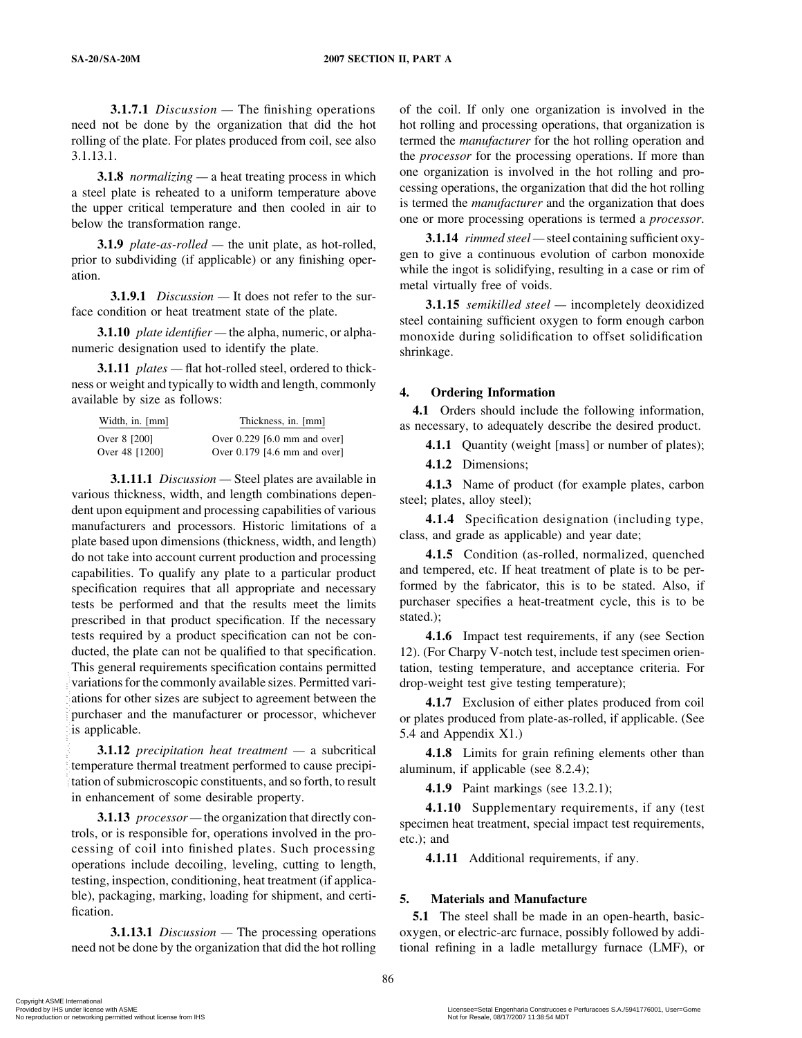**3.1.7.1** *Discussion* — The finishing operations need not be done by the organization that did the hot rolling of the plate. For plates produced from coil, see also 3.1.13.1.

**3.1.8** *normalizing* — a heat treating process in which a steel plate is reheated to a uniform temperature above the upper critical temperature and then cooled in air to below the transformation range.

**3.1.9** *plate-as-rolled* — the unit plate, as hot-rolled, prior to subdividing (if applicable) or any finishing operation.

**3.1.9.1** *Discussion* — It does not refer to the surface condition or heat treatment state of the plate.

**3.1.10** *plate identifier* — the alpha, numeric, or alphanumeric designation used to identify the plate.

**3.1.11** *plates* — flat hot-rolled steel, ordered to thickness or weight and typically to width and length, commonly available by size as follows:

| Width, in. [mm] | Thickness, in. [mm] |
|---|---|
| Over 8 [200] | Over 0.229 [6.0 mm and over] |
| Over 48 [1200] | Over 0.179 [4.6 mm and over] |

**3.1.11.1** *Discussion* — Steel plates are available in various thickness, width, and length combinations dependent upon equipment and processing capabilities of various manufacturers and processors. Historic limitations of a plate based upon dimensions (thickness, width, and length) do not take into account current production and processing capabilities. To qualify any plate to a particular product specification requires that all appropriate and necessary tests be performed and that the results meet the limits prescribed in that product specification. If the necessary tests required by a product specification can not be conducted, the plate can not be qualified to that specification. This general requirements specification contains permitted variations for the commonly available sizes. Permitted variations for other sizes are subject to agreement between the purchaser and the manufacturer or processor, whichever is applicable.

**3.1.12** *precipitation heat treatment* — a subcritical temperature thermal treatment performed to cause precipitation of submicroscopic constituents, and so forth, to result in enhancement of some desirable property.

**3.1.13** *processor* — the organization that directly controls, or is responsible for, operations involved in the processing of coil into finished plates. Such processing operations include decoiling, leveling, cutting to length, testing, inspection, conditioning, heat treatment (if applicable), packaging, marking, loading for shipment, and certification.

**3.1.13.1** *Discussion* — The processing operations need not be done by the organization that did the hot rolling of the coil. If only one organization is involved in the hot rolling and processing operations, that organization is termed the *manufacturer* for the hot rolling operation and the *processor* for the processing operations. If more than one organization is involved in the hot rolling and processing operations, the organization that did the hot rolling is termed the *manufacturer* and the organization that does one or more processing operations is termed a *processor*.

**3.1.14** *rimmed steel* — steel containing sufficient oxygen to give a continuous evolution of carbon monoxide while the ingot is solidifying, resulting in a case or rim of metal virtually free of voids.

**3.1.15** *semikilled steel* — incompletely deoxidized steel containing sufficient oxygen to form enough carbon monoxide during solidification to offset solidification shrinkage.

## 4. Ordering Information

**4.1** Orders should include the following information, as necessary, to adequately describe the desired product.

**4.1.1** Quantity (weight [mass] or number of plates);

**4.1.2** Dimensions;

**4.1.3** Name of product (for example plates, carbon steel; plates, alloy steel);

**4.1.4** Specification designation (including type, class, and grade as applicable) and year date;

**4.1.5** Condition (as-rolled, normalized, quenched and tempered, etc. If heat treatment of plate is to be performed by the fabricator, this is to be stated. Also, if purchaser specifies a heat-treatment cycle, this is to be stated.);

**4.1.6** Impact test requirements, if any (see Section 12). (For Charpy V-notch test, include test specimen orientation, testing temperature, and acceptance criteria. For drop-weight test give testing temperature);

**4.1.7** Exclusion of either plates produced from coil or plates produced from plate-as-rolled, if applicable. (See 5.4 and Appendix X1.)

**4.1.8** Limits for grain refining elements other than aluminum, if applicable (see 8.2.4);

**4.1.9** Paint markings (see 13.2.1);

**4.1.10** Supplementary requirements, if any (test specimen heat treatment, special impact test requirements, etc.); and

**4.1.11** Additional requirements, if any.

## 5. Materials and Manufacture

**5.1** The steel shall be made in an open-hearth, basic-oxygen, or electric-arc furnace, possibly followed by additional refining in a ladle metallurgy furnace (LMF), or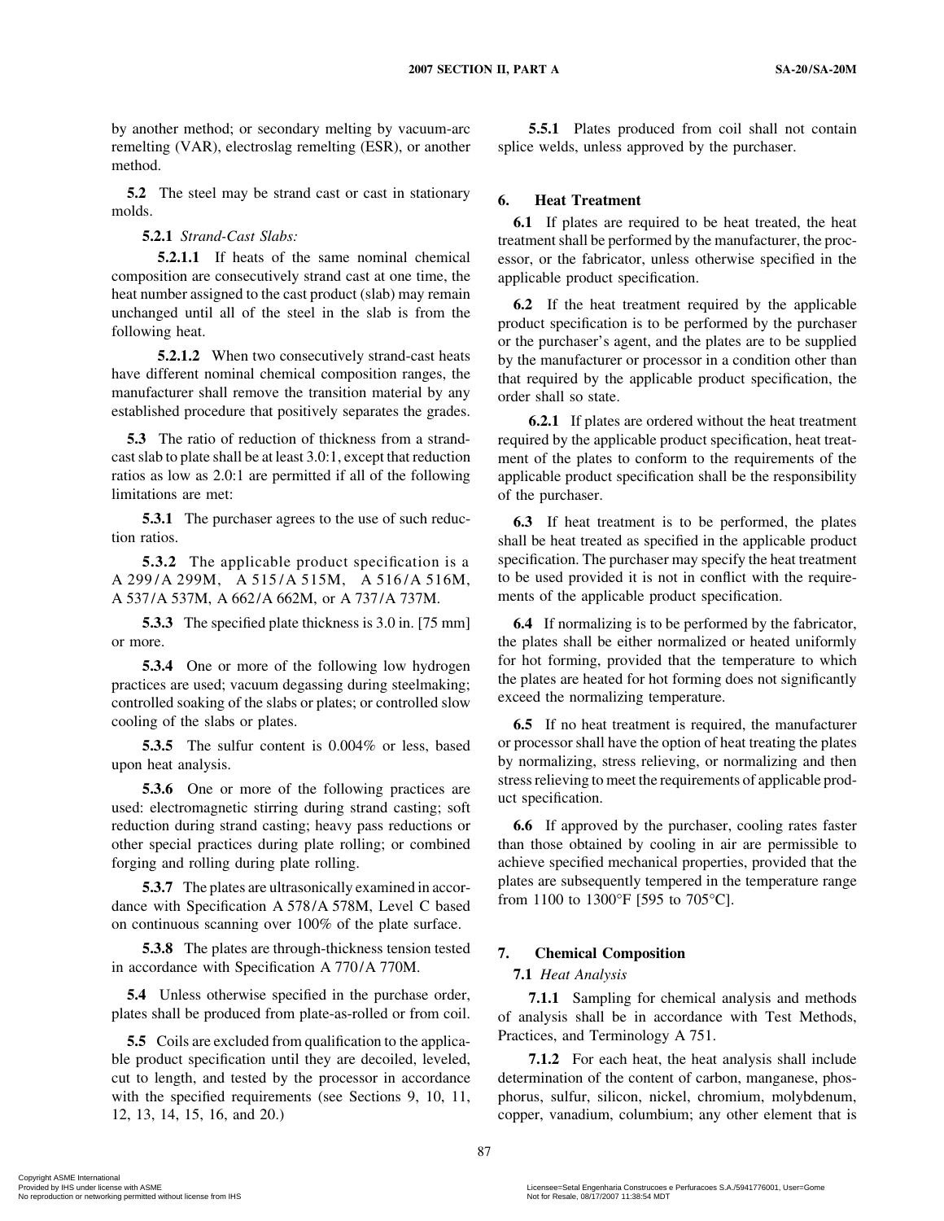by another method; or secondary melting by vacuum-arc remelting (VAR), electroslag remelting (ESR), or another method.

**5.2** The steel may be strand cast or cast in stationary molds.

**5.2.1** *Strand-Cast Slabs:*

**5.2.1.1** If heats of the same nominal chemical composition are consecutively strand cast at one time, the heat number assigned to the cast product (slab) may remain unchanged until all of the steel in the slab is from the following heat.

**5.2.1.2** When two consecutively strand-cast heats have different nominal chemical composition ranges, the manufacturer shall remove the transition material by any established procedure that positively separates the grades.

**5.3** The ratio of reduction of thickness from a strand-cast slab to plate shall be at least 3.0:1, except that reduction ratios as low as 2.0:1 are permitted if all of the following limitations are met:

**5.3.1** The purchaser agrees to the use of such reduction ratios.

**5.3.2** The applicable product specification is a A 299/A 299M, A 515/A 515M, A 516/A 516M, A 537/A 537M, A 662/A 662M, or A 737/A 737M.

**5.3.3** The specified plate thickness is 3.0 in. [75 mm] or more.

**5.3.4** One or more of the following low hydrogen practices are used; vacuum degassing during steelmaking; controlled soaking of the slabs or plates; or controlled slow cooling of the slabs or plates.

**5.3.5** The sulfur content is 0.004% or less, based upon heat analysis.

**5.3.6** One or more of the following practices are used: electromagnetic stirring during strand casting; soft reduction during strand casting; heavy pass reductions or other special practices during plate rolling; or combined forging and rolling during plate rolling.

**5.3.7** The plates are ultrasonically examined in accordance with Specification A 578/A 578M, Level C based on continuous scanning over 100% of the plate surface.

**5.3.8** The plates are through-thickness tension tested in accordance with Specification A 770/A 770M.

**5.4** Unless otherwise specified in the purchase order, plates shall be produced from plate-as-rolled or from coil.

**5.5** Coils are excluded from qualification to the applicable product specification until they are decoiled, leveled, cut to length, and tested by the processor in accordance with the specified requirements (see Sections 9, 10, 11, 12, 13, 14, 15, 16, and 20.)

**5.5.1** Plates produced from coil shall not contain splice welds, unless approved by the purchaser.

## 6. Heat Treatment

**6.1** If plates are required to be heat treated, the heat treatment shall be performed by the manufacturer, the processor, or the fabricator, unless otherwise specified in the applicable product specification.

**6.2** If the heat treatment required by the applicable product specification is to be performed by the purchaser or the purchaser's agent, and the plates are to be supplied by the manufacturer or processor in a condition other than that required by the applicable product specification, the order shall so state.

**6.2.1** If plates are ordered without the heat treatment required by the applicable product specification, heat treatment of the plates to conform to the requirements of the applicable product specification shall be the responsibility of the purchaser.

**6.3** If heat treatment is to be performed, the plates shall be heat treated as specified in the applicable product specification. The purchaser may specify the heat treatment to be used provided it is not in conflict with the requirements of the applicable product specification.

**6.4** If normalizing is to be performed by the fabricator, the plates shall be either normalized or heated uniformly for hot forming, provided that the temperature to which the plates are heated for hot forming does not significantly exceed the normalizing temperature.

**6.5** If no heat treatment is required, the manufacturer or processor shall have the option of heat treating the plates by normalizing, stress relieving, or normalizing and then stress relieving to meet the requirements of applicable product specification.

**6.6** If approved by the purchaser, cooling rates faster than those obtained by cooling in air are permissible to achieve specified mechanical properties, provided that the plates are subsequently tempered in the temperature range from 1100 to 1300°F [595 to 705°C].

## 7. Chemical Composition

**7.1** *Heat Analysis*

**7.1.1** Sampling for chemical analysis and methods of analysis shall be in accordance with Test Methods, Practices, and Terminology A 751.

**7.1.2** For each heat, the heat analysis shall include determination of the content of carbon, manganese, phosphorus, sulfur, silicon, nickel, chromium, molybdenum, copper, vanadium, columbium; any other element that is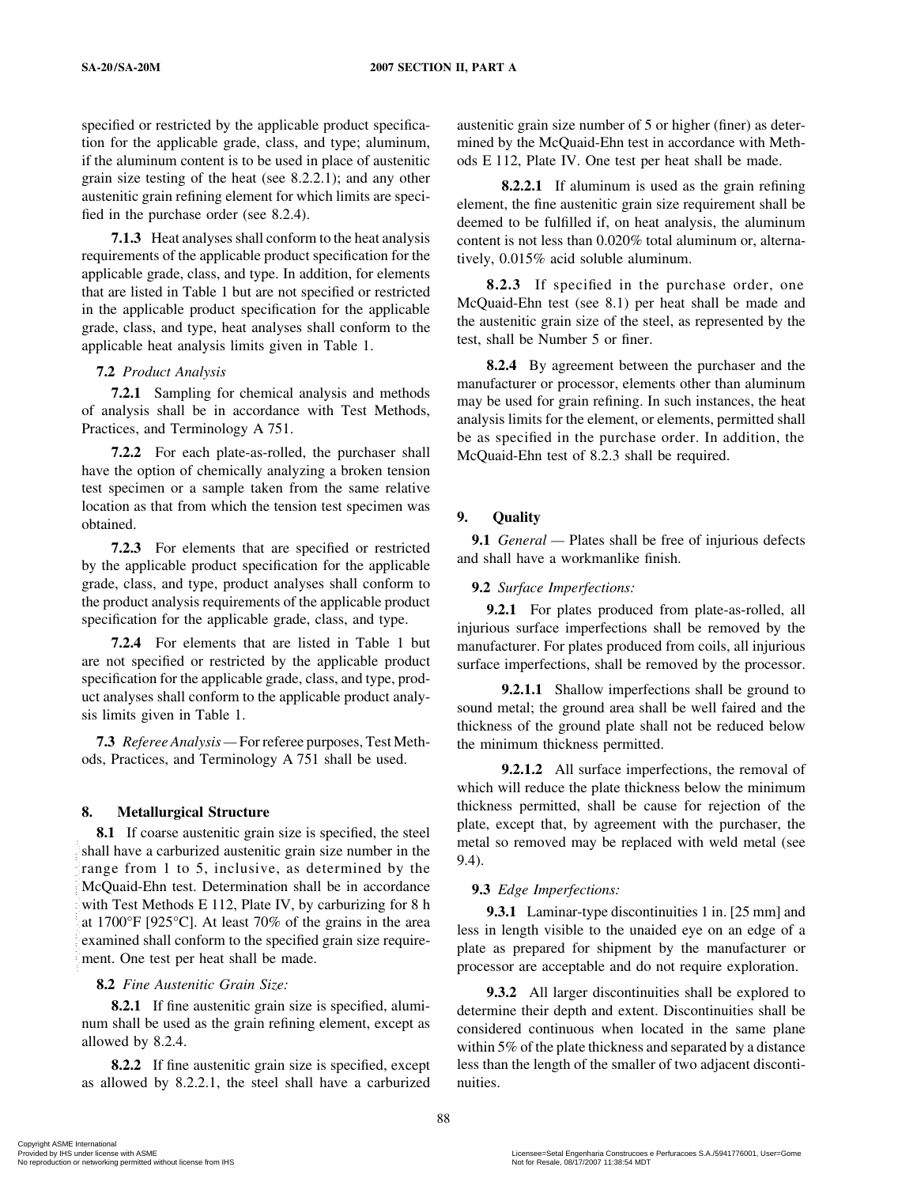specified or restricted by the applicable product specification for the applicable grade, class, and type; aluminum, if the aluminum content is to be used in place of austenitic grain size testing of the heat (see 8.2.2.1); and any other austenitic grain refining element for which limits are specified in the purchase order (see 8.2.4).

**7.1.3** Heat analyses shall conform to the heat analysis requirements of the applicable product specification for the applicable grade, class, and type. In addition, for elements that are listed in Table 1 but are not specified or restricted in the applicable product specification for the applicable grade, class, and type, heat analyses shall conform to the applicable heat analysis limits given in Table 1.

**7.2** *Product Analysis*

**7.2.1** Sampling for chemical analysis and methods of analysis shall be in accordance with Test Methods, Practices, and Terminology A 751.

**7.2.2** For each plate-as-rolled, the purchaser shall have the option of chemically analyzing a broken tension test specimen or a sample taken from the same relative location as that from which the tension test specimen was obtained.

**7.2.3** For elements that are specified or restricted by the applicable product specification for the applicable grade, class, and type, product analyses shall conform to the product analysis requirements of the applicable product specification for the applicable grade, class, and type.

**7.2.4** For elements that are listed in Table 1 but are not specified or restricted by the applicable product specification for the applicable grade, class, and type, product analyses shall conform to the applicable product analysis limits given in Table 1.

**7.3** *Referee Analysis* — For referee purposes, Test Methods, Practices, and Terminology A 751 shall be used.

## 8. Metallurgical Structure

**8.1** If coarse austenitic grain size is specified, the steel shall have a carburized austenitic grain size number in the range from 1 to 5, inclusive, as determined by the McQuaid-Ehn test. Determination shall be in accordance with Test Methods E 112, Plate IV, by carburizing for 8 h at 1700°F [925°C]. At least 70% of the grains in the area examined shall conform to the specified grain size requirement. One test per heat shall be made.

**8.2** *Fine Austenitic Grain Size:*

**8.2.1** If fine austenitic grain size is specified, aluminum shall be used as the grain refining element, except as allowed by 8.2.4.

**8.2.2** If fine austenitic grain size is specified, except as allowed by 8.2.2.1, the steel shall have a carburized austenitic grain size number of 5 or higher (finer) as determined by the McQuaid-Ehn test in accordance with Methods E 112, Plate IV. One test per heat shall be made.

**8.2.2.1** If aluminum is used as the grain refining element, the fine austenitic grain size requirement shall be deemed to be fulfilled if, on heat analysis, the aluminum content is not less than 0.020% total aluminum or, alternatively, 0.015% acid soluble aluminum.

**8.2.3** If specified in the purchase order, one McQuaid-Ehn test (see 8.1) per heat shall be made and the austenitic grain size of the steel, as represented by the test, shall be Number 5 or finer.

**8.2.4** By agreement between the purchaser and the manufacturer or processor, elements other than aluminum may be used for grain refining. In such instances, the heat analysis limits for the element, or elements, permitted shall be as specified in the purchase order. In addition, the McQuaid-Ehn test of 8.2.3 shall be required.

## 9. Quality

**9.1** *General* — Plates shall be free of injurious defects and shall have a workmanlike finish.

**9.2** *Surface Imperfections:*

**9.2.1** For plates produced from plate-as-rolled, all injurious surface imperfections shall be removed by the manufacturer. For plates produced from coils, all injurious surface imperfections, shall be removed by the processor.

**9.2.1.1** Shallow imperfections shall be ground to sound metal; the ground area shall be well faired and the thickness of the ground plate shall not be reduced below the minimum thickness permitted.

**9.2.1.2** All surface imperfections, the removal of which will reduce the plate thickness below the minimum thickness permitted, shall be cause for rejection of the plate, except that, by agreement with the purchaser, the metal so removed may be replaced with weld metal (see 9.4).

**9.3** *Edge Imperfections:*

**9.3.1** Laminar-type discontinuities 1 in. [25 mm] and less in length visible to the unaided eye on an edge of a plate as prepared for shipment by the manufacturer or processor are acceptable and do not require exploration.

**9.3.2** All larger discontinuities shall be explored to determine their depth and extent. Discontinuities shall be considered continuous when located in the same plane within 5% of the plate thickness and separated by a distance less than the length of the smaller of two adjacent discontinuities.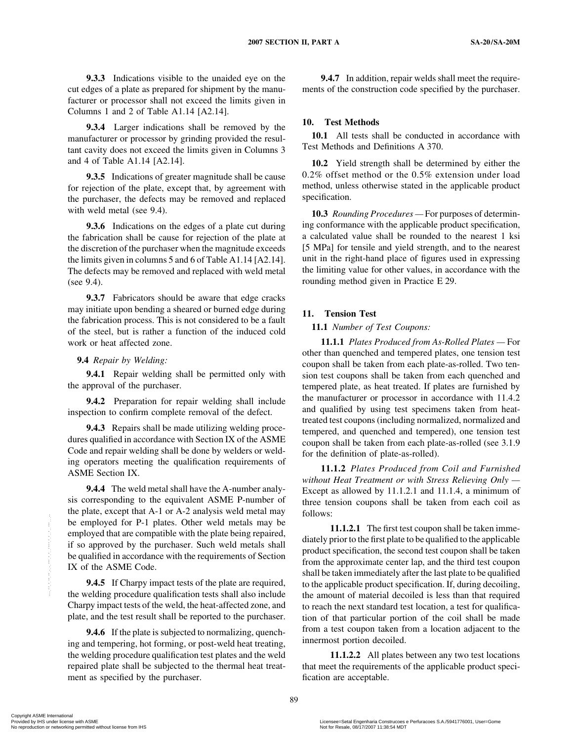**9.3.3** Indications visible to the unaided eye on the cut edges of a plate as prepared for shipment by the manufacturer or processor shall not exceed the limits given in Columns 1 and 2 of Table A1.14 [A2.14].

**9.3.4** Larger indications shall be removed by the manufacturer or processor by grinding provided the resultant cavity does not exceed the limits given in Columns 3 and 4 of Table A1.14 [A2.14].

**9.3.5** Indications of greater magnitude shall be cause for rejection of the plate, except that, by agreement with the purchaser, the defects may be removed and replaced with weld metal (see 9.4).

**9.3.6** Indications on the edges of a plate cut during the fabrication shall be cause for rejection of the plate at the discretion of the purchaser when the magnitude exceeds the limits given in columns 5 and 6 of Table A1.14 [A2.14]. The defects may be removed and replaced with weld metal (see 9.4).

**9.3.7** Fabricators should be aware that edge cracks may initiate upon bending a sheared or burned edge during the fabrication process. This is not considered to be a fault of the steel, but is rather a function of the induced cold work or heat affected zone.

**9.4** *Repair by Welding:*

**9.4.1** Repair welding shall be permitted only with the approval of the purchaser.

**9.4.2** Preparation for repair welding shall include inspection to confirm complete removal of the defect.

**9.4.3** Repairs shall be made utilizing welding procedures qualified in accordance with Section IX of the ASME Code and repair welding shall be done by welders or welding operators meeting the qualification requirements of ASME Section IX.

**9.4.4** The weld metal shall have the A-number analysis corresponding to the equivalent ASME P-number of the plate, except that A-1 or A-2 analysis weld metal may be employed for P-1 plates. Other weld metals may be employed that are compatible with the plate being repaired, if so approved by the purchaser. Such weld metals shall be qualified in accordance with the requirements of Section IX of the ASME Code.

**9.4.5** If Charpy impact tests of the plate are required, the welding procedure qualification tests shall also include Charpy impact tests of the weld, the heat-affected zone, and plate, and the test result shall be reported to the purchaser.

**9.4.6** If the plate is subjected to normalizing, quenching and tempering, hot forming, or post-weld heat treating, the welding procedure qualification test plates and the weld repaired plate shall be subjected to the thermal heat treatment as specified by the purchaser.

**9.4.7** In addition, repair welds shall meet the requirements of the construction code specified by the purchaser.

## 10. Test Methods

**10.1** All tests shall be conducted in accordance with Test Methods and Definitions A 370.

**10.2** Yield strength shall be determined by either the 0.2% offset method or the 0.5% extension under load method, unless otherwise stated in the applicable product specification.

**10.3** *Rounding Procedures* — For purposes of determining conformance with the applicable product specification, a calculated value shall be rounded to the nearest 1 ksi [5 MPa] for tensile and yield strength, and to the nearest unit in the right-hand place of figures used in expressing the limiting value for other values, in accordance with the rounding method given in Practice E 29.

## 11. Tension Test

**11.1** *Number of Test Coupons:*

**11.1.1** *Plates Produced from As-Rolled Plates* — For other than quenched and tempered plates, one tension test coupon shall be taken from each plate-as-rolled. Two tension test coupons shall be taken from each quenched and tempered plate, as heat treated. If plates are furnished by the manufacturer or processor in accordance with 11.4.2 and qualified by using test specimens taken from heat-treated test coupons (including normalized, normalized and tempered, and quenched and tempered), one tension test coupon shall be taken from each plate-as-rolled (see 3.1.9 for the definition of plate-as-rolled).

**11.1.2** *Plates Produced from Coil and Furnished without Heat Treatment or with Stress Relieving Only* — Except as allowed by 11.1.2.1 and 11.1.4, a minimum of three tension coupons shall be taken from each coil as follows:

**11.1.2.1** The first test coupon shall be taken immediately prior to the first plate to be qualified to the applicable product specification, the second test coupon shall be taken from the approximate center lap, and the third test coupon shall be taken immediately after the last plate to be qualified to the applicable product specification. If, during decoiling, the amount of material decoiled is less than that required to reach the next standard test location, a test for qualification of that particular portion of the coil shall be made from a test coupon taken from a location adjacent to the innermost portion decoiled.

**11.1.2.2** All plates between any two test locations that meet the requirements of the applicable product specification are acceptable.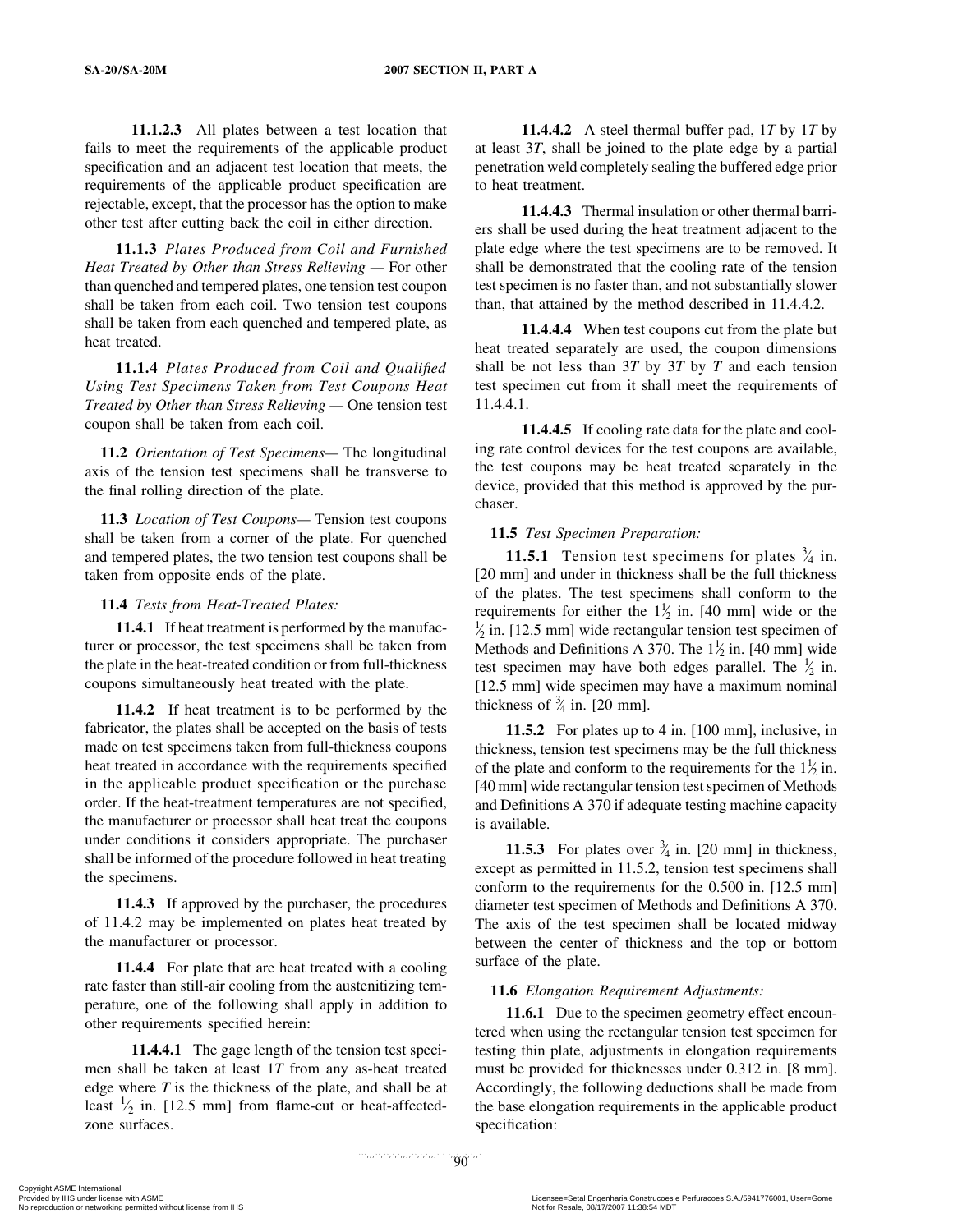**11.1.2.3** All plates between a test location that fails to meet the requirements of the applicable product specification and an adjacent test location that meets, the requirements of the applicable product specification are rejectable, except, that the processor has the option to make other test after cutting back the coil in either direction.

**11.1.3** *Plates Produced from Coil and Furnished Heat Treated by Other than Stress Relieving* — For other than quenched and tempered plates, one tension test coupon shall be taken from each coil. Two tension test coupons shall be taken from each quenched and tempered plate, as heat treated.

**11.1.4** *Plates Produced from Coil and Qualified Using Test Specimens Taken from Test Coupons Heat Treated by Other than Stress Relieving* — One tension test coupon shall be taken from each coil.

**11.2** *Orientation of Test Specimens*— The longitudinal axis of the tension test specimens shall be transverse to the final rolling direction of the plate.

**11.3** *Location of Test Coupons*— Tension test coupons shall be taken from a corner of the plate. For quenched and tempered plates, the two tension test coupons shall be taken from opposite ends of the plate.

**11.4** *Tests from Heat-Treated Plates:*

**11.4.1** If heat treatment is performed by the manufacturer or processor, the test specimens shall be taken from the plate in the heat-treated condition or from full-thickness coupons simultaneously heat treated with the plate.

**11.4.2** If heat treatment is to be performed by the fabricator, the plates shall be accepted on the basis of tests made on test specimens taken from full-thickness coupons heat treated in accordance with the requirements specified in the applicable product specification or the purchase order. If the heat-treatment temperatures are not specified, the manufacturer or processor shall heat treat the coupons under conditions it considers appropriate. The purchaser shall be informed of the procedure followed in heat treating the specimens.

**11.4.3** If approved by the purchaser, the procedures of 11.4.2 may be implemented on plates heat treated by the manufacturer or processor.

**11.4.4** For plate that are heat treated with a cooling rate faster than still-air cooling from the austenitizing temperature, one of the following shall apply in addition to other requirements specified herein:

**11.4.4.1** The gage length of the tension test specimen shall be taken at least 1*T* from any as-heat treated edge where *T* is the thickness of the plate, and shall be at least ½ in. [12.5 mm] from flame-cut or heat-affected-zone surfaces.

**11.4.4.2** A steel thermal buffer pad, 1*T* by 1*T* by at least 3*T*, shall be joined to the plate edge by a partial penetration weld completely sealing the buffered edge prior to heat treatment.

**11.4.4.3** Thermal insulation or other thermal barriers shall be used during the heat treatment adjacent to the plate edge where the test specimens are to be removed. It shall be demonstrated that the cooling rate of the tension test specimen is no faster than, and not substantially slower than, that attained by the method described in 11.4.4.2.

**11.4.4.4** When test coupons cut from the plate but heat treated separately are used, the coupon dimensions shall be not less than 3*T* by 3*T* by *T* and each tension test specimen cut from it shall meet the requirements of 11.4.4.1.

**11.4.4.5** If cooling rate data for the plate and cooling rate control devices for the test coupons are available, the test coupons may be heat treated separately in the device, provided that this method is approved by the purchaser.

**11.5** *Test Specimen Preparation:*

**11.5.1** Tension test specimens for plates ¾ in. [20 mm] and under in thickness shall be the full thickness of the plates. The test specimens shall conform to the requirements for either the 1½ in. [40 mm] wide or the ½ in. [12.5 mm] wide rectangular tension test specimen of Methods and Definitions A 370. The 1½ in. [40 mm] wide test specimen may have both edges parallel. The ½ in. [12.5 mm] wide specimen may have a maximum nominal thickness of ¾ in. [20 mm].

**11.5.2** For plates up to 4 in. [100 mm], inclusive, in thickness, tension test specimens may be the full thickness of the plate and conform to the requirements for the 1½ in. [40 mm] wide rectangular tension test specimen of Methods and Definitions A 370 if adequate testing machine capacity is available.

**11.5.3** For plates over ¾ in. [20 mm] in thickness, except as permitted in 11.5.2, tension test specimens shall conform to the requirements for the 0.500 in. [12.5 mm] diameter test specimen of Methods and Definitions A 370. The axis of the test specimen shall be located midway between the center of thickness and the top or bottom surface of the plate.

**11.6** *Elongation Requirement Adjustments:*

**11.6.1** Due to the specimen geometry effect encountered when using the rectangular tension test specimen for testing thin plate, adjustments in elongation requirements must be provided for thicknesses under 0.312 in. [8 mm]. Accordingly, the following deductions shall be made from the base elongation requirements in the applicable product specification: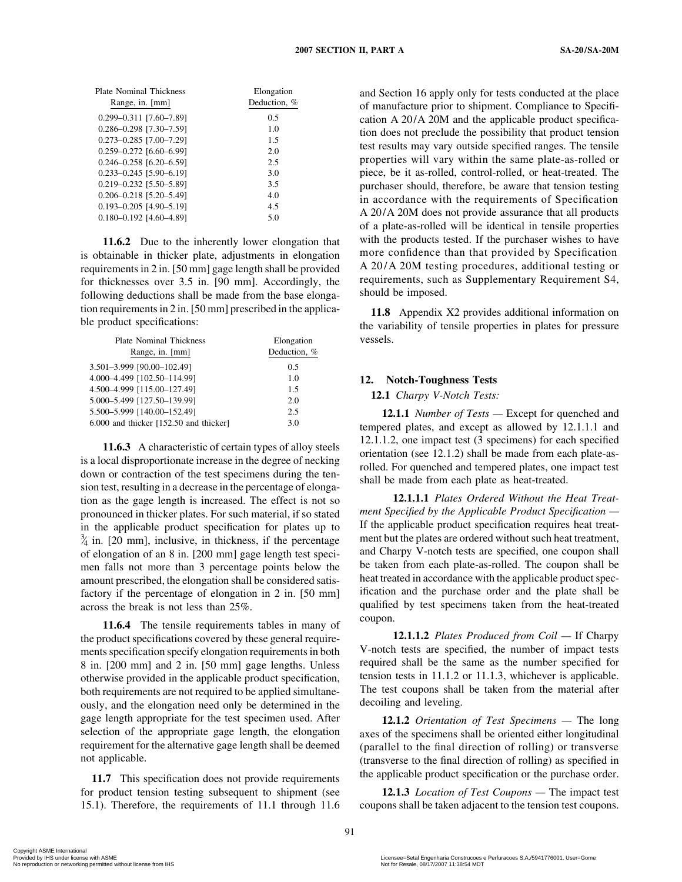| Plate Nominal Thickness Range, in. [mm] | Elongation Deduction, % |
|---|---|
| 0.299–0.311 [7.60–7.89] | 0.5 |
| 0.286–0.298 [7.30–7.59] | 1.0 |
| 0.273–0.285 [7.00–7.29] | 1.5 |
| 0.259–0.272 [6.60–6.99] | 2.0 |
| 0.246–0.258 [6.20–6.59] | 2.5 |
| 0.233–0.245 [5.90–6.19] | 3.0 |
| 0.219–0.232 [5.50–5.89] | 3.5 |
| 0.206–0.218 [5.20–5.49] | 4.0 |
| 0.193–0.205 [4.90–5.19] | 4.5 |
| 0.180–0.192 [4.60–4.89] | 5.0 |

**11.6.2** Due to the inherently lower elongation that is obtainable in thicker plate, adjustments in elongation requirements in 2 in. [50 mm] gage length shall be provided for thicknesses over 3.5 in. [90 mm]. Accordingly, the following deductions shall be made from the base elongation requirements in 2 in. [50 mm] prescribed in the applicable product specifications:

| Plate Nominal Thickness Range, in. [mm] | Elongation Deduction, % |
|---|---|
| 3.501–3.999 [90.00–102.49] | 0.5 |
| 4.000–4.499 [102.50–114.99] | 1.0 |
| 4.500–4.999 [115.00–127.49] | 1.5 |
| 5.000–5.499 [127.50–139.99] | 2.0 |
| 5.500–5.999 [140.00–152.49] | 2.5 |
| 6.000 and thicker [152.50 and thicker] | 3.0 |

**11.6.3** A characteristic of certain types of alloy steels is a local disproportionate increase in the degree of necking down or contraction of the test specimens during the tension test, resulting in a decrease in the percentage of elongation as the gage length is increased. The effect is not so pronounced in thicker plates. For such material, if so stated in the applicable product specification for plates up to $\frac{3}{4}$ in. [20 mm], inclusive, in thickness, if the percentage of elongation of an 8 in. [200 mm] gage length test specimen falls not more than 3 percentage points below the amount prescribed, the elongation shall be considered satisfactory if the percentage of elongation in 2 in. [50 mm] across the break is not less than 25%.

**11.6.4** The tensile requirements tables in many of the product specifications covered by these general requirements specification specify elongation requirements in both 8 in. [200 mm] and 2 in. [50 mm] gage lengths. Unless otherwise provided in the applicable product specification, both requirements are not required to be applied simultaneously, and the elongation need only be determined in the gage length appropriate for the test specimen used. After selection of the appropriate gage length, the elongation requirement for the alternative gage length shall be deemed not applicable.

**11.7** This specification does not provide requirements for product tension testing subsequent to shipment (see 15.1). Therefore, the requirements of 11.1 through 11.6 and Section 16 apply only for tests conducted at the place of manufacture prior to shipment. Compliance to Specification A 20/A 20M and the applicable product specification does not preclude the possibility that product tension test results may vary outside specified ranges. The tensile properties will vary within the same plate-as-rolled or piece, be it as-rolled, control-rolled, or heat-treated. The purchaser should, therefore, be aware that tension testing in accordance with the requirements of Specification A 20/A 20M does not provide assurance that all products of a plate-as-rolled will be identical in tensile properties with the products tested. If the purchaser wishes to have more confidence than that provided by Specification A 20/A 20M testing procedures, additional testing or requirements, such as Supplementary Requirement S4, should be imposed.

**11.8** Appendix X2 provides additional information on the variability of tensile properties in plates for pressure vessels.

## 12. Notch-Toughness Tests

**12.1** *Charpy V-Notch Tests:*

**12.1.1** *Number of Tests* — Except for quenched and tempered plates, and except as allowed by 12.1.1.1 and 12.1.1.2, one impact test (3 specimens) for each specified orientation (see 12.1.2) shall be made from each plate-as-rolled. For quenched and tempered plates, one impact test shall be made from each plate as heat-treated.

**12.1.1.1** *Plates Ordered Without the Heat Treatment Specified by the Applicable Product Specification* — If the applicable product specification requires heat treatment but the plates are ordered without such heat treatment, and Charpy V-notch tests are specified, one coupon shall be taken from each plate-as-rolled. The coupon shall be heat treated in accordance with the applicable product specification and the purchase order and the plate shall be qualified by test specimens taken from the heat-treated coupon.

**12.1.1.2** *Plates Produced from Coil* — If Charpy V-notch tests are specified, the number of impact tests required shall be the same as the number specified for tension tests in 11.1.2 or 11.1.3, whichever is applicable. The test coupons shall be taken from the material after decoiling and leveling.

**12.1.2** *Orientation of Test Specimens* — The long axes of the specimens shall be oriented either longitudinal (parallel to the final direction of rolling) or transverse (transverse to the final direction of rolling) as specified in the applicable product specification or the purchase order.

**12.1.3** *Location of Test Coupons* — The impact test coupons shall be taken adjacent to the tension test coupons.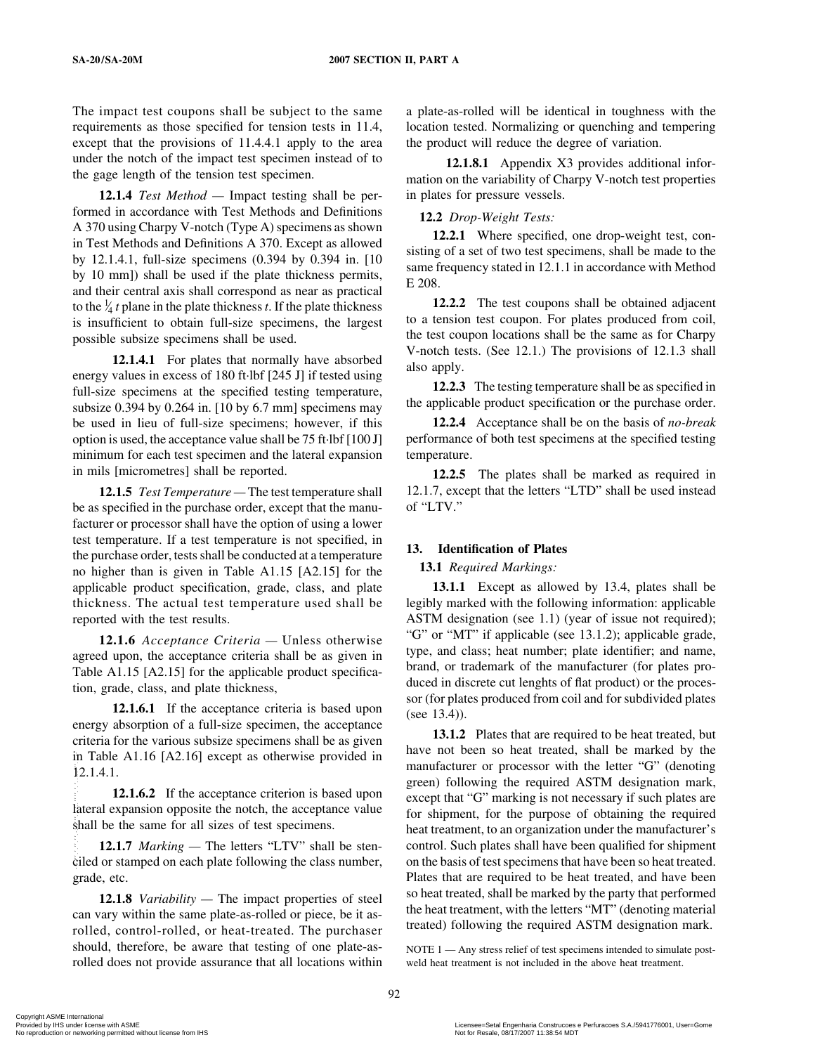The impact test coupons shall be subject to the same requirements as those specified for tension tests in 11.4, except that the provisions of 11.4.4.1 apply to the area under the notch of the impact test specimen instead of to the gage length of the tension test specimen.

**12.1.4** *Test Method* — Impact testing shall be performed in accordance with Test Methods and Definitions A 370 using Charpy V-notch (Type A) specimens as shown in Test Methods and Definitions A 370. Except as allowed by 12.1.4.1, full-size specimens (0.394 by 0.394 in. [10 by 10 mm]) shall be used if the plate thickness permits, and their central axis shall correspond as near as practical to the $\frac{1}{4}\,t$ plane in the plate thickness $t$. If the plate thickness is insufficient to obtain full-size specimens, the largest possible subsize specimens shall be used.

**12.1.4.1** For plates that normally have absorbed energy values in excess of 180 ft·lbf [245 J] if tested using full-size specimens at the specified testing temperature, subsize 0.394 by 0.264 in. [10 by 6.7 mm] specimens may be used in lieu of full-size specimens; however, if this option is used, the acceptance value shall be 75 ft·lbf [100 J] minimum for each test specimen and the lateral expansion in mils [micrometres] shall be reported.

**12.1.5** *Test Temperature* — The test temperature shall be as specified in the purchase order, except that the manufacturer or processor shall have the option of using a lower test temperature. If a test temperature is not specified, in the purchase order, tests shall be conducted at a temperature no higher than is given in Table A1.15 [A2.15] for the applicable product specification, grade, class, and plate thickness. The actual test temperature used shall be reported with the test results.

**12.1.6** *Acceptance Criteria* — Unless otherwise agreed upon, the acceptance criteria shall be as given in Table A1.15 [A2.15] for the applicable product specification, grade, class, and plate thickness,

**12.1.6.1** If the acceptance criteria is based upon energy absorption of a full-size specimen, the acceptance criteria for the various subsize specimens shall be as given in Table A1.16 [A2.16] except as otherwise provided in 12.1.4.1.

**12.1.6.2** If the acceptance criterion is based upon lateral expansion opposite the notch, the acceptance value shall be the same for all sizes of test specimens.

**12.1.7** *Marking* — The letters "LTV" shall be stenciled or stamped on each plate following the class number, grade, etc.

**12.1.8** *Variability* — The impact properties of steel can vary within the same plate-as-rolled or piece, be it as-rolled, control-rolled, or heat-treated. The purchaser should, therefore, be aware that testing of one plate-as-rolled does not provide assurance that all locations within a plate-as-rolled will be identical in toughness with the location tested. Normalizing or quenching and tempering the product will reduce the degree of variation.

**12.1.8.1** Appendix X3 provides additional information on the variability of Charpy V-notch test properties in plates for pressure vessels.

**12.2** *Drop-Weight Tests:*

**12.2.1** Where specified, one drop-weight test, consisting of a set of two test specimens, shall be made to the same frequency stated in 12.1.1 in accordance with Method E 208.

**12.2.2** The test coupons shall be obtained adjacent to a tension test coupon. For plates produced from coil, the test coupon locations shall be the same as for Charpy V-notch tests. (See 12.1.) The provisions of 12.1.3 shall also apply.

**12.2.3** The testing temperature shall be as specified in the applicable product specification or the purchase order.

**12.2.4** Acceptance shall be on the basis of *no-break* performance of both test specimens at the specified testing temperature.

**12.2.5** The plates shall be marked as required in 12.1.7, except that the letters "LTD" shall be used instead of "LTV."

## 13. Identification of Plates

**13.1** *Required Markings:*

**13.1.1** Except as allowed by 13.4, plates shall be legibly marked with the following information: applicable ASTM designation (see 1.1) (year of issue not required); "G" or "MT" if applicable (see 13.1.2); applicable grade, type, and class; heat number; plate identifier; and name, brand, or trademark of the manufacturer (for plates produced in discrete cut lenghts of flat product) or the processor (for plates produced from coil and for subdivided plates (see 13.4)).

**13.1.2** Plates that are required to be heat treated, but have not been so heat treated, shall be marked by the manufacturer or processor with the letter "G" (denoting green) following the required ASTM designation mark, except that "G" marking is not necessary if such plates are for shipment, for the purpose of obtaining the required heat treatment, to an organization under the manufacturer's control. Such plates shall have been qualified for shipment on the basis of test specimens that have been so heat treated. Plates that are required to be heat treated, and have been so heat treated, shall be marked by the party that performed the heat treatment, with the letters "MT" (denoting material treated) following the required ASTM designation mark.

NOTE 1 — Any stress relief of test specimens intended to simulate post-weld heat treatment is not included in the above heat treatment.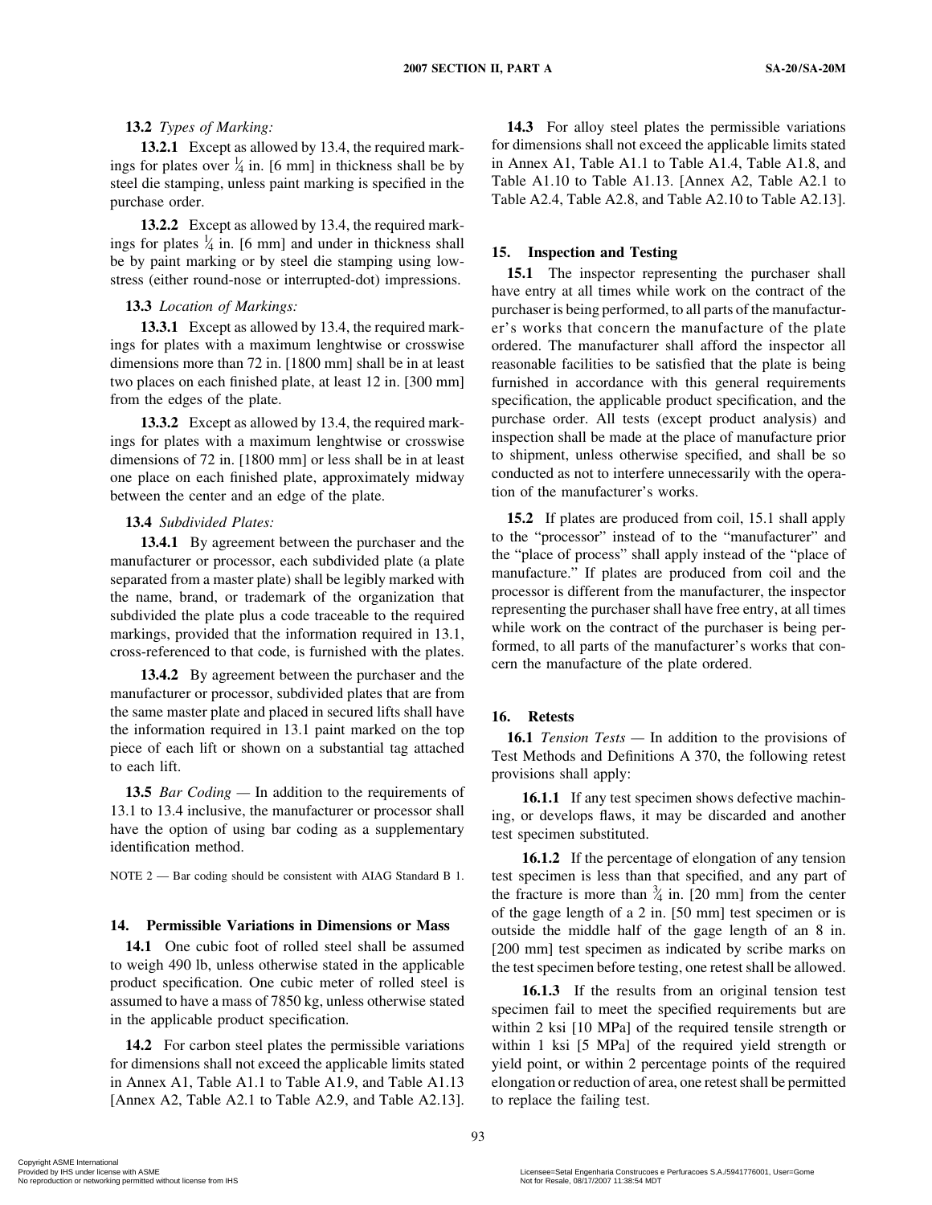**13.2** *Types of Marking:*

**13.2.1** Except as allowed by 13.4, the required markings for plates over ¼ in. [6 mm] in thickness shall be by steel die stamping, unless paint marking is specified in the purchase order.

**13.2.2** Except as allowed by 13.4, the required markings for plates ¼ in. [6 mm] and under in thickness shall be by paint marking or by steel die stamping using low-stress (either round-nose or interrupted-dot) impressions.

**13.3** *Location of Markings:*

**13.3.1** Except as allowed by 13.4, the required markings for plates with a maximum lenghtwise or crosswise dimensions more than 72 in. [1800 mm] shall be in at least two places on each finished plate, at least 12 in. [300 mm] from the edges of the plate.

**13.3.2** Except as allowed by 13.4, the required markings for plates with a maximum lenghtwise or crosswise dimensions of 72 in. [1800 mm] or less shall be in at least one place on each finished plate, approximately midway between the center and an edge of the plate.

**13.4** *Subdivided Plates:*

**13.4.1** By agreement between the purchaser and the manufacturer or processor, each subdivided plate (a plate separated from a master plate) shall be legibly marked with the name, brand, or trademark of the organization that subdivided the plate plus a code traceable to the required markings, provided that the information required in 13.1, cross-referenced to that code, is furnished with the plates.

**13.4.2** By agreement between the purchaser and the manufacturer or processor, subdivided plates that are from the same master plate and placed in secured lifts shall have the information required in 13.1 paint marked on the top piece of each lift or shown on a substantial tag attached to each lift.

**13.5** *Bar Coding* — In addition to the requirements of 13.1 to 13.4 inclusive, the manufacturer or processor shall have the option of using bar coding as a supplementary identification method.

NOTE 2 — Bar coding should be consistent with AIAG Standard B 1.

## 14. Permissible Variations in Dimensions or Mass

**14.1** One cubic foot of rolled steel shall be assumed to weigh 490 lb, unless otherwise stated in the applicable product specification. One cubic meter of rolled steel is assumed to have a mass of 7850 kg, unless otherwise stated in the applicable product specification.

**14.2** For carbon steel plates the permissible variations for dimensions shall not exceed the applicable limits stated in Annex A1, Table A1.1 to Table A1.9, and Table A1.13 [Annex A2, Table A2.1 to Table A2.9, and Table A2.13].

**14.3** For alloy steel plates the permissible variations for dimensions shall not exceed the applicable limits stated in Annex A1, Table A1.1 to Table A1.4, Table A1.8, and Table A1.10 to Table A1.13. [Annex A2, Table A2.1 to Table A2.4, Table A2.8, and Table A2.10 to Table A2.13].

## 15. Inspection and Testing

**15.1** The inspector representing the purchaser shall have entry at all times while work on the contract of the purchaser is being performed, to all parts of the manufacturer's works that concern the manufacture of the plate ordered. The manufacturer shall afford the inspector all reasonable facilities to be satisfied that the plate is being furnished in accordance with this general requirements specification, the applicable product specification, and the purchase order. All tests (except product analysis) and inspection shall be made at the place of manufacture prior to shipment, unless otherwise specified, and shall be so conducted as not to interfere unnecessarily with the operation of the manufacturer's works.

**15.2** If plates are produced from coil, 15.1 shall apply to the "processor" instead of to the "manufacturer" and the "place of process" shall apply instead of the "place of manufacture." If plates are produced from coil and the processor is different from the manufacturer, the inspector representing the purchaser shall have free entry, at all times while work on the contract of the purchaser is being performed, to all parts of the manufacturer's works that concern the manufacture of the plate ordered.

## 16. Retests

**16.1** *Tension Tests* — In addition to the provisions of Test Methods and Definitions A 370, the following retest provisions shall apply:

**16.1.1** If any test specimen shows defective machining, or develops flaws, it may be discarded and another test specimen substituted.

**16.1.2** If the percentage of elongation of any tension test specimen is less than that specified, and any part of the fracture is more than ¾ in. [20 mm] from the center of the gage length of a 2 in. [50 mm] test specimen or is outside the middle half of the gage length of an 8 in. [200 mm] test specimen as indicated by scribe marks on the test specimen before testing, one retest shall be allowed.

**16.1.3** If the results from an original tension test specimen fail to meet the specified requirements but are within 2 ksi [10 MPa] of the required tensile strength or within 1 ksi [5 MPa] of the required yield strength or yield point, or within 2 percentage points of the required elongation or reduction of area, one retest shall be permitted to replace the failing test.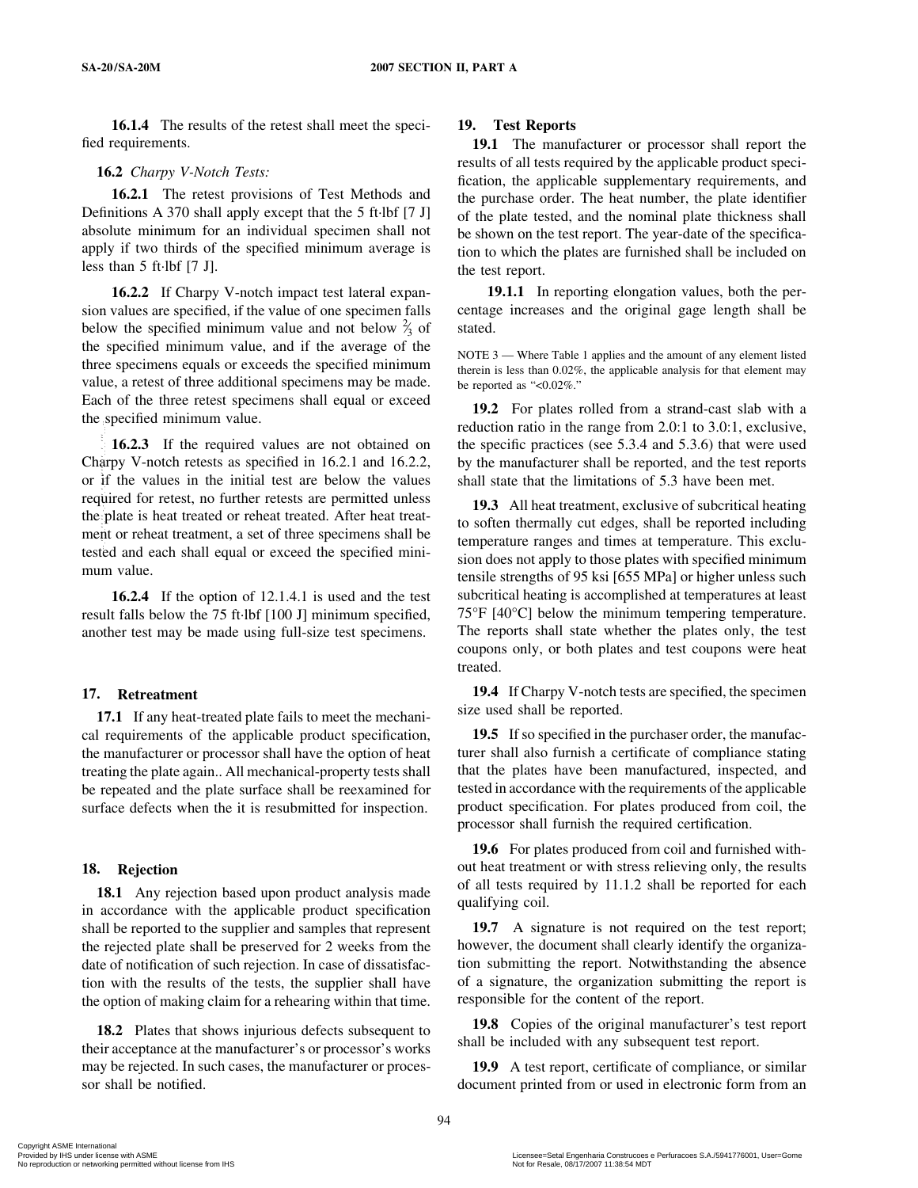**16.1.4** The results of the retest shall meet the specified requirements.

**16.2** *Charpy V-Notch Tests:*

**16.2.1** The retest provisions of Test Methods and Definitions A 370 shall apply except that the 5 ft·lbf [7 J] absolute minimum for an individual specimen shall not apply if two thirds of the specified minimum average is less than 5 ft·lbf [7 J].

**16.2.2** If Charpy V-notch impact test lateral expansion values are specified, if the value of one specimen falls below the specified minimum value and not below $\frac{2}{3}$ of the specified minimum value, and if the average of the three specimens equals or exceeds the specified minimum value, a retest of three additional specimens may be made. Each of the three retest specimens shall equal or exceed the specified minimum value.

**16.2.3** If the required values are not obtained on Charpy V-notch retests as specified in 16.2.1 and 16.2.2, or if the values in the initial test are below the values required for retest, no further retests are permitted unless the plate is heat treated or reheat treated. After heat treatment or reheat treatment, a set of three specimens shall be tested and each shall equal or exceed the specified minimum value.

**16.2.4** If the option of 12.1.4.1 is used and the test result falls below the 75 ft·lbf [100 J] minimum specified, another test may be made using full-size test specimens.

## 17. Retreatment

**17.1** If any heat-treated plate fails to meet the mechanical requirements of the applicable product specification, the manufacturer or processor shall have the option of heat treating the plate again.. All mechanical-property tests shall be repeated and the plate surface shall be reexamined for surface defects when the it is resubmitted for inspection.

## 18. Rejection

**18.1** Any rejection based upon product analysis made in accordance with the applicable product specification shall be reported to the supplier and samples that represent the rejected plate shall be preserved for 2 weeks from the date of notification of such rejection. In case of dissatisfaction with the results of the tests, the supplier shall have the option of making claim for a rehearing within that time.

**18.2** Plates that shows injurious defects subsequent to their acceptance at the manufacturer's or processor's works may be rejected. In such cases, the manufacturer or processor shall be notified.

## 19. Test Reports

**19.1** The manufacturer or processor shall report the results of all tests required by the applicable product specification, the applicable supplementary requirements, and the purchase order. The heat number, the plate identifier of the plate tested, and the nominal plate thickness shall be shown on the test report. The year-date of the specification to which the plates are furnished shall be included on the test report.

**19.1.1** In reporting elongation values, both the percentage increases and the original gage length shall be stated.

NOTE 3 — Where Table 1 applies and the amount of any element listed therein is less than 0.02%, the applicable analysis for that element may be reported as "<0.02%."

**19.2** For plates rolled from a strand-cast slab with a reduction ratio in the range from 2.0:1 to 3.0:1, exclusive, the specific practices (see 5.3.4 and 5.3.6) that were used by the manufacturer shall be reported, and the test reports shall state that the limitations of 5.3 have been met.

**19.3** All heat treatment, exclusive of subcritical heating to soften thermally cut edges, shall be reported including temperature ranges and times at temperature. This exclusion does not apply to those plates with specified minimum tensile strengths of 95 ksi [655 MPa] or higher unless such subcritical heating is accomplished at temperatures at least 75°F [40°C] below the minimum tempering temperature. The reports shall state whether the plates only, the test coupons only, or both plates and test coupons were heat treated.

**19.4** If Charpy V-notch tests are specified, the specimen size used shall be reported.

**19.5** If so specified in the purchaser order, the manufacturer shall also furnish a certificate of compliance stating that the plates have been manufactured, inspected, and tested in accordance with the requirements of the applicable product specification. For plates produced from coil, the processor shall furnish the required certification.

**19.6** For plates produced from coil and furnished without heat treatment or with stress relieving only, the results of all tests required by 11.1.2 shall be reported for each qualifying coil.

**19.7** A signature is not required on the test report; however, the document shall clearly identify the organization submitting the report. Notwithstanding the absence of a signature, the organization submitting the report is responsible for the content of the report.

**19.8** Copies of the original manufacturer's test report shall be included with any subsequent test report.

**19.9** A test report, certificate of compliance, or similar document printed from or used in electronic form from an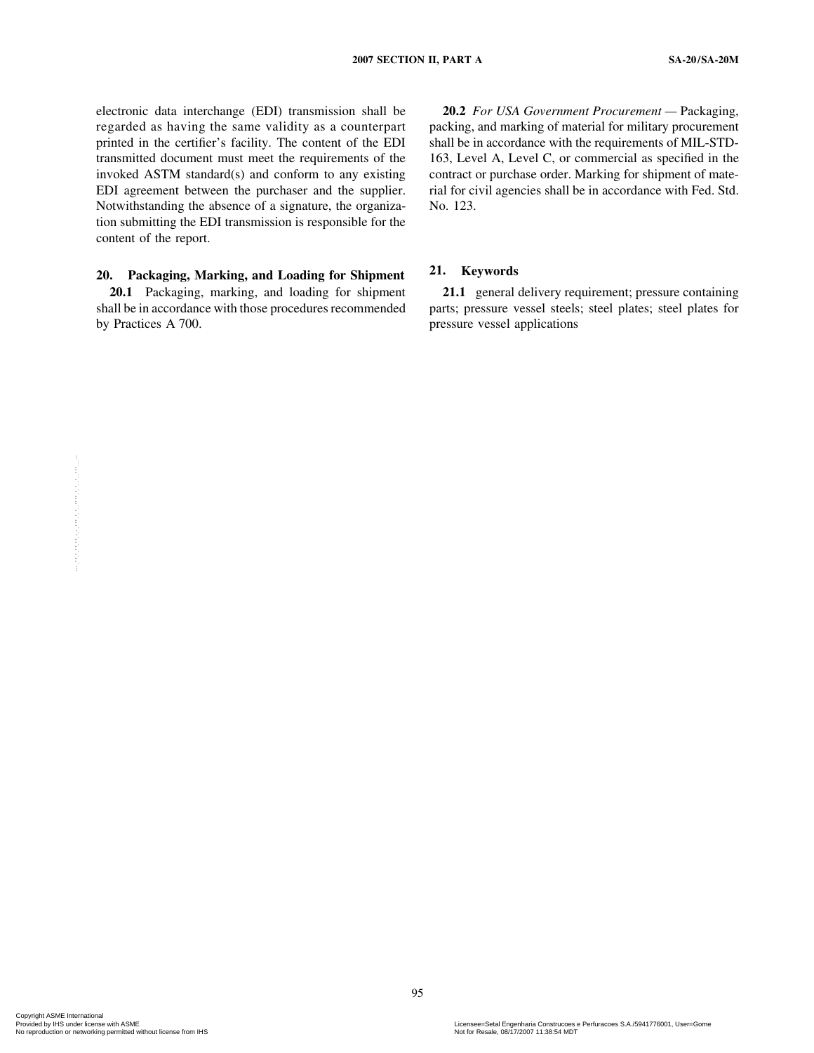electronic data interchange (EDI) transmission shall be regarded as having the same validity as a counterpart printed in the certifier's facility. The content of the EDI transmitted document must meet the requirements of the invoked ASTM standard(s) and conform to any existing EDI agreement between the purchaser and the supplier. Notwithstanding the absence of a signature, the organization submitting the EDI transmission is responsible for the content of the report.

## 20. Packaging, Marking, and Loading for Shipment

**20.1** Packaging, marking, and loading for shipment shall be in accordance with those procedures recommended by Practices A 700.

**20.2** *For USA Government Procurement* — Packaging, packing, and marking of material for military procurement shall be in accordance with the requirements of MIL-STD-163, Level A, Level C, or commercial as specified in the contract or purchase order. Marking for shipment of material for civil agencies shall be in accordance with Fed. Std. No. 123.

## 21. Keywords

**21.1** general delivery requirement; pressure containing parts; pressure vessel steels; steel plates; steel plates for pressure vessel applications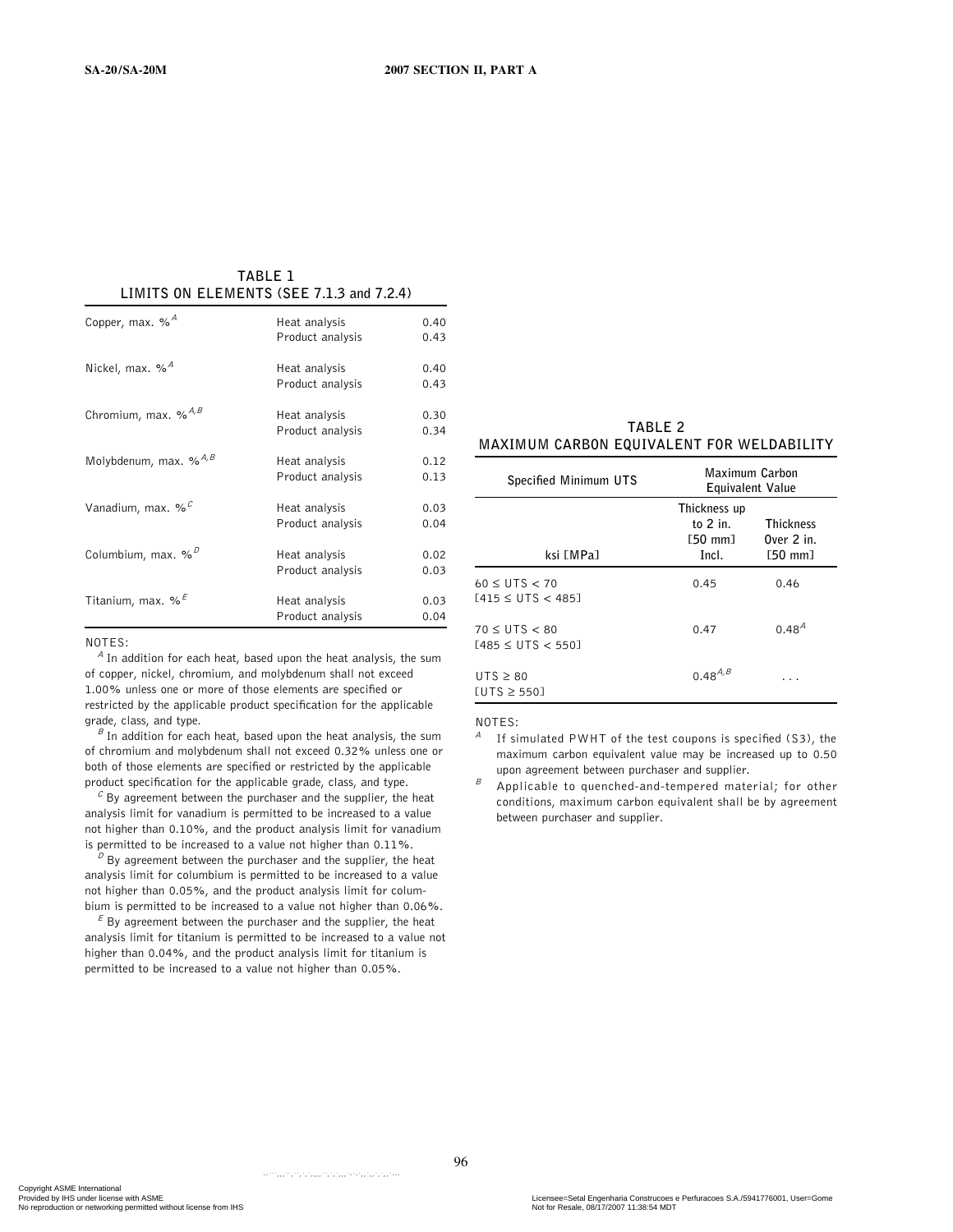## TABLE 1
## LIMITS ON ELEMENTS (SEE 7.1.3 and 7.2.4)

| | | |
|---|---|---|
| Copper, max. %[A] | Heat analysis | 0.40 |
| | Product analysis | 0.43 |
| Nickel, max. %[A] | Heat analysis | 0.40 |
| | Product analysis | 0.43 |
| Chromium, max. %[A,B] | Heat analysis | 0.30 |
| | Product analysis | 0.34 |
| Molybdenum, max. %[A,B] | Heat analysis | 0.12 |
| | Product analysis | 0.13 |
| Vanadium, max. %[C] | Heat analysis | 0.03 |
| | Product analysis | 0.04 |
| Columbium, max. %[D] | Heat analysis | 0.02 |
| | Product analysis | 0.03 |
| Titanium, max. %[E] | Heat analysis | 0.03 |
| | Product analysis | 0.04 |

NOTES:

[A] In addition for each heat, based upon the heat analysis, the sum of copper, nickel, chromium, and molybdenum shall not exceed 1.00% unless one or more of those elements are specified or restricted by the applicable product specification for the applicable grade, class, and type.

[B] In addition for each heat, based upon the heat analysis, the sum of chromium and molybdenum shall not exceed 0.32% unless one or both of those elements are specified or restricted by the applicable product specification for the applicable grade, class, and type.

[C] By agreement between the purchaser and the supplier, the heat analysis limit for vanadium is permitted to be increased to a value not higher than 0.10%, and the product analysis limit for vanadium is permitted to be increased to a value not higher than 0.11%.

[D] By agreement between the purchaser and the supplier, the heat analysis limit for columbium is permitted to be increased to a value not higher than 0.05%, and the product analysis limit for columbium is permitted to be increased to a value not higher than 0.06%.

[E] By agreement between the purchaser and the supplier, the heat analysis limit for titanium is permitted to be increased to a value not higher than 0.04%, and the product analysis limit for titanium is permitted to be increased to a value not higher than 0.05%.

## TABLE 2
## MAXIMUM CARBON EQUIVALENT FOR WELDABILITY

| Specified Minimum UTS | Maximum Carbon Equivalent Value | |
|---|---|---|
| ksi [MPa] | Thickness up to 2 in. [50 mm] Incl. | Thickness Over 2 in. [50 mm] |
| 60 ≤ UTS < 70 [415 ≤ UTS < 485] | 0.45 | 0.46 |
| 70 ≤ UTS < 80 [485 ≤ UTS < 550] | 0.47 | 0.48[A] |
| UTS ≥ 80 [UTS ≥ 550] | 0.48[A,B] | . . . |

NOTES:

[A] If simulated PWHT of the test coupons is specified (S3), the maximum carbon equivalent value may be increased up to 0.50 upon agreement between purchaser and supplier.

[B] Applicable to quenched-and-tempered material; for other conditions, maximum carbon equivalent shall be by agreement between purchaser and supplier.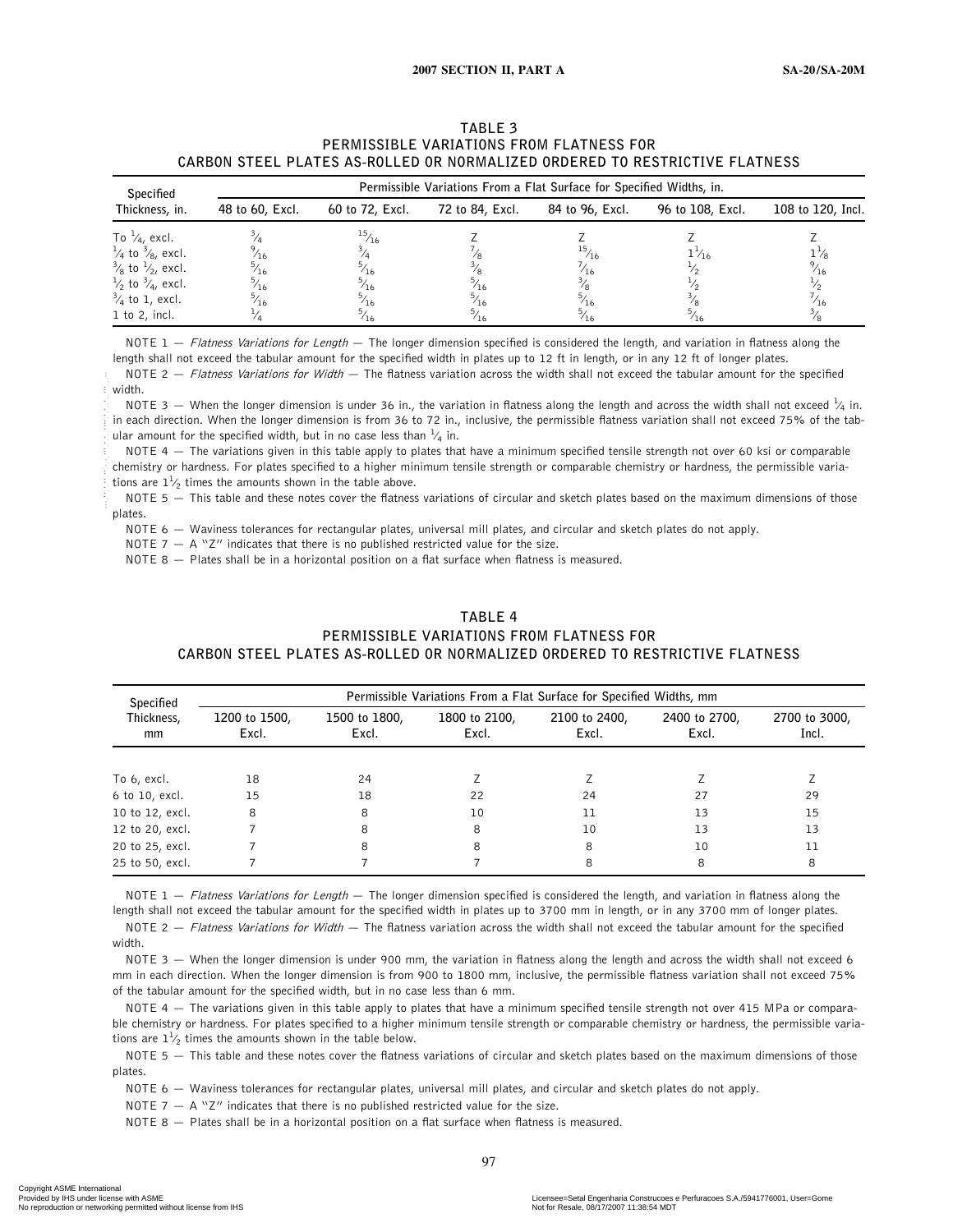## TABLE 3
## PERMISSIBLE VARIATIONS FROM FLATNESS FOR CARBON STEEL PLATES AS-ROLLED OR NORMALIZED ORDERED TO RESTRICTIVE FLATNESS

| Specified Thickness, in. | Permissible Variations From a Flat Surface for Specified Widths, in. | | | | | |
|---|---|---|---|---|---|---|
| | 48 to 60, Excl. | 60 to 72, Excl. | 72 to 84, Excl. | 84 to 96, Excl. | 96 to 108, Excl. | 108 to 120, Incl. |
| To $^1/_4$, excl. | $^3/_4$ | $^{15}/_{16}$ | Z | Z | Z | Z |
| $^1/_4$ to $^3/_8$, excl. | $^9/_{16}$ | $^3/_4$ | $^7/_8$ | $^{15}/_{16}$ | $1^1/_{16}$ | $1^1/_8$ |
| $^3/_8$ to $^1/_2$, excl. | $^5/_{16}$ | $^5/_{16}$ | $^3/_8$ | $^7/_{16}$ | $^1/_2$ | $^9/_{16}$ |
| $^1/_2$ to $^3/_4$, excl. | $^5/_{16}$ | $^5/_{16}$ | $^5/_{16}$ | $^3/_8$ | $^1/_2$ | $^1/_2$ |
| $^3/_4$ to 1, excl. | $^5/_{16}$ | $^5/_{16}$ | $^5/_{16}$ | $^5/_{16}$ | $^3/_8$ | $^7/_{16}$ |
| 1 to 2, incl. | $^1/_4$ | $^5/_{16}$ | $^5/_{16}$ | $^5/_{16}$ | $^5/_{16}$ | $^3/_8$ |

NOTE 1 — *Flatness Variations for Length* — The longer dimension specified is considered the length, and variation in flatness along the length shall not exceed the tabular amount for the specified width in plates up to 12 ft in length, or in any 12 ft of longer plates.

NOTE 2 — *Flatness Variations for Width* — The flatness variation across the width shall not exceed the tabular amount for the specified width.

NOTE 3 — When the longer dimension is under 36 in., the variation in flatness along the length and across the width shall not exceed $^1/_4$ in. in each direction. When the longer dimension is from 36 to 72 in., inclusive, the permissible flatness variation shall not exceed 75% of the tabular amount for the specified width, but in no case less than $^1/_4$ in.

NOTE 4 — The variations given in this table apply to plates that have a minimum specified tensile strength not over 60 ksi or comparable chemistry or hardness. For plates specified to a higher minimum tensile strength or comparable chemistry or hardness, the permissible variations are $1^1/_2$ times the amounts shown in the table above.

NOTE 5 — This table and these notes cover the flatness variations of circular and sketch plates based on the maximum dimensions of those plates.

NOTE 6 — Waviness tolerances for rectangular plates, universal mill plates, and circular and sketch plates do not apply.

NOTE 7 — A "Z" indicates that there is no published restricted value for the size.

NOTE 8 — Plates shall be in a horizontal position on a flat surface when flatness is measured.

## TABLE 4
## PERMISSIBLE VARIATIONS FROM FLATNESS FOR CARBON STEEL PLATES AS-ROLLED OR NORMALIZED ORDERED TO RESTRICTIVE FLATNESS

| Specified Thickness, mm | Permissible Variations From a Flat Surface for Specified Widths, mm | | | | | |
|---|---|---|---|---|---|---|
| | 1200 to 1500, Excl. | 1500 to 1800, Excl. | 1800 to 2100, Excl. | 2100 to 2400, Excl. | 2400 to 2700, Excl. | 2700 to 3000, Incl. |
| To 6, excl. | 18 | 24 | Z | Z | Z | Z |
| 6 to 10, excl. | 15 | 18 | 22 | 24 | 27 | 29 |
| 10 to 12, excl. | 8 | 8 | 10 | 11 | 13 | 15 |
| 12 to 20, excl. | 7 | 8 | 8 | 10 | 13 | 13 |
| 20 to 25, excl. | 7 | 8 | 8 | 8 | 10 | 11 |
| 25 to 50, excl. | 7 | 7 | 7 | 8 | 8 | 8 |

NOTE 1 — *Flatness Variations for Length* — The longer dimension specified is considered the length, and variation in flatness along the length shall not exceed the tabular amount for the specified width in plates up to 3700 mm in length, or in any 3700 mm of longer plates.

NOTE 2 — *Flatness Variations for Width* — The flatness variation across the width shall not exceed the tabular amount for the specified width.

NOTE 3 — When the longer dimension is under 900 mm, the variation in flatness along the length and across the width shall not exceed 6 mm in each direction. When the longer dimension is from 900 to 1800 mm, inclusive, the permissible flatness variation shall not exceed 75% of the tabular amount for the specified width, but in no case less than 6 mm.

NOTE 4 — The variations given in this table apply to plates that have a minimum specified tensile strength not over 415 MPa or comparable chemistry or hardness. For plates specified to a higher minimum tensile strength or comparable chemistry or hardness, the permissible variations are $1^1/_2$ times the amounts shown in the table below.

NOTE 5 — This table and these notes cover the flatness variations of circular and sketch plates based on the maximum dimensions of those plates.

NOTE 6 — Waviness tolerances for rectangular plates, universal mill plates, and circular and sketch plates do not apply.

NOTE 7 — A "Z" indicates that there is no published restricted value for the size.

NOTE 8 — Plates shall be in a horizontal position on a flat surface when flatness is measured.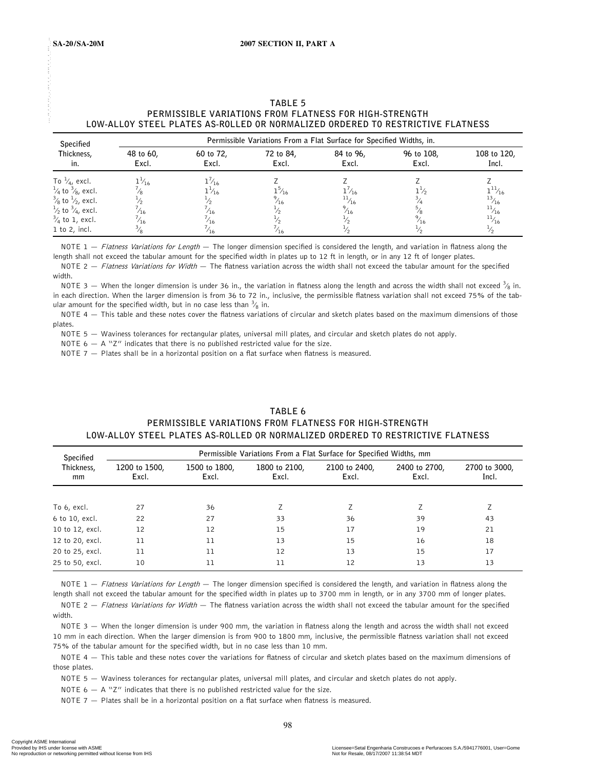### TABLE 5
### PERMISSIBLE VARIATIONS FROM FLATNESS FOR HIGH-STRENGTH LOW-ALLOY STEEL PLATES AS-ROLLED OR NORMALIZED ORDERED TO RESTRICTIVE FLATNESS

| Specified Thickness, in. | Permissible Variations From a Flat Surface for Specified Widths, in. | | | | | |
|---|---|---|---|---|---|---|
| | 48 to 60, Excl. | 60 to 72, Excl. | 72 to 84, Excl. | 84 to 96, Excl. | 96 to 108, Excl. | 108 to 120, Incl. |
| To $^1/_4$, excl. | $1^1/_{16}$ | $1^7/_{16}$ | Z | Z | Z | Z |
| $^1/_4$ to $^3/_8$, excl. | $^7/_8$ | $1^1/_{16}$ | $1^5/_{16}$ | $1^7/_{16}$ | $1^1/_2$ | $1^{11}/_{16}$ |
| $^3/_8$ to $^1/_2$, excl. | $^1/_2$ | $^1/_2$ | $^9/_{16}$ | $^{11}/_{16}$ | $^3/_4$ | $^{13}/_{16}$ |
| $^1/_2$ to $^3/_4$, excl. | $^7/_{16}$ | $^7/_{16}$ | $^1/_2$ | $^9/_{16}$ | $^5/_8$ | $^{11}/_{16}$ |
| $^3/_4$ to 1, excl. | $^7/_{16}$ | $^7/_{16}$ | $^1/_2$ | $^1/_2$ | $^9/_{16}$ | $^{11}/_{16}$ |
| 1 to 2, incl. | $^3/_8$ | $^7/_{16}$ | $^7/_{16}$ | $^1/_2$ | $^1/_2$ | $^1/_2$ |

NOTE 1 — *Flatness Variations for Length* — The longer dimension specified is considered the length, and variation in flatness along the length shall not exceed the tabular amount for the specified width in plates up to 12 ft in length, or in any 12 ft of longer plates.

NOTE 2 — *Flatness Variations for Width* — The flatness variation across the width shall not exceed the tabular amount for the specified width.

NOTE 3 — When the longer dimension is under 36 in., the variation in flatness along the length and across the width shall not exceed $^3/_8$ in. in each direction. When the larger dimension is from 36 to 72 in., inclusive, the permissible flatness variation shall not exceed 75% of the tabular amount for the specified width, but in no case less than $^3/_8$ in.

NOTE 4 — This table and these notes cover the flatness variations of circular and sketch plates based on the maximum dimensions of those plates.

NOTE 5 — Waviness tolerances for rectangular plates, universal mill plates, and circular and sketch plates do not apply.

NOTE 6 — A "Z" indicates that there is no published restricted value for the size.

NOTE 7 — Plates shall be in a horizontal position on a flat surface when flatness is measured.

### TABLE 6
### PERMISSIBLE VARIATIONS FROM FLATNESS FOR HIGH-STRENGTH LOW-ALLOY STEEL PLATES AS-ROLLED OR NORMALIZED ORDERED TO RESTRICTIVE FLATNESS

| Specified Thickness, mm | Permissible Variations From a Flat Surface for Specified Widths, mm | | | | | |
|---|---|---|---|---|---|---|
| | 1200 to 1500, Excl. | 1500 to 1800, Excl. | 1800 to 2100, Excl. | 2100 to 2400, Excl. | 2400 to 2700, Excl. | 2700 to 3000, Incl. |
| To 6, excl. | 27 | 36 | Z | Z | Z | Z |
| 6 to 10, excl. | 22 | 27 | 33 | 36 | 39 | 43 |
| 10 to 12, excl. | 12 | 12 | 15 | 17 | 19 | 21 |
| 12 to 20, excl. | 11 | 11 | 13 | 15 | 16 | 18 |
| 20 to 25, excl. | 11 | 11 | 12 | 13 | 15 | 17 |
| 25 to 50, excl. | 10 | 11 | 11 | 12 | 13 | 13 |

NOTE 1 — *Flatness Variations for Length* — The longer dimension specified is considered the length, and variation in flatness along the length shall not exceed the tabular amount for the specified width in plates up to 3700 mm in length, or in any 3700 mm of longer plates.

NOTE 2 — *Flatness Variations for Width* — The flatness variation across the width shall not exceed the tabular amount for the specified width.

NOTE 3 — When the longer dimension is under 900 mm, the variation in flatness along the length and across the width shall not exceed 10 mm in each direction. When the larger dimension is from 900 to 1800 mm, inclusive, the permissible flatness variation shall not exceed 75% of the tabular amount for the specified width, but in no case less than 10 mm.

NOTE 4 — This table and these notes cover the variations for flatness of circular and sketch plates based on the maximum dimensions of those plates.

NOTE 5 — Waviness tolerances for rectangular plates, universal mill plates, and circular and sketch plates do not apply.

NOTE 6 — A "Z" indicates that there is no published restricted value for the size.

NOTE 7 — Plates shall be in a horizontal position on a flat surface when flatness is measured.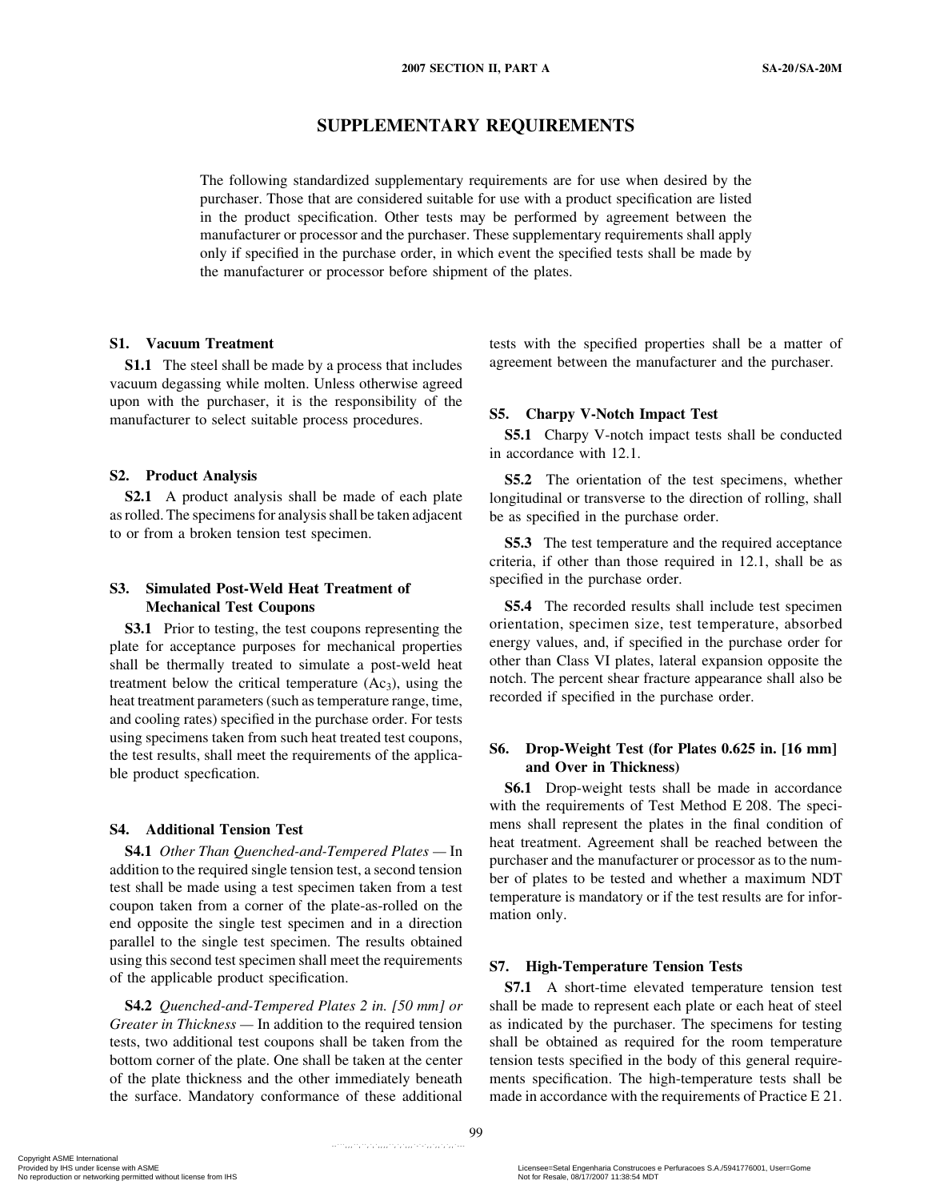# SUPPLEMENTARY REQUIREMENTS

The following standardized supplementary requirements are for use when desired by the purchaser. Those that are considered suitable for use with a product specification are listed in the product specification. Other tests may be performed by agreement between the manufacturer or processor and the purchaser. These supplementary requirements shall apply only if specified in the purchase order, in which event the specified tests shall be made by the manufacturer or processor before shipment of the plates.

## S1. Vacuum Treatment

**S1.1** The steel shall be made by a process that includes vacuum degassing while molten. Unless otherwise agreed upon with the purchaser, it is the responsibility of the manufacturer to select suitable process procedures.

## S2. Product Analysis

**S2.1** A product analysis shall be made of each plate as rolled. The specimens for analysis shall be taken adjacent to or from a broken tension test specimen.

## S3. Simulated Post-Weld Heat Treatment of Mechanical Test Coupons

**S3.1** Prior to testing, the test coupons representing the plate for acceptance purposes for mechanical properties shall be thermally treated to simulate a post-weld heat treatment below the critical temperature ($Ac_3$), using the heat treatment parameters (such as temperature range, time, and cooling rates) specified in the purchase order. For tests using specimens taken from such heat treated test coupons, the test results, shall meet the requirements of the applicable product specfication.

## S4. Additional Tension Test

**S4.1** *Other Than Quenched-and-Tempered Plates* — In addition to the required single tension test, a second tension test shall be made using a test specimen taken from a test coupon taken from a corner of the plate-as-rolled on the end opposite the single test specimen and in a direction parallel to the single test specimen. The results obtained using this second test specimen shall meet the requirements of the applicable product specification.

**S4.2** *Quenched-and-Tempered Plates 2 in. [50 mm] or Greater in Thickness* — In addition to the required tension tests, two additional test coupons shall be taken from the bottom corner of the plate. One shall be taken at the center of the plate thickness and the other immediately beneath the surface. Mandatory conformance of these additional tests with the specified properties shall be a matter of agreement between the manufacturer and the purchaser.

## S5. Charpy V-Notch Impact Test

**S5.1** Charpy V-notch impact tests shall be conducted in accordance with 12.1.

**S5.2** The orientation of the test specimens, whether longitudinal or transverse to the direction of rolling, shall be as specified in the purchase order.

**S5.3** The test temperature and the required acceptance criteria, if other than those required in 12.1, shall be as specified in the purchase order.

**S5.4** The recorded results shall include test specimen orientation, specimen size, test temperature, absorbed energy values, and, if specified in the purchase order for other than Class VI plates, lateral expansion opposite the notch. The percent shear fracture appearance shall also be recorded if specified in the purchase order.

## S6. Drop-Weight Test (for Plates 0.625 in. [16 mm] and Over in Thickness)

**S6.1** Drop-weight tests shall be made in accordance with the requirements of Test Method E 208. The specimens shall represent the plates in the final condition of heat treatment. Agreement shall be reached between the purchaser and the manufacturer or processor as to the number of plates to be tested and whether a maximum NDT temperature is mandatory or if the test results are for information only.

## S7. High-Temperature Tension Tests

**S7.1** A short-time elevated temperature tension test shall be made to represent each plate or each heat of steel as indicated by the purchaser. The specimens for testing shall be obtained as required for the room temperature tension tests specified in the body of this general requirements specification. The high-temperature tests shall be made in accordance with the requirements of Practice E 21.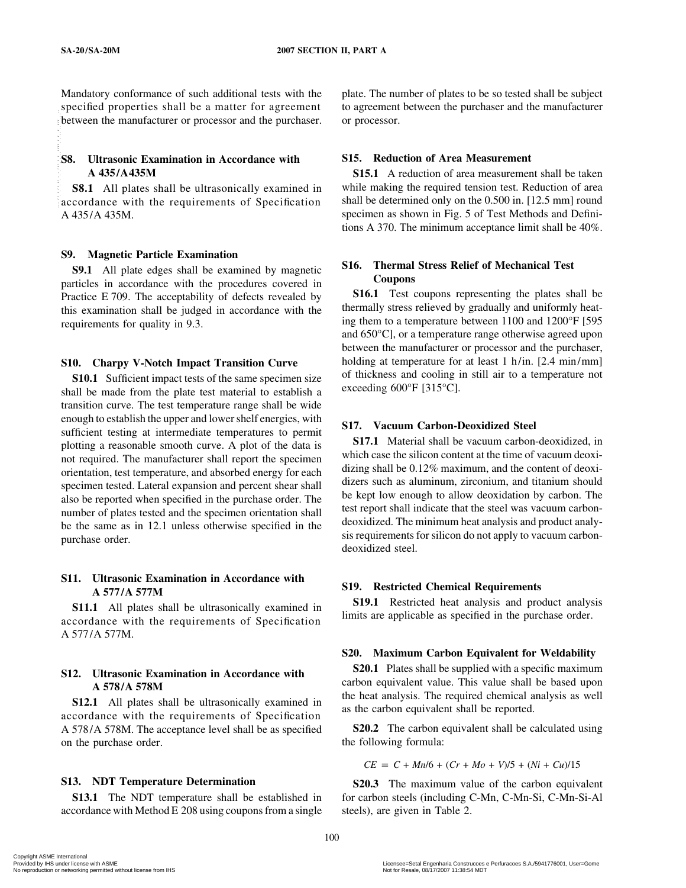Mandatory conformance of such additional tests with the specified properties shall be a matter for agreement between the manufacturer or processor and the purchaser.

### S8. Ultrasonic Examination in Accordance with A 435/A435M

**S8.1** All plates shall be ultrasonically examined in accordance with the requirements of Specification A 435/A 435M.

### S9. Magnetic Particle Examination

**S9.1** All plate edges shall be examined by magnetic particles in accordance with the procedures covered in Practice E 709. The acceptability of defects revealed by this examination shall be judged in accordance with the requirements for quality in 9.3.

### S10. Charpy V-Notch Impact Transition Curve

**S10.1** Sufficient impact tests of the same specimen size shall be made from the plate test material to establish a transition curve. The test temperature range shall be wide enough to establish the upper and lower shelf energies, with sufficient testing at intermediate temperatures to permit plotting a reasonable smooth curve. A plot of the data is not required. The manufacturer shall report the specimen orientation, test temperature, and absorbed energy for each specimen tested. Lateral expansion and percent shear shall also be reported when specified in the purchase order. The number of plates tested and the specimen orientation shall be the same as in 12.1 unless otherwise specified in the purchase order.

### S11. Ultrasonic Examination in Accordance with A 577/A 577M

**S11.1** All plates shall be ultrasonically examined in accordance with the requirements of Specification A 577/A 577M.

### S12. Ultrasonic Examination in Accordance with A 578/A 578M

**S12.1** All plates shall be ultrasonically examined in accordance with the requirements of Specification A 578/A 578M. The acceptance level shall be as specified on the purchase order.

### S13. NDT Temperature Determination

**S13.1** The NDT temperature shall be established in accordance with Method E 208 using coupons from a single plate. The number of plates to be so tested shall be subject to agreement between the purchaser and the manufacturer or processor.

### S15. Reduction of Area Measurement

**S15.1** A reduction of area measurement shall be taken while making the required tension test. Reduction of area shall be determined only on the 0.500 in. [12.5 mm] round specimen as shown in Fig. 5 of Test Methods and Definitions A 370. The minimum acceptance limit shall be 40%.

### S16. Thermal Stress Relief of Mechanical Test Coupons

**S16.1** Test coupons representing the plates shall be thermally stress relieved by gradually and uniformly heating them to a temperature between 1100 and 1200°F [595 and 650°C], or a temperature range otherwise agreed upon between the manufacturer or processor and the purchaser, holding at temperature for at least 1 h/in. [2.4 min/mm] of thickness and cooling in still air to a temperature not exceeding 600°F [315°C].

### S17. Vacuum Carbon-Deoxidized Steel

**S17.1** Material shall be vacuum carbon-deoxidized, in which case the silicon content at the time of vacuum deoxidizing shall be 0.12% maximum, and the content of deoxidizers such as aluminum, zirconium, and titanium should be kept low enough to allow deoxidation by carbon. The test report shall indicate that the steel was vacuum carbon-deoxidized. The minimum heat analysis and product analysis requirements for silicon do not apply to vacuum carbon-deoxidized steel.

### S19. Restricted Chemical Requirements

**S19.1** Restricted heat analysis and product analysis limits are applicable as specified in the purchase order.

### S20. Maximum Carbon Equivalent for Weldability

**S20.1** Plates shall be supplied with a specific maximum carbon equivalent value. This value shall be based upon the heat analysis. The required chemical analysis as well as the carbon equivalent shall be reported.

**S20.2** The carbon equivalent shall be calculated using the following formula:

$$CE = C + Mn/6 + (Cr + Mo + V)/5 + (Ni + Cu)/15$$

**S20.3** The maximum value of the carbon equivalent for carbon steels (including C-Mn, C-Mn-Si, C-Mn-Si-Al steels), are given in Table 2.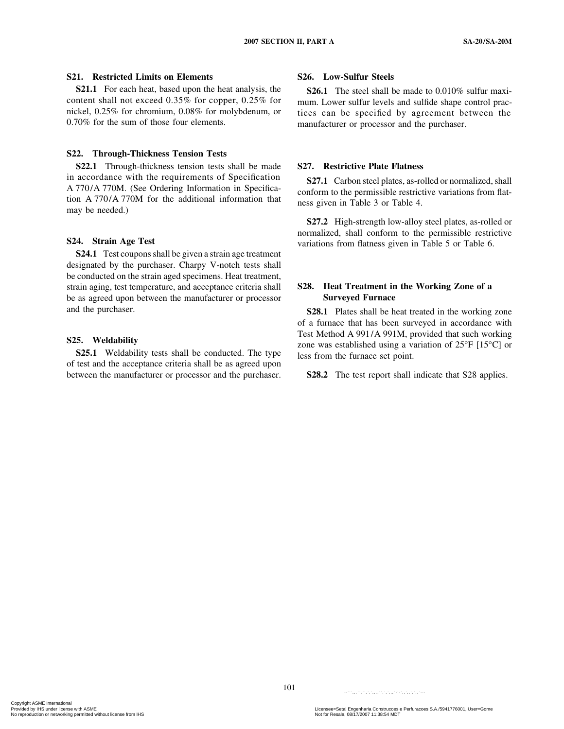## S21. Restricted Limits on Elements

**S21.1** For each heat, based upon the heat analysis, the content shall not exceed 0.35% for copper, 0.25% for nickel, 0.25% for chromium, 0.08% for molybdenum, or 0.70% for the sum of those four elements.

## S22. Through-Thickness Tension Tests

**S22.1** Through-thickness tension tests shall be made in accordance with the requirements of Specification A 770/A 770M. (See Ordering Information in Specification A 770/A 770M for the additional information that may be needed.)

## S24. Strain Age Test

**S24.1** Test coupons shall be given a strain age treatment designated by the purchaser. Charpy V-notch tests shall be conducted on the strain aged specimens. Heat treatment, strain aging, test temperature, and acceptance criteria shall be as agreed upon between the manufacturer or processor and the purchaser.

## S25. Weldability

**S25.1** Weldability tests shall be conducted. The type of test and the acceptance criteria shall be as agreed upon between the manufacturer or processor and the purchaser.

## S26. Low-Sulfur Steels

**S26.1** The steel shall be made to 0.010% sulfur maximum. Lower sulfur levels and sulfide shape control practices can be specified by agreement between the manufacturer or processor and the purchaser.

## S27. Restrictive Plate Flatness

**S27.1** Carbon steel plates, as-rolled or normalized, shall conform to the permissible restrictive variations from flatness given in Table 3 or Table 4.

**S27.2** High-strength low-alloy steel plates, as-rolled or normalized, shall conform to the permissible restrictive variations from flatness given in Table 5 or Table 6.

## S28. Heat Treatment in the Working Zone of a Surveyed Furnace

**S28.1** Plates shall be heat treated in the working zone of a furnace that has been surveyed in accordance with Test Method A 991/A 991M, provided that such working zone was established using a variation of 25°F [15°C] or less from the furnace set point.

**S28.2** The test report shall indicate that S28 applies.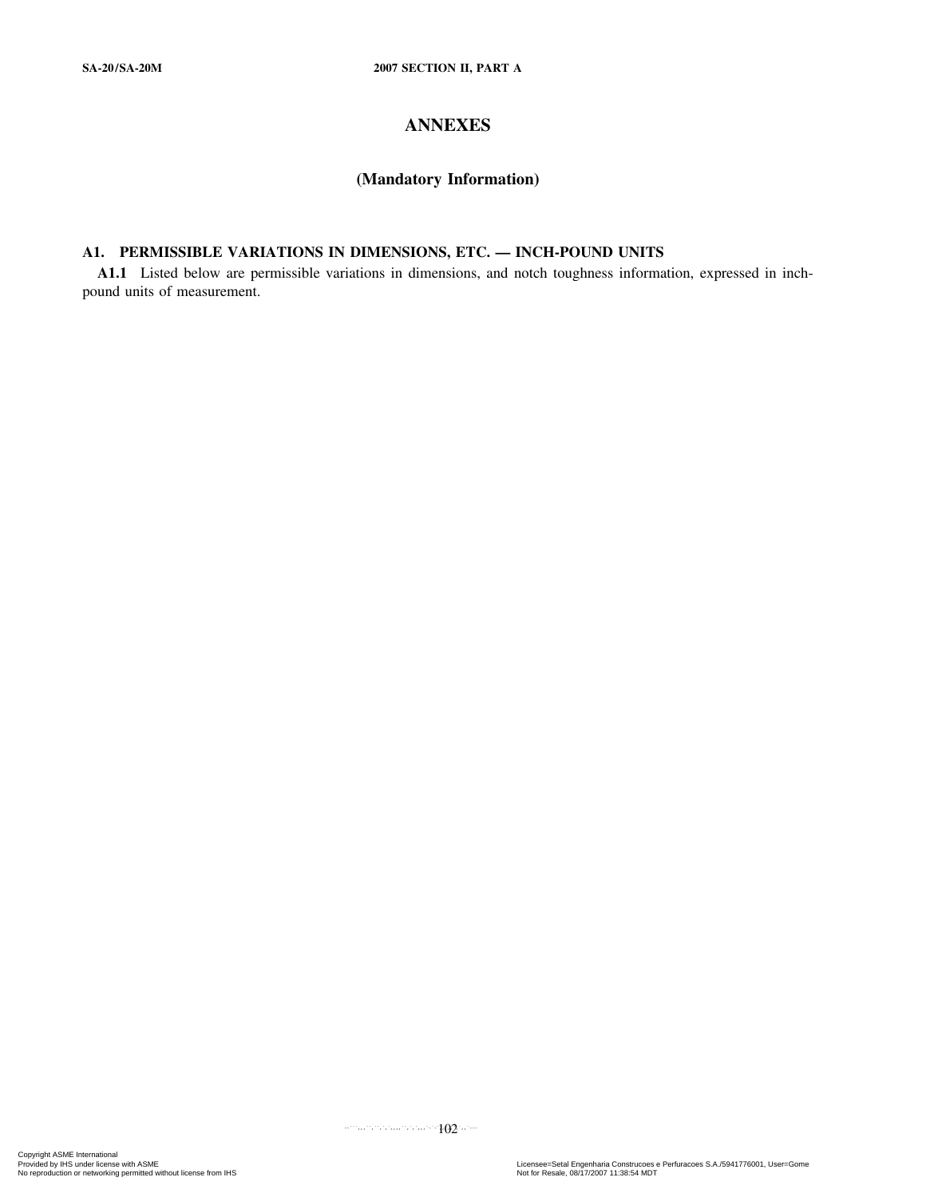# ANNEXES

## (Mandatory Information)

### A1. PERMISSIBLE VARIATIONS IN DIMENSIONS, ETC. — INCH-POUND UNITS

**A1.1** Listed below are permissible variations in dimensions, and notch toughness information, expressed in inch-pound units of measurement.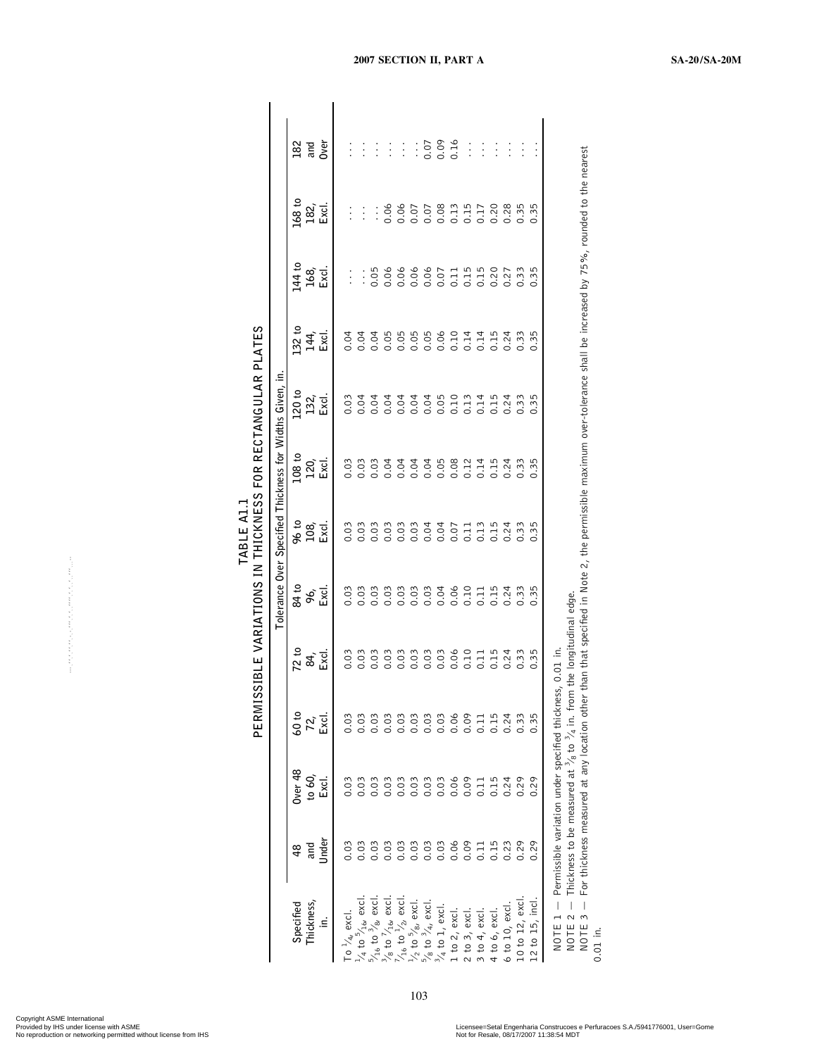## TABLE A1.1
## PERMISSIBLE VARIATIONS IN THICKNESS FOR RECTANGULAR PLATES

| Specified Thickness, in. | Tolerance Over Specified Thickness for Widths Given, in. | | | | | | | | | | |
|---|---|---|---|---|---|---|---|---|---|---|---|
| | 48 and Under | Over 48 to 60, Excl. | 60 to 72, Excl. | 72 to 84, Excl. | 84 to 96, Excl. | 96 to 108, Excl. | 108 to 120, Excl. | 120 to 132, Excl. | 132 to 144, Excl. | 144 to 168, Excl. | 168 to 182, Excl. | 182 and Over |
| To $^1/_4$, excl. | 0.03 | 0.03 | 0.03 | 0.03 | 0.03 | 0.03 | 0.03 | 0.03 | 0.04 | ... | ... | ... |
| $^1/_4$ to $^5/_{16}$, excl. | 0.03 | 0.03 | 0.03 | 0.03 | 0.03 | 0.03 | 0.03 | 0.04 | 0.04 | ... | ... | ... |
| $^5/_{16}$ to $^3/_8$, excl. | 0.03 | 0.03 | 0.03 | 0.03 | 0.03 | 0.03 | 0.03 | 0.04 | 0.04 | 0.05 | ... | ... |
| $^3/_8$ to $^7/_{16}$, excl. | 0.03 | 0.03 | 0.03 | 0.03 | 0.03 | 0.03 | 0.04 | 0.04 | 0.05 | 0.06 | 0.06 | ... |
| $^7/_{16}$ to $^1/_2$, excl. | 0.03 | 0.03 | 0.03 | 0.03 | 0.03 | 0.03 | 0.04 | 0.04 | 0.05 | 0.06 | 0.06 | ... |
| $^1/_2$ to $^5/_8$, excl. | 0.03 | 0.03 | 0.03 | 0.03 | 0.03 | 0.03 | 0.04 | 0.04 | 0.05 | 0.06 | 0.07 | ... |
| $^5/_8$ to $^3/_4$, excl. | 0.03 | 0.03 | 0.03 | 0.03 | 0.03 | 0.04 | 0.04 | 0.04 | 0.05 | 0.06 | 0.07 | 0.07 |
| $^3/_4$ to 1, excl. | 0.03 | 0.03 | 0.03 | 0.03 | 0.04 | 0.04 | 0.05 | 0.05 | 0.06 | 0.07 | 0.08 | 0.09 |
| 1 to 2, excl. | 0.06 | 0.06 | 0.06 | 0.06 | 0.06 | 0.07 | 0.08 | 0.10 | 0.10 | 0.11 | 0.13 | 0.16 |
| 2 to 3, excl. | 0.09 | 0.09 | 0.09 | 0.10 | 0.10 | 0.11 | 0.12 | 0.13 | 0.14 | 0.15 | 0.15 | ... |
| 3 to 4, excl. | 0.11 | 0.11 | 0.11 | 0.11 | 0.11 | 0.13 | 0.14 | 0.14 | 0.14 | 0.15 | 0.17 | ... |
| 4 to 6, excl. | 0.15 | 0.15 | 0.15 | 0.15 | 0.15 | 0.15 | 0.15 | 0.15 | 0.15 | 0.20 | 0.20 | ... |
| 6 to 10, excl. | 0.23 | 0.24 | 0.24 | 0.24 | 0.24 | 0.24 | 0.24 | 0.24 | 0.24 | 0.27 | 0.28 | ... |
| 10 to 12, excl. | 0.29 | 0.29 | 0.33 | 0.33 | 0.33 | 0.33 | 0.33 | 0.33 | 0.33 | 0.33 | 0.35 | ... |
| 12 to 15, incl. | 0.29 | 0.29 | 0.35 | 0.35 | 0.35 | 0.35 | 0.35 | 0.35 | 0.35 | 0.35 | 0.35 | ... |

NOTE 1 — Permissible variation under specified thickness, 0.01 in.
NOTE 2 — Thickness to be measured at $^3/_8$ to $^3/_4$ in. from the longitudinal edge.
NOTE 3 — For thickness measured at any location other than that specified in Note 2, the permissible maximum over-tolerance shall be increased by 75%, rounded to the nearest 0.01 in.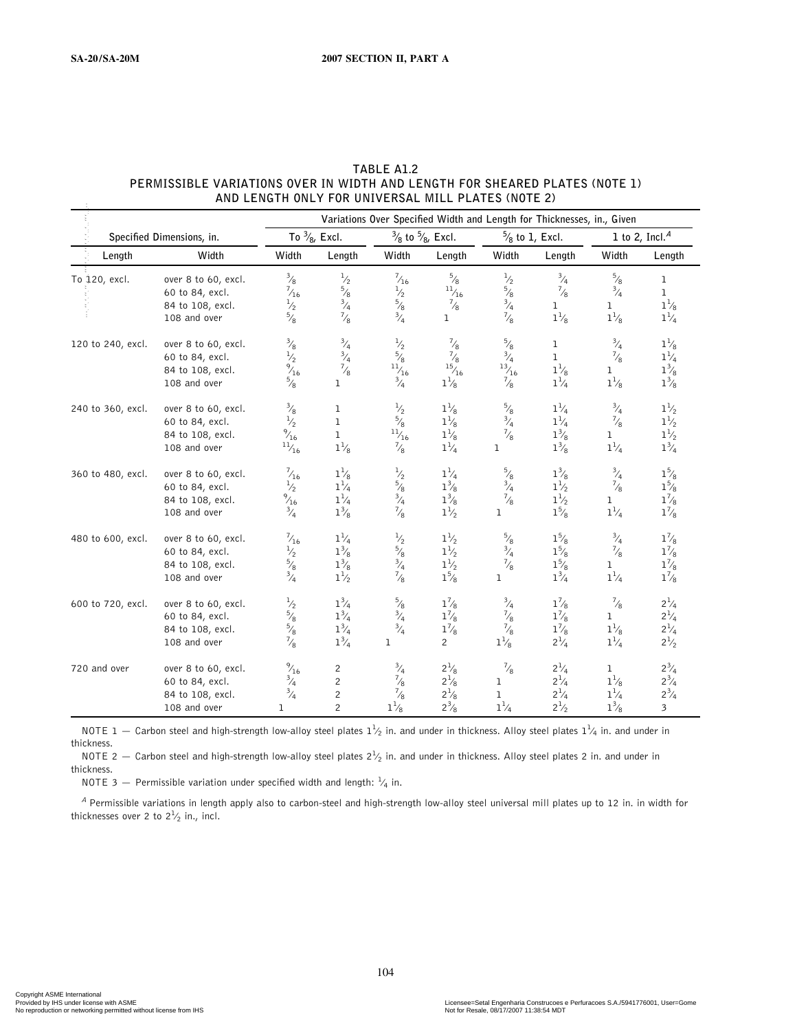**TABLE A1.2**
**PERMISSIBLE VARIATIONS OVER IN WIDTH AND LENGTH FOR SHEARED PLATES (NOTE 1) AND LENGTH ONLY FOR UNIVERSAL MILL PLATES (NOTE 2)**

| Specified Dimensions, in. | | Variations Over Specified Width and Length for Thicknesses, in., Given | | | | | | | |
|---|---|---|---|---|---|---|---|---|---|
| | | To 3/8, Excl. | | 3/8 to 5/8, Excl. | | 5/8 to 1, Excl. | | 1 to 2, Incl.[A] | |
| Length | Width | Width | Length | Width | Length | Width | Length | Width | Length |
| To 120, excl. | over 8 to 60, excl. | 3/8 | 1/2 | 7/16 | 5/8 | 1/2 | 3/4 | 5/8 | 1 |
| | 60 to 84, excl. | 7/16 | 5/8 | 1/2 | 11/16 | 5/8 | 7/8 | 3/4 | 1 |
| | 84 to 108, excl. | 1/2 | 3/4 | 5/8 | 7/8 | 3/4 | 1 | 1 | 1 1/8 |
| | 108 and over | 5/8 | 7/8 | 3/4 | 1 | 7/8 | 1 1/8 | 1 1/8 | 1 1/4 |
| 120 to 240, excl. | over 8 to 60, excl. | 3/8 | 3/4 | 1/2 | 7/8 | 5/8 | 1 | 3/4 | 1 1/8 |
| | 60 to 84, excl. | 1/2 | 3/4 | 5/8 | 7/8 | 3/4 | 1 | 7/8 | 1 1/4 |
| | 84 to 108, excl. | 9/16 | 7/8 | 11/16 | 15/16 | 13/16 | 1 1/8 | 1 | 1 3/8 |
| | 108 and over | 5/8 | 1 | 3/4 | 1 1/8 | 7/8 | 1 1/4 | 1 1/8 | 1 3/8 |
| 240 to 360, excl. | over 8 to 60, excl. | 3/8 | 1 | 1/2 | 1 1/8 | 5/8 | 1 1/4 | 3/4 | 1 1/2 |
| | 60 to 84, excl. | 1/2 | 1 | 5/8 | 1 1/8 | 3/4 | 1 1/4 | 7/8 | 1 1/2 |
| | 84 to 108, excl. | 9/16 | 1 | 11/16 | 1 1/8 | 7/8 | 1 3/8 | 1 | 1 1/2 |
| | 108 and over | 11/16 | 1 1/8 | 7/8 | 1 1/4 | 1 | 1 3/8 | 1 1/4 | 1 3/4 |
| 360 to 480, excl. | over 8 to 60, excl. | 7/16 | 1 1/8 | 1/2 | 1 1/4 | 5/8 | 1 3/8 | 3/4 | 1 5/8 |
| | 60 to 84, excl. | 1/2 | 1 1/4 | 5/8 | 1 3/8 | 3/4 | 1 1/2 | 7/8 | 1 5/8 |
| | 84 to 108, excl. | 9/16 | 1 1/4 | 3/4 | 1 3/8 | 7/8 | 1 1/2 | 1 | 1 7/8 |
| | 108 and over | 3/4 | 1 3/8 | 7/8 | 1 1/2 | 1 | 1 5/8 | 1 1/4 | 1 7/8 |
| 480 to 600, excl. | over 8 to 60, excl. | 7/16 | 1 1/4 | 1/2 | 1 1/2 | 5/8 | 1 5/8 | 3/4 | 1 7/8 |
| | 60 to 84, excl. | 1/2 | 1 3/8 | 5/8 | 1 1/2 | 3/4 | 1 5/8 | 7/8 | 1 7/8 |
| | 84 to 108, excl. | 5/8 | 1 3/8 | 3/4 | 1 1/2 | 7/8 | 1 5/8 | 1 | 1 7/8 |
| | 108 and over | 3/4 | 1 1/2 | 7/8 | 1 5/8 | 1 | 1 3/4 | 1 1/4 | 1 7/8 |
| 600 to 720, excl. | over 8 to 60, excl. | 1/2 | 1 3/4 | 5/8 | 1 7/8 | 3/4 | 1 7/8 | 7/8 | 2 1/4 |
| | 60 to 84, excl. | 5/8 | 1 3/4 | 3/4 | 1 7/8 | 7/8 | 1 7/8 | 1 | 2 1/4 |
| | 84 to 108, excl. | 5/8 | 1 3/4 | 3/4 | 1 7/8 | 7/8 | 1 7/8 | 1 1/8 | 2 1/4 |
| | 108 and over | 7/8 | 1 3/4 | 1 | 2 | 1 1/8 | 2 1/4 | 1 1/4 | 2 1/2 |
| 720 and over | over 8 to 60, excl. | 9/16 | 2 | 3/4 | 2 1/8 | 7/8 | 2 1/4 | 1 | 2 3/4 |
| | 60 to 84, excl. | 3/4 | 2 | 7/8 | 2 1/8 | 1 | 2 1/4 | 1 1/8 | 2 3/4 |
| | 84 to 108, excl. | 3/4 | 2 | 7/8 | 2 1/8 | 1 | 2 1/4 | 1 1/4 | 2 3/4 |
| | 108 and over | 1 | 2 | 1 1/8 | 2 3/8 | 1 1/4 | 2 1/2 | 1 3/8 | 3 |

NOTE 1 — Carbon steel and high-strength low-alloy steel plates 1 1/2 in. and under in thickness. Alloy steel plates 1 1/4 in. and under in thickness.

NOTE 2 — Carbon steel and high-strength low-alloy steel plates 2 1/2 in. and under in thickness. Alloy steel plates 2 in. and under in thickness.

NOTE 3 — Permissible variation under specified width and length: 1/4 in.

[A] Permissible variations in length apply also to carbon-steel and high-strength low-alloy steel universal mill plates up to 12 in. in width for thicknesses over 2 to 2 1/2 in., incl.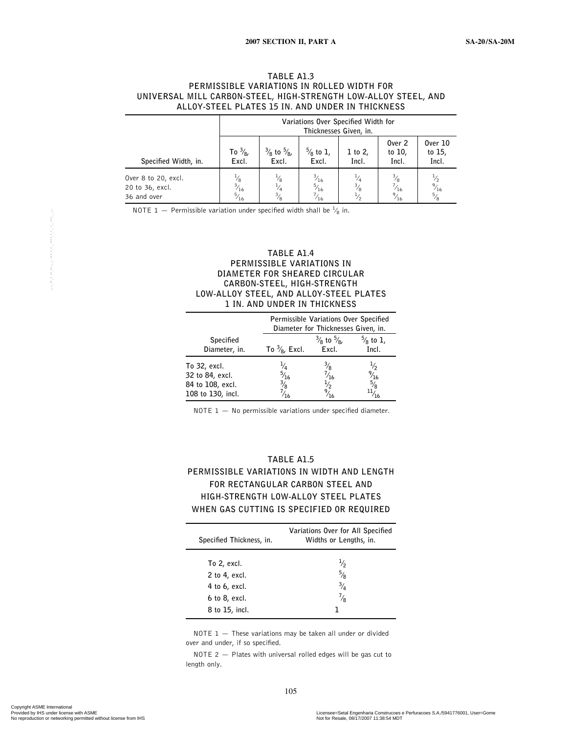## TABLE A1.3
## PERMISSIBLE VARIATIONS IN ROLLED WIDTH FOR UNIVERSAL MILL CARBON-STEEL, HIGH-STRENGTH LOW-ALLOY STEEL, AND ALLOY-STEEL PLATES 15 IN. AND UNDER IN THICKNESS

| | Variations Over Specified Width for Thicknesses Given, in. | | | | | |
|---|---|---|---|---|---|---|
| Specified Width, in. | To 3/8, Excl. | 3/8 to 5/8, Excl. | 5/8 to 1, Excl. | 1 to 2, Incl. | Over 2 to 10, Incl. | Over 10 to 15, Incl. |
| Over 8 to 20, excl. | 1/8 | 1/8 | 3/16 | 1/4 | 3/8 | 1/2 |
| 20 to 36, excl. | 3/16 | 1/4 | 5/16 | 3/8 | 7/16 | 9/16 |
| 36 and over | 5/16 | 3/8 | 7/16 | 1/2 | 9/16 | 5/8 |

NOTE 1 — Permissible variation under specified width shall be 1/8 in.

## TABLE A1.4
## PERMISSIBLE VARIATIONS IN DIAMETER FOR SHEARED CIRCULAR CARBON-STEEL, HIGH-STRENGTH LOW-ALLOY STEEL, AND ALLOY-STEEL PLATES 1 IN. AND UNDER IN THICKNESS

| | Permissible Variations Over Specified Diameter for Thicknesses Given, in. | | |
|---|---|---|---|
| Specified Diameter, in. | To 3/8, Excl. | 3/8 to 5/8, Excl. | 5/8 to 1, Incl. |
| To 32, excl. | 1/4 | 3/8 | 1/2 |
| 32 to 84, excl. | 5/16 | 7/16 | 9/16 |
| 84 to 108, excl. | 3/8 | 1/2 | 5/8 |
| 108 to 130, incl. | 7/16 | 9/16 | 11/16 |

NOTE 1 — No permissible variations under specified diameter.

## TABLE A1.5
## PERMISSIBLE VARIATIONS IN WIDTH AND LENGTH FOR RECTANGULAR CARBON STEEL AND HIGH-STRENGTH LOW-ALLOY STEEL PLATES WHEN GAS CUTTING IS SPECIFIED OR REQUIRED

| Specified Thickness, in. | Variations Over for All Specified Widths or Lengths, in. |
|---|---|
| To 2, excl. | 1/2 |
| 2 to 4, excl. | 5/8 |
| 4 to 6, excl. | 3/4 |
| 6 to 8, excl. | 7/8 |
| 8 to 15, incl. | 1 |

NOTE 1 — These variations may be taken all under or divided over and under, if so specified.

NOTE 2 — Plates with universal rolled edges will be gas cut to length only.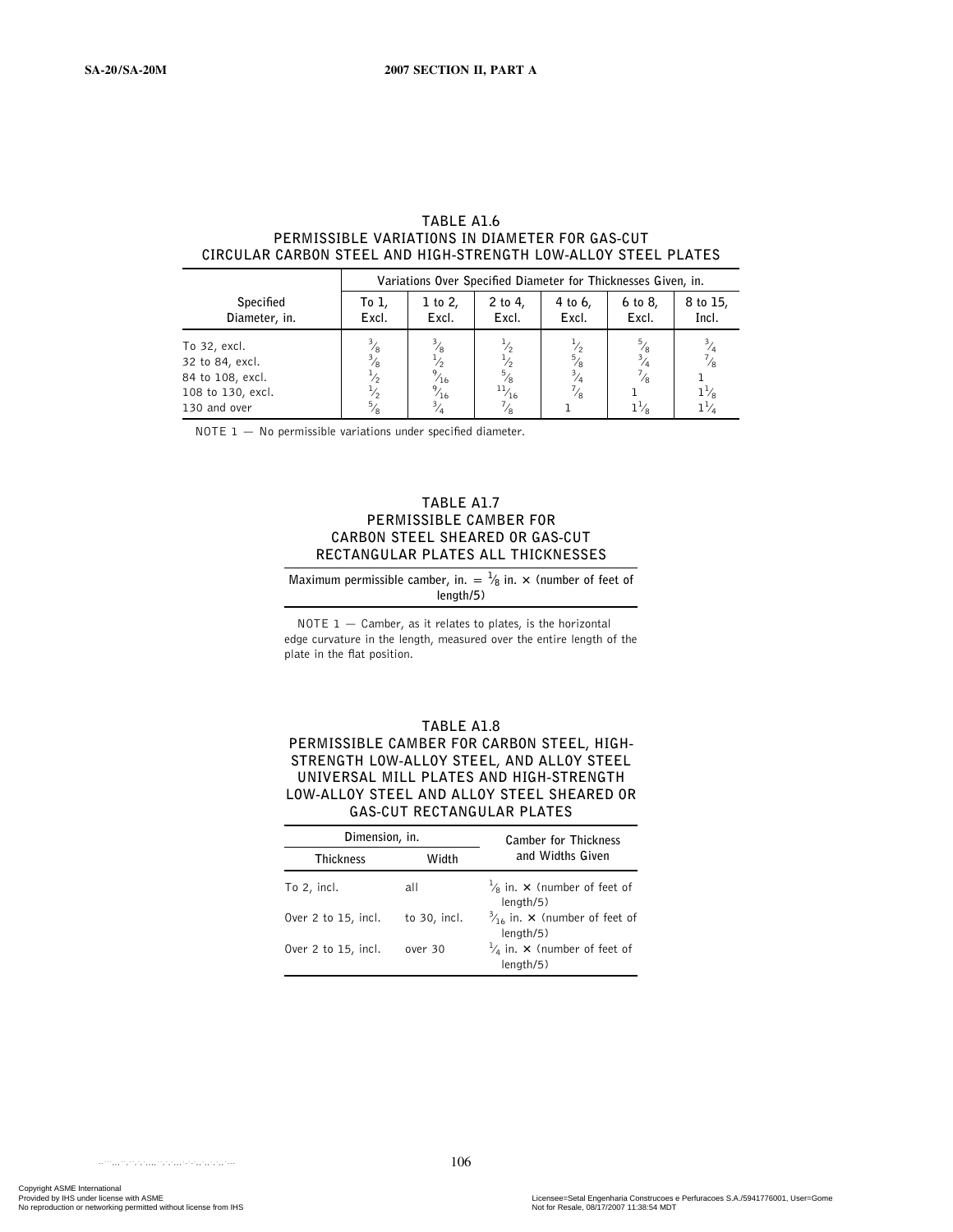## TABLE A1.6
## PERMISSIBLE VARIATIONS IN DIAMETER FOR GAS-CUT CIRCULAR CARBON STEEL AND HIGH-STRENGTH LOW-ALLOY STEEL PLATES

| Specified Diameter, in. | Variations Over Specified Diameter for Thicknesses Given, in. | | | | | |
|---|---|---|---|---|---|---|
| | To 1, Excl. | 1 to 2, Excl. | 2 to 4, Excl. | 4 to 6, Excl. | 6 to 8, Excl. | 8 to 15, Incl. |
| To 32, excl. | 3/8 | 3/8 | 1/2 | 1/2 | 5/8 | 3/4 |
| 32 to 84, excl. | 3/8 | 1/2 | 1/2 | 5/8 | 3/4 | 7/8 |
| 84 to 108, excl. | 1/2 | 9/16 | 5/8 | 3/4 | 7/8 | 1 |
| 108 to 130, excl. | 1/2 | 9/16 | 11/16 | 7/8 | 1 | 1 1/8 |
| 130 and over | 5/8 | 3/4 | 7/8 | 1 | 1 1/8 | 1 1/4 |

NOTE 1 — No permissible variations under specified diameter.

## TABLE A1.7
## PERMISSIBLE CAMBER FOR CARBON STEEL SHEARED OR GAS-CUT RECTANGULAR PLATES ALL THICKNESSES

| Maximum permissible camber, in. = 1/8 in. × (number of feet of length/5) |
|---|

NOTE 1 — Camber, as it relates to plates, is the horizontal edge curvature in the length, measured over the entire length of the plate in the flat position.

## TABLE A1.8
## PERMISSIBLE CAMBER FOR CARBON STEEL, HIGH-STRENGTH LOW-ALLOY STEEL, AND ALLOY STEEL UNIVERSAL MILL PLATES AND HIGH-STRENGTH LOW-ALLOY STEEL AND ALLOY STEEL SHEARED OR GAS-CUT RECTANGULAR PLATES

| Dimension, in. | | Camber for Thickness and Widths Given |
|---|---|---|
| Thickness | Width | |
| To 2, incl. | all | 1/8 in. × (number of feet of length/5) |
| Over 2 to 15, incl. | to 30, incl. | 3/16 in. × (number of feet of length/5) |
| Over 2 to 15, incl. | over 30 | 1/4 in. × (number of feet of length/5) |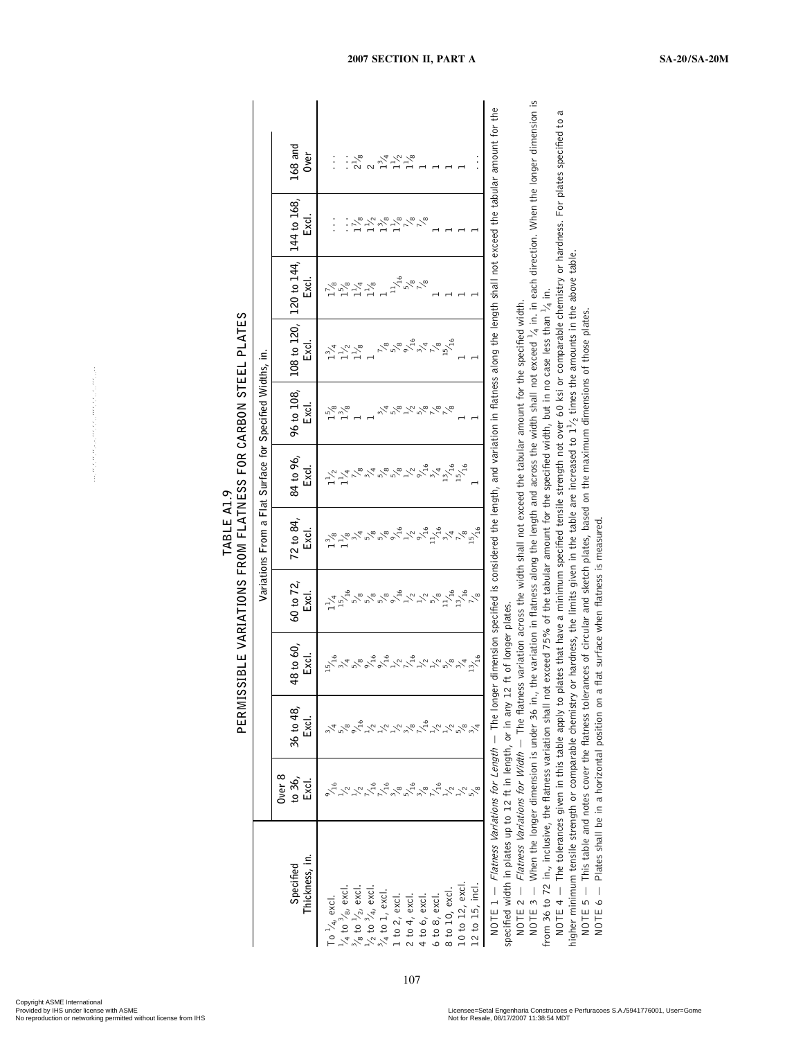## TABLE A1.9
## PERMISSIBLE VARIATIONS FROM FLATNESS FOR CARBON STEEL PLATES

| Specified Thickness, in. | Variations From a Flat Surface for Specified Widths, in. | | | | | | | | | | |
|---|---|---|---|---|---|---|---|---|---|---|---|
| | Over 8 to 36, Excl. | 36 to 48, Excl. | 48 to 60, Excl. | 60 to 72, Excl. | 72 to 84, Excl. | 84 to 96, Excl. | 96 to 108, Excl. | 108 to 120, Excl. | 120 to 144, Excl. | 144 to 168, Excl. | 168 and Over |
| To 1/4, excl. | 9/16 | 3/4 | 15/16 | 1 1/4 | 1 3/8 | 1 1/2 | 1 5/8 | 1 3/4 | 1 7/8 | . . . | . . . |
| 1/4 to 3/8, excl. | 1/2 | 5/8 | 3/4 | 15/16 | 1 1/8 | 1 1/4 | 1 3/8 | 1 1/2 | 1 5/8 | . . . | . . . |
| 3/8 to 1/2, excl. | 1/2 | 9/16 | 5/8 | 5/8 | 3/4 | 7/8 | 1 | 1 1/8 | 1 1/4 | 1 7/8 | 2 1/8 |
| 1/2 to 3/4, excl. | 7/16 | 1/2 | 9/16 | 5/8 | 5/8 | 3/4 | 1 | 1 | 1 1/8 | 1 1/2 | 2 |
| 3/4 to 1, excl. | 7/16 | 1/2 | 9/16 | 5/8 | 5/8 | 5/8 | 3/4 | 7/8 | 1 | 1 3/8 | 1 3/4 |
| 1 to 2, excl. | 3/8 | 1/2 | 1/2 | 9/16 | 9/16 | 5/8 | 5/8 | 5/8 | 11/16 | 1 1/8 | 1 1/2 |
| 2 to 4, excl. | 5/16 | 3/8 | 7/16 | 1/2 | 1/2 | 1/2 | 1/2 | 9/16 | 5/8 | 7/8 | 1 1/8 |
| 4 to 6, excl. | 3/8 | 7/16 | 1/2 | 1/2 | 9/16 | 9/16 | 5/8 | 3/4 | 7/8 | 7/8 | 1 |
| 6 to 8, excl. | 7/16 | 1/2 | 1/2 | 5/8 | 11/16 | 3/4 | 7/8 | 7/8 | 1 | 1 | 1 |
| 8 to 10, excl. | 1/2 | 1/2 | 5/8 | 11/16 | 3/4 | 13/16 | 7/8 | 15/16 | 1 | 1 | 1 |
| 10 to 12, excl. | 1/2 | 5/8 | 3/4 | 13/16 | 7/8 | 15/16 | 1 | 1 | 1 | 1 | 1 |
| 12 to 15, incl. | 5/8 | 3/4 | 13/16 | 7/8 | 15/16 | 1 | 1 | 1 | 1 | 1 | . . . |

NOTE 1 — *Flatness Variations for Length* — The longer dimension specified is considered the length, and variation in flatness along the length shall not exceed the tabular amount for the specified width in plates up to 12 ft in length, or in any 12 ft of longer plates.

NOTE 2 — *Flatness Variations for Width* — The flatness variation across the width shall not exceed the tabular amount for the specified width.

NOTE 3 — When the longer dimension is under 36 in., the variation in flatness along the length and across the width shall not exceed 1/4 in. in each direction. When the longer dimension is from 36 to 72 in., inclusive, the flatness variation shall not exceed 75% of the tabular amount for the specified width, but in no case less than 1/4 in.

NOTE 4 — The tolerances given in this table apply to plates that have a minimum specified tensile strength not over 60 ksi or comparable chemistry or hardness. For plates specified to a higher minimum tensile strength or comparable chemistry or hardness, the limits given in the table are increased to 1 1/2 times the amounts in the above table.

NOTE 5 — This table and notes cover the flatness tolerances of circular and sketch plates, based on the maximum dimensions of those plates.

NOTE 6 — Plates shall be in a horizontal position on a flat surface when flatness is measured.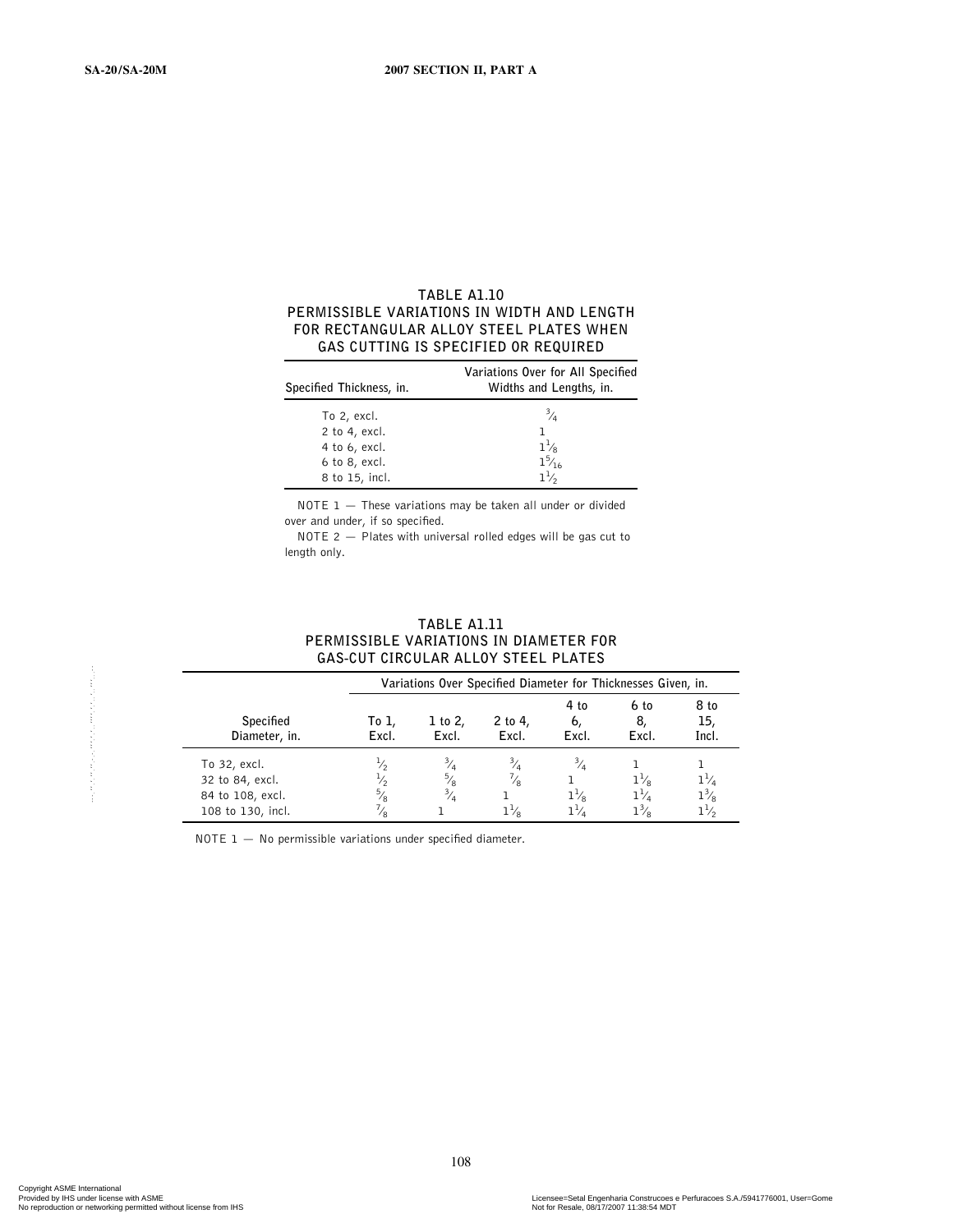## TABLE A1.10 PERMISSIBLE VARIATIONS IN WIDTH AND LENGTH FOR RECTANGULAR ALLOY STEEL PLATES WHEN GAS CUTTING IS SPECIFIED OR REQUIRED

| Specified Thickness, in. | Variations Over for All Specified Widths and Lengths, in. |
|---|---|
| To 2, excl. | 3/4 |
| 2 to 4, excl. | 1 |
| 4 to 6, excl. | 1 1/8 |
| 6 to 8, excl. | 1 5/16 |
| 8 to 15, incl. | 1 1/2 |

NOTE 1 — These variations may be taken all under or divided over and under, if so specified.

NOTE 2 — Plates with universal rolled edges will be gas cut to length only.

## TABLE A1.11 PERMISSIBLE VARIATIONS IN DIAMETER FOR GAS-CUT CIRCULAR ALLOY STEEL PLATES

| | Variations Over Specified Diameter for Thicknesses Given, in. | | | | | |
|---|---|---|---|---|---|---|
| Specified Diameter, in. | To 1, Excl. | 1 to 2, Excl. | 2 to 4, Excl. | 4 to 6, Excl. | 6 to 8, Excl. | 8 to 15, Incl. |
| To 32, excl. | 1/2 | 3/4 | 3/4 | 3/4 | 1 | 1 |
| 32 to 84, excl. | 1/2 | 5/8 | 7/8 | 1 | 1 1/8 | 1 1/4 |
| 84 to 108, excl. | 5/8 | 3/4 | 1 | 1 1/8 | 1 1/4 | 1 3/8 |
| 108 to 130, incl. | 7/8 | 1 | 1 1/8 | 1 1/4 | 1 3/8 | 1 1/2 |

NOTE 1 — No permissible variations under specified diameter.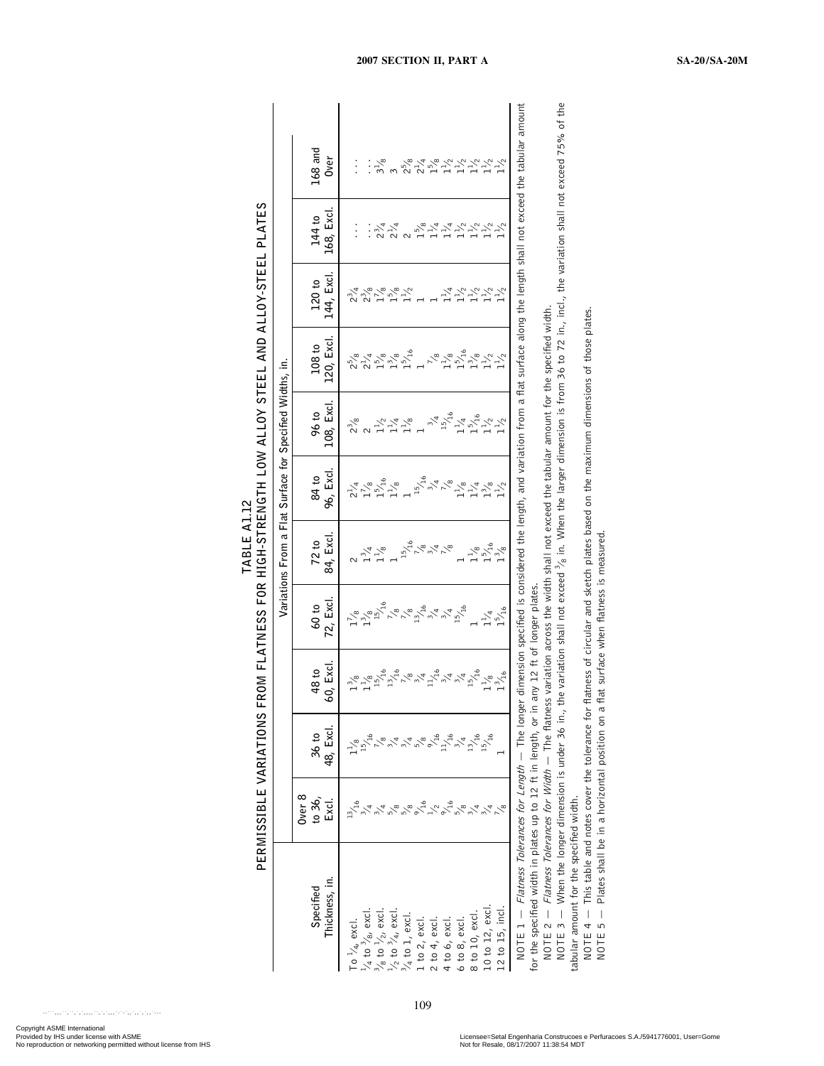# TABLE A1.12
## PERMISSIBLE VARIATIONS FROM FLATNESS FOR HIGH-STRENGTH LOW ALLOY STEEL AND ALLOY-STEEL PLATES

| Specified Thickness, in. | Variations From a Flat Surface for Specified Widths, in. | | | | | | | | | | |
|---|---|---|---|---|---|---|---|---|---|---|---|
| | Over 8 to 36, Excl. | 36 to 48, Excl. | 48 to 60, Excl. | 60 to 72, Excl. | 72 to 84, Excl. | 84 to 96, Excl. | 96 to 108, Excl. | 108 to 120, Excl. | 120 to 144, Excl. | 144 to 168, Excl. | 168 and Over |
| To 1/4, excl. | 13/16 | 1 1/8 | 1 3/8 | 1 7/8 | 2 | 2 1/4 | 2 3/8 | 2 5/8 | 2 3/4 | . . . | . . . |
| 1/4 to 3/8, excl. | 3/4 | 15/16 | 1 1/8 | 1 3/8 | 1 3/4 | 1 7/8 | 2 | 2 1/4 | 2 3/8 | . . . | . . . |
| 3/8 to 1/2, excl. | 3/4 | 7/8 | 15/16 | 15/16 | 1 1/8 | 1 5/16 | 1 1/2 | 1 5/8 | 1 7/8 | 2 3/4 | 3 1/8 |
| 1/2 to 3/4, excl. | 5/8 | 3/4 | 13/16 | 7/8 | 1 | 1 1/8 | 1 1/4 | 1 3/8 | 1 5/8 | 2 1/4 | 3 |
| 3/4 to 1, excl. | 5/8 | 3/4 | 7/8 | 7/8 | 15/16 | 1 | 1 1/8 | 1 5/16 | 1 1/2 | 2 | 2 5/8 |
| 1 to 2, excl. | 9/16 | 5/8 | 3/4 | 13/16 | 7/8 | 15/16 | 1 | 1 | 1 | 1 5/8 | 2 1/4 |
| 2 to 4, excl. | 1/2 | 9/16 | 11/16 | 3/4 | 3/4 | 3/4 | 3/4 | 7/8 | 1 | 1 1/4 | 1 5/8 |
| 4 to 6, excl. | 9/16 | 11/16 | 3/4 | 3/4 | 7/8 | 7/8 | 15/16 | 1 1/8 | 1 1/4 | 1 1/4 | 1 1/2 |
| 6 to 8, excl. | 5/8 | 3/4 | 3/4 | 15/16 | 1 | 1 1/8 | 1 1/4 | 1 5/16 | 1 1/2 | 1 1/2 | 1 1/2 |
| 8 to 10, excl. | 3/4 | 13/16 | 15/16 | 1 | 1 1/8 | 1 1/4 | 1 5/16 | 1 3/8 | 1 1/2 | 1 1/2 | 1 1/2 |
| 10 to 12, excl. | 3/4 | 15/16 | 1 1/8 | 1 1/4 | 1 5/16 | 1 3/8 | 1 1/2 | 1 1/2 | 1 1/2 | 1 1/2 | 1 1/2 |
| 12 to 15, incl. | 7/8 | 1 | 1 3/16 | 1 5/16 | 1 3/8 | 1 1/2 | 1 1/2 | 1 1/2 | 1 1/2 | 1 1/2 | 1 1/2 |

NOTE 1 — *Flatness Tolerances for Length* — The longer dimension specified is considered the length, and variation from a flat surface along the length shall not exceed the tabular amount for the specified width in plates up to 12 ft in length, or in any 12 ft of longer plates.

NOTE 2 — *Flatness Tolerances for Width* — The flatness variation across the width shall not exceed the tabular amount for the specified width.

NOTE 3 — When the longer dimension is under 36 in., the variation shall not exceed 3/8 in. When the larger dimension is from 36 to 72 in., incl., the variation shall not exceed 75% of the tabular amount for the specified width.

NOTE 4 — This table and notes cover the tolerance for flatness of circular and sketch plates based on the maximum dimensions of those plates.

NOTE 5 — Plates shall be in a horizontal position on a flat surface when flatness is measured.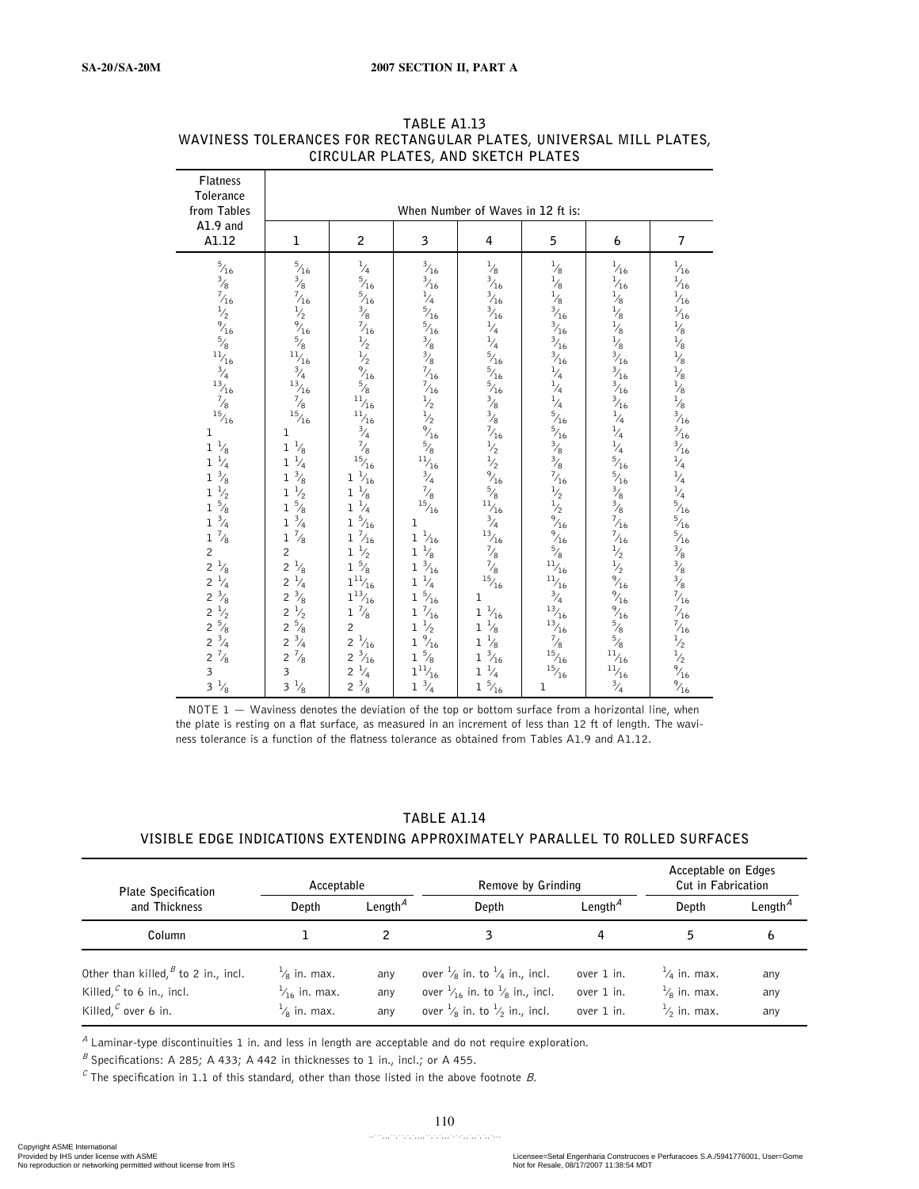**TABLE A1.13**
**WAVINESS TOLERANCES FOR RECTANGULAR PLATES, UNIVERSAL MILL PLATES, CIRCULAR PLATES, AND SKETCH PLATES**

| Flatness Tolerance from Tables A1.9 and A1.12 | When Number of Waves in 12 ft is: | | | | | | |
|---|---|---|---|---|---|---|---|
| | 1 | 2 | 3 | 4 | 5 | 6 | 7 |
| 5/16 | 5/16 | 1/4 | 3/16 | 1/8 | 1/8 | 1/16 | 1/16 |
| 3/8 | 3/8 | 5/16 | 3/16 | 3/16 | 1/8 | 1/16 | 1/16 |
| 7/16 | 7/16 | 5/16 | 1/4 | 3/16 | 1/8 | 1/8 | 1/16 |
| 1/2 | 1/2 | 3/8 | 5/16 | 3/16 | 3/16 | 1/8 | 1/16 |
| 9/16 | 9/16 | 7/16 | 5/16 | 1/4 | 3/16 | 1/8 | 1/8 |
| 5/8 | 5/8 | 1/2 | 3/8 | 1/4 | 3/16 | 1/8 | 1/8 |
| 11/16 | 11/16 | 1/2 | 3/8 | 5/16 | 3/16 | 3/16 | 1/8 |
| 3/4 | 3/4 | 9/16 | 7/16 | 5/16 | 1/4 | 3/16 | 1/8 |
| 13/16 | 13/16 | 5/8 | 7/16 | 5/16 | 1/4 | 3/16 | 1/8 |
| 7/8 | 7/8 | 11/16 | 1/2 | 3/8 | 1/4 | 3/16 | 1/8 |
| 15/16 | 15/16 | 11/16 | 1/2 | 3/8 | 5/16 | 1/4 | 3/16 |
| 1 | 1 | 3/4 | 9/16 | 7/16 | 5/16 | 1/4 | 3/16 |
| 1 1/8 | 1 1/8 | 7/8 | 5/8 | 1/2 | 3/8 | 1/4 | 3/16 |
| 1 1/4 | 1 1/4 | 15/16 | 11/16 | 1/2 | 3/8 | 5/16 | 1/4 |
| 1 3/8 | 1 3/8 | 1 1/16 | 3/4 | 9/16 | 7/16 | 5/16 | 1/4 |
| 1 1/2 | 1 1/2 | 1 1/8 | 7/8 | 5/8 | 1/2 | 3/8 | 1/4 |
| 1 5/8 | 1 5/8 | 1 1/4 | 15/16 | 11/16 | 1/2 | 3/8 | 5/16 |
| 1 3/4 | 1 3/4 | 1 5/16 | 1 | 3/4 | 9/16 | 7/16 | 5/16 |
| 1 7/8 | 1 7/8 | 1 7/16 | 1 1/16 | 13/16 | 9/16 | 7/16 | 5/16 |
| 2 | 2 | 1 1/2 | 1 1/8 | 7/8 | 5/8 | 1/2 | 3/8 |
| 2 1/8 | 2 1/8 | 1 5/8 | 1 3/16 | 7/8 | 11/16 | 1/2 | 3/8 |
| 2 1/4 | 2 1/4 | 1 11/16 | 1 1/4 | 15/16 | 11/16 | 9/16 | 3/8 |
| 2 3/8 | 2 3/8 | 1 13/16 | 1 5/16 | 1 | 3/4 | 9/16 | 7/16 |
| 2 1/2 | 2 1/2 | 1 7/8 | 1 7/16 | 1 1/16 | 13/16 | 9/16 | 7/16 |
| 2 5/8 | 2 5/8 | 2 | 1 1/2 | 1 1/8 | 13/16 | 5/8 | 7/16 |
| 2 3/4 | 2 3/4 | 2 1/16 | 1 9/16 | 1 1/8 | 7/8 | 5/8 | 1/2 |
| 2 7/8 | 2 7/8 | 2 3/16 | 1 5/8 | 1 3/16 | 15/16 | 11/16 | 1/2 |
| 3 | 3 | 2 1/4 | 1 11/16 | 1 1/4 | 15/16 | 11/16 | 9/16 |
| 3 1/8 | 3 1/8 | 2 3/8 | 1 3/4 | 1 5/16 | 1 | 3/4 | 9/16 |

NOTE 1 — Waviness denotes the deviation of the top or bottom surface from a horizontal line, when the plate is resting on a flat surface, as measured in an increment of less than 12 ft of length. The waviness tolerance is a function of the flatness tolerance as obtained from Tables A1.9 and A1.12.

**TABLE A1.14**
**VISIBLE EDGE INDICATIONS EXTENDING APPROXIMATELY PARALLEL TO ROLLED SURFACES**

| Plate Specification and Thickness | Acceptable | | Remove by Grinding | | Acceptable on Edges Cut in Fabrication | |
|---|---|---|---|---|---|---|
| | Depth | Length[A] | Depth | Length[A] | Depth | Length[A] |
| Column | 1 | 2 | 3 | 4 | 5 | 6 |
| Other than killed,[B] to 2 in., incl. | 1/8 in. max. | any | over 1/8 in. to 1/4 in., incl. | over 1 in. | 1/4 in. max. | any |
| Killed,[C] to 6 in., incl. | 1/16 in. max. | any | over 1/16 in. to 1/8 in., incl. | over 1 in. | 1/8 in. max. | any |
| Killed,[C] over 6 in. | 1/8 in. max. | any | over 1/8 in. to 1/2 in., incl. | over 1 in. | 1/2 in. max. | any |

[A] Laminar-type discontinuities 1 in. and less in length are acceptable and do not require exploration.

[B] Specifications: A 285; A 433; A 442 in thicknesses to 1 in., incl.; or A 455.

[C] The specification in 1.1 of this standard, other than those listed in the above footnote *B*.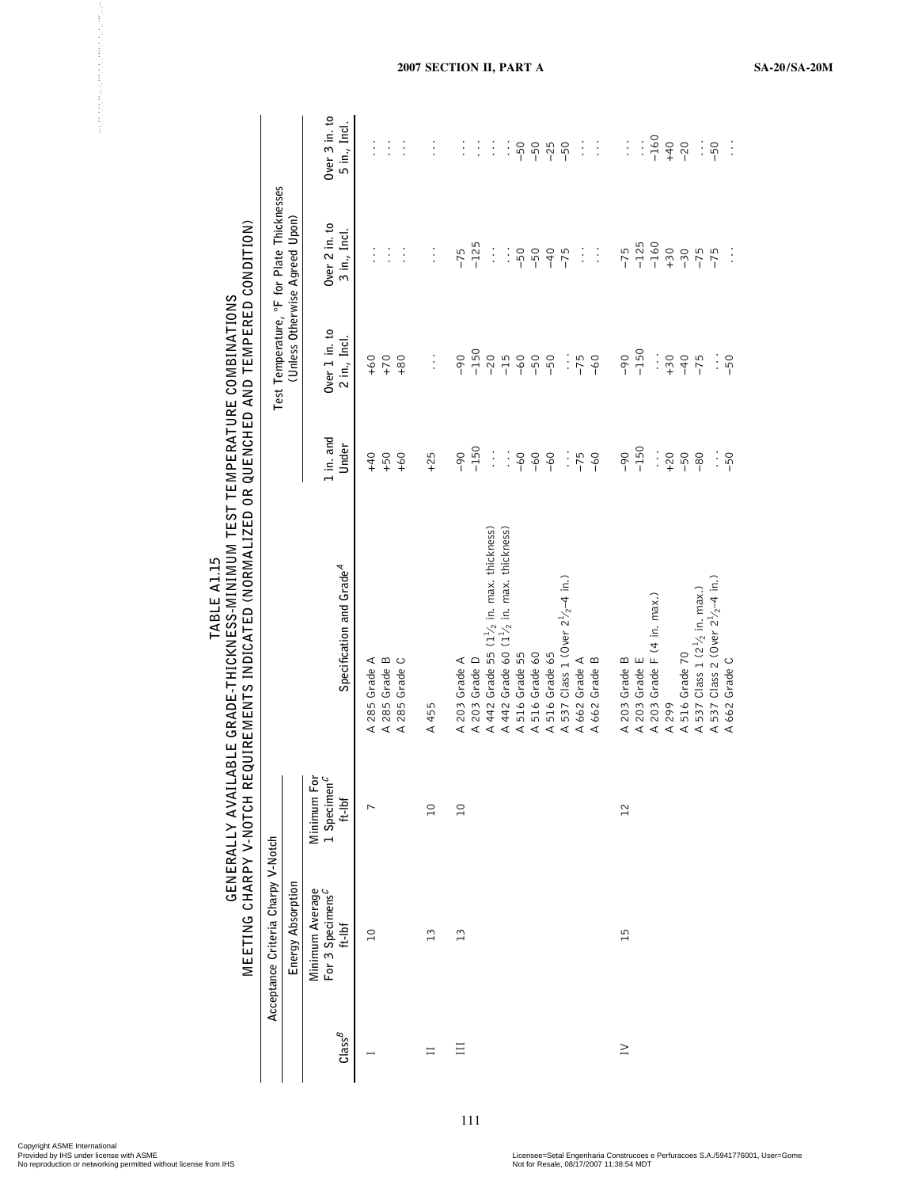# TABLE A1.15
## GENERALLY AVAILABLE GRADE-THICKNESS-MINIMUM TEST TEMPERATURE COMBINATIONS MEETING CHARPY V-NOTCH REQUIREMENTS INDICATED (NORMALIZED OR QUENCHED AND TEMPERED CONDITION)

| | Acceptance Criteria Charpy V-Notch | | | Test Temperature, °F for Plate Thicknesses (Unless Otherwise Agreed Upon) | | | |
|---|---|---|---|---|---|---|---|
| | Energy Absorption | | | | | | |
| Class[B] | Minimum Average For 3 Specimens[C] ft-lbf | Minimum For 1 Specimen[C] ft-lbf | Specification and Grade[A] | 1 in. and Under | Over 1 in. to 2 in., Incl. | Over 2 in. to 3 in., Incl. | Over 3 in. to 5 in., Incl. |
| I | 10 | 7 | A 285 Grade A | +40 | +60 | . . . | . . . |
| | | | A 285 Grade B | +50 | +70 | . . . | . . . |
| | | | A 285 Grade C | +60 | +80 | . . . | . . . |
| II | 13 | 10 | A 455 | +25 | . . . | . . . | . . . |
| III | 13 | 10 | A 203 Grade A | −90 | −90 | −75 | . . . |
| | | | A 203 Grade D | −150 | −150 | −125 | . . . |
| | | | A 442 Grade 55 ($1\frac{1}{2}$ in. max. thickness) | . . . | −20 | . . . | . . . |
| | | | A 442 Grade 60 ($1\frac{1}{2}$ in. max. thickness) | . . . | −15 | . . . | . . . |
| | | | A 516 Grade 55 | −60 | −60 | −50 | −50 |
| | | | A 516 Grade 60 | −60 | −50 | −50 | −50 |
| | | | A 516 Grade 65 | −60 | −50 | −40 | −25 |
| | | | A 537 Class 1 (Over $2\frac{1}{2}$–4 in.) | . . . | . . . | −75 | −50 |
| | | | A 662 Grade A | −75 | −75 | . . . | . . . |
| | | | A 662 Grade B | −60 | −60 | . . . | . . . |
| IV | 15 | 12 | A 203 Grade B | −90 | −90 | −75 | . . . |
| | | | A 203 Grade E | −150 | −150 | −125 | . . . |
| | | | A 203 Grade F (4 in. max.) | . . . | . . . | −160 | −160 |
| | | | A 299 | +20 | +30 | +30 | +40 |
| | | | A 516 Grade 70 | −50 | −40 | −30 | −20 |
| | | | A 537 Class 1 ($2\frac{1}{2}$ in. max.) | −80 | −75 | −75 | . . . |
| | | | A 537 Class 2 (Over $2\frac{1}{2}$–4 in.) | . . . | . . . | −75 | −50 |
| | | | A 662 Grade C | −50 | −50 | . . . | . . . |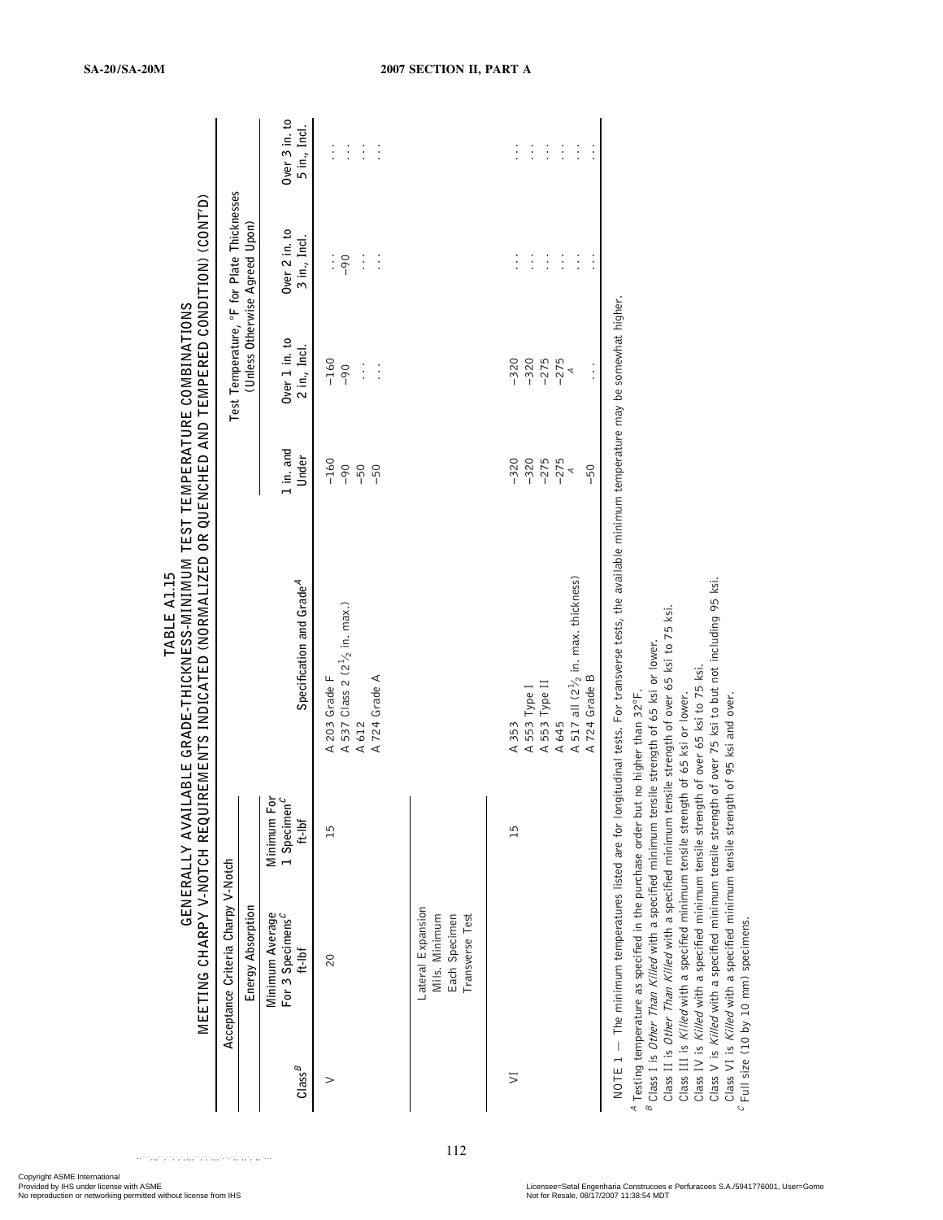## TABLE A1.15
## GENERALLY AVAILABLE GRADE-THICKNESS-MINIMUM TEST TEMPERATURE COMBINATIONS MEETING CHARPY V-NOTCH REQUIREMENTS INDICATED (NORMALIZED OR QUENCHED AND TEMPERED CONDITION) (CONT'D)

| | Acceptance Criteria Charpy V-Notch | | | Test Temperature, °F for Plate Thicknesses (Unless Otherwise Agreed Upon) | | | |
|---|---|---|---|---|---|---|---|
| | Energy Absorption | | | | | | |
| Class[B] | Minimum Average For 3 Specimens[C] ft-lbf | Minimum For 1 Specimen[C] ft-lbf | Specification and Grade[A] | 1 in. and Under | Over 1 in. to 2 in., Incl. | Over 2 in. to 3 in., Incl. | Over 3 in. to 5 in., Incl. |
| V | 20 | 15 | A 203 Grade F | −160 | −160 | . . . | . . . |
| | | | A 537 Class 2 (2½ in. max.) | −90 | −90 | −90 | . . . |
| | | | A 612 | −50 | . . . | . . . | . . . |
| | | | A 724 Grade A | −50 | . . . | . . . | . . . |
| | Lateral Expansion Mils. Minimum Each Specimen Transverse Test | | | | | | |
| VI | | 15 | A 353 | −320 | −320 | . . . | . . . |
| | | | A 553 Type I | −320 | −320 | . . . | . . . |
| | | | A 553 Type II | −275 | −275 | . . . | . . . |
| | | | A 645 | −275 | −275 | . . . | . . . |
| | | | A 517 all (2½ in. max. thickness) | A | A | . . . | . . . |
| | | | A 724 Grade B | −50 | . . . | . . . | . . . |

NOTE 1 — The minimum temperatures listed are for longitudinal tests. For transverse tests, the available minimum temperature may be somewhat higher.

[A] Testing temperature as specified in the purchase order but no higher than 32°F.

[B] Class I is *Other Than Killed* with a specified minimum tensile strength of 65 ksi or lower.
Class II is *Other Than Killed* with a specified minimum tensile strength of over 65 ksi to 75 ksi.
Class III is *Killed* with a specified minimum tensile strength of 65 ksi or lower.
Class IV is *Killed* with a specified minimum tensile strength of over 65 ksi to 75 ksi.
Class V is *Killed* with a specified minimum tensile strength of over 75 ksi to but not including 95 ksi.
Class VI is *Killed* with a specified minimum tensile strength of 95 ksi and over.

[C] Full size (10 by 10 mm) specimens.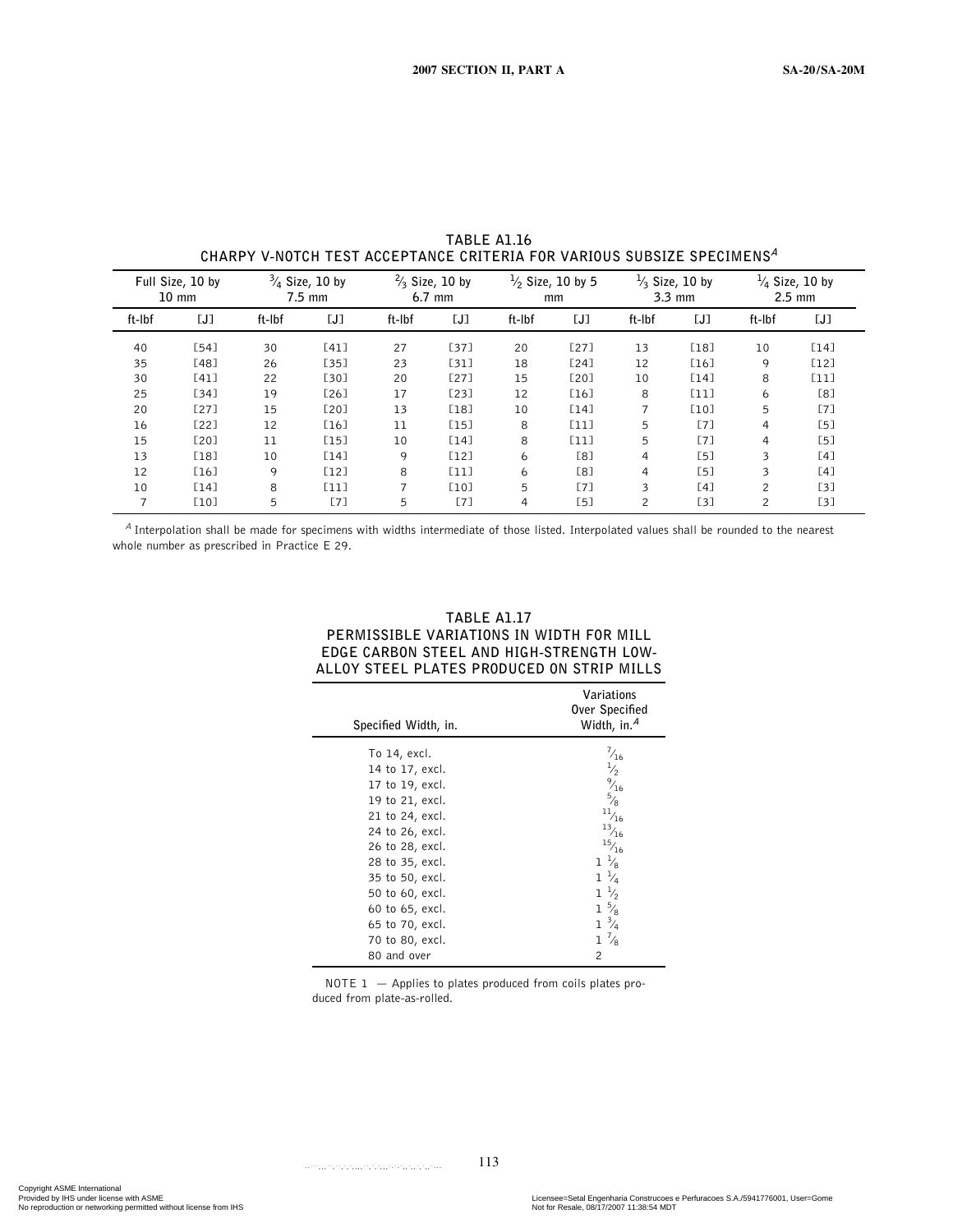### TABLE A1.16
### CHARPY V-NOTCH TEST ACCEPTANCE CRITERIA FOR VARIOUS SUBSIZE SPECIMENS[A]

| Full Size, 10 by 10 mm | | $^3/_4$ Size, 10 by 7.5 mm | | $^2/_3$ Size, 10 by 6.7 mm | | $^1/_2$ Size, 10 by 5 mm | | $^1/_3$ Size, 10 by 3.3 mm | | $^1/_4$ Size, 10 by 2.5 mm | |
|---|---|---|---|---|---|---|---|---|---|---|---|
| ft-lbf | [J] | ft-lbf | [J] | ft-lbf | [J] | ft-lbf | [J] | ft-lbf | [J] | ft-lbf | [J] |
| 40 | [54] | 30 | [41] | 27 | [37] | 20 | [27] | 13 | [18] | 10 | [14] |
| 35 | [48] | 26 | [35] | 23 | [31] | 18 | [24] | 12 | [16] | 9 | [12] |
| 30 | [41] | 22 | [30] | 20 | [27] | 15 | [20] | 10 | [14] | 8 | [11] |
| 25 | [34] | 19 | [26] | 17 | [23] | 12 | [16] | 8 | [11] | 6 | [8] |
| 20 | [27] | 15 | [20] | 13 | [18] | 10 | [14] | 7 | [10] | 5 | [7] |
| 16 | [22] | 12 | [16] | 11 | [15] | 8 | [11] | 5 | [7] | 4 | [5] |
| 15 | [20] | 11 | [15] | 10 | [14] | 8 | [11] | 5 | [7] | 4 | [5] |
| 13 | [18] | 10 | [14] | 9 | [12] | 6 | [8] | 4 | [5] | 3 | [4] |
| 12 | [16] | 9 | [12] | 8 | [11] | 6 | [8] | 4 | [5] | 3 | [4] |
| 10 | [14] | 8 | [11] | 7 | [10] | 5 | [7] | 3 | [4] | 2 | [3] |
| 7 | [10] | 5 | [7] | 5 | [7] | 4 | [5] | 2 | [3] | 2 | [3] |

[A] Interpolation shall be made for specimens with widths intermediate of those listed. Interpolated values shall be rounded to the nearest whole number as prescribed in Practice E 29.

### TABLE A1.17
### PERMISSIBLE VARIATIONS IN WIDTH FOR MILL EDGE CARBON STEEL AND HIGH-STRENGTH LOW-ALLOY STEEL PLATES PRODUCED ON STRIP MILLS

| Specified Width, in. | Variations Over Specified Width, in.[A] |
|---|---|
| To 14, excl. | $^7/_{16}$ |
| 14 to 17, excl. | $^1/_2$ |
| 17 to 19, excl. | $^9/_{16}$ |
| 19 to 21, excl. | $^5/_8$ |
| 21 to 24, excl. | $^{11}/_{16}$ |
| 24 to 26, excl. | $^{13}/_{16}$ |
| 26 to 28, excl. | $^{15}/_{16}$ |
| 28 to 35, excl. | 1 $^1/_8$ |
| 35 to 50, excl. | 1 $^1/_4$ |
| 50 to 60, excl. | 1 $^1/_2$ |
| 60 to 65, excl. | 1 $^5/_8$ |
| 65 to 70, excl. | 1 $^3/_4$ |
| 70 to 80, excl. | 1 $^7/_8$ |
| 80 and over | 2 |

NOTE 1 — Applies to plates produced from coils plates produced from plate-as-rolled.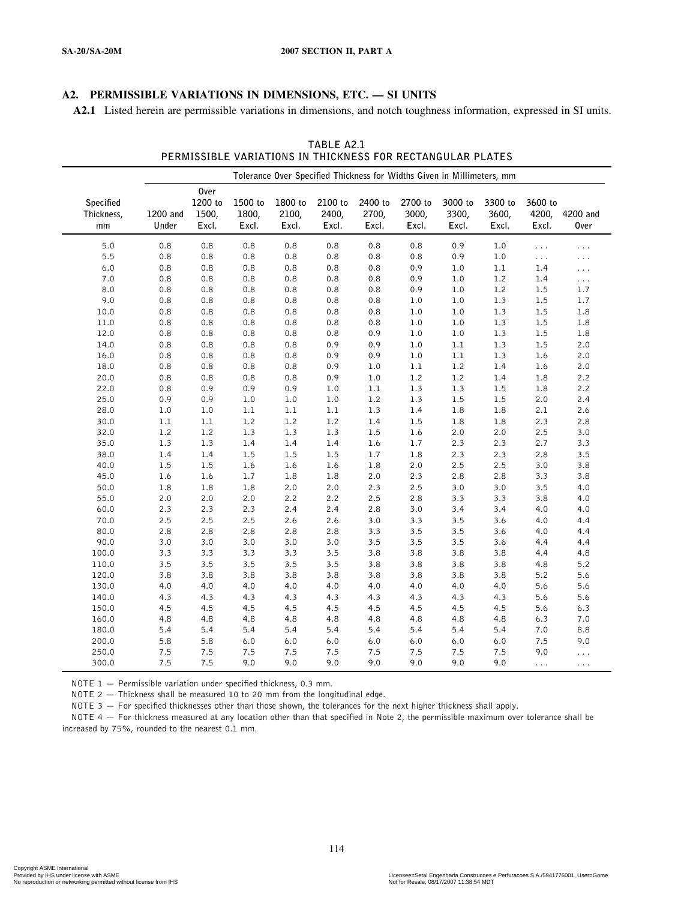## A2. PERMISSIBLE VARIATIONS IN DIMENSIONS, ETC. — SI UNITS

**A2.1** Listed herein are permissible variations in dimensions, and notch toughness information, expressed in SI units.

**TABLE A2.1**
**PERMISSIBLE VARIATIONS IN THICKNESS FOR RECTANGULAR PLATES**

| | Tolerance Over Specified Thickness for Widths Given in Millimeters, mm | | | | | | | | | | |
|---|---|---|---|---|---|---|---|---|---|---|---|
| Specified Thickness, mm | 1200 and Under | Over 1200 to 1500, Excl. | 1500 to 1800, Excl. | 1800 to 2100, Excl. | 2100 to 2400, Excl. | 2400 to 2700, Excl. | 2700 to 3000, Excl. | 3000 to 3300, Excl. | 3300 to 3600, Excl. | 3600 to 4200, Excl. | 4200 and Over |
| 5.0 | 0.8 | 0.8 | 0.8 | 0.8 | 0.8 | 0.8 | 0.8 | 0.9 | 1.0 | . . . | . . . |
| 5.5 | 0.8 | 0.8 | 0.8 | 0.8 | 0.8 | 0.8 | 0.8 | 0.9 | 1.0 | . . . | . . . |
| 6.0 | 0.8 | 0.8 | 0.8 | 0.8 | 0.8 | 0.8 | 0.9 | 1.0 | 1.1 | 1.4 | . . . |
| 7.0 | 0.8 | 0.8 | 0.8 | 0.8 | 0.8 | 0.8 | 0.9 | 1.0 | 1.2 | 1.4 | . . . |
| 8.0 | 0.8 | 0.8 | 0.8 | 0.8 | 0.8 | 0.8 | 0.9 | 1.0 | 1.2 | 1.5 | 1.7 |
| 9.0 | 0.8 | 0.8 | 0.8 | 0.8 | 0.8 | 0.8 | 1.0 | 1.0 | 1.3 | 1.5 | 1.7 |
| 10.0 | 0.8 | 0.8 | 0.8 | 0.8 | 0.8 | 0.8 | 1.0 | 1.0 | 1.3 | 1.5 | 1.8 |
| 11.0 | 0.8 | 0.8 | 0.8 | 0.8 | 0.8 | 0.8 | 1.0 | 1.0 | 1.3 | 1.5 | 1.8 |
| 12.0 | 0.8 | 0.8 | 0.8 | 0.8 | 0.8 | 0.9 | 1.0 | 1.0 | 1.3 | 1.5 | 1.8 |
| 14.0 | 0.8 | 0.8 | 0.8 | 0.8 | 0.9 | 0.9 | 1.0 | 1.1 | 1.3 | 1.5 | 2.0 |
| 16.0 | 0.8 | 0.8 | 0.8 | 0.8 | 0.9 | 0.9 | 1.0 | 1.1 | 1.3 | 1.6 | 2.0 |
| 18.0 | 0.8 | 0.8 | 0.8 | 0.8 | 0.9 | 1.0 | 1.1 | 1.2 | 1.4 | 1.6 | 2.0 |
| 20.0 | 0.8 | 0.8 | 0.8 | 0.8 | 0.9 | 1.0 | 1.2 | 1.2 | 1.4 | 1.8 | 2.2 |
| 22.0 | 0.8 | 0.9 | 0.9 | 0.9 | 1.0 | 1.1 | 1.3 | 1.3 | 1.5 | 1.8 | 2.2 |
| 25.0 | 0.9 | 0.9 | 1.0 | 1.0 | 1.0 | 1.2 | 1.3 | 1.5 | 1.5 | 2.0 | 2.4 |
| 28.0 | 1.0 | 1.0 | 1.1 | 1.1 | 1.1 | 1.3 | 1.4 | 1.8 | 1.8 | 2.1 | 2.6 |
| 30.0 | 1.1 | 1.1 | 1.2 | 1.2 | 1.2 | 1.4 | 1.5 | 1.8 | 1.8 | 2.3 | 2.8 |
| 32.0 | 1.2 | 1.2 | 1.3 | 1.3 | 1.3 | 1.5 | 1.6 | 2.0 | 2.0 | 2.5 | 3.0 |
| 35.0 | 1.3 | 1.3 | 1.4 | 1.4 | 1.4 | 1.6 | 1.7 | 2.3 | 2.3 | 2.7 | 3.3 |
| 38.0 | 1.4 | 1.4 | 1.5 | 1.5 | 1.5 | 1.7 | 1.8 | 2.3 | 2.3 | 2.8 | 3.5 |
| 40.0 | 1.5 | 1.5 | 1.6 | 1.6 | 1.6 | 1.8 | 2.0 | 2.5 | 2.5 | 3.0 | 3.8 |
| 45.0 | 1.6 | 1.6 | 1.7 | 1.8 | 1.8 | 2.0 | 2.3 | 2.8 | 2.8 | 3.3 | 3.8 |
| 50.0 | 1.8 | 1.8 | 1.8 | 2.0 | 2.0 | 2.3 | 2.5 | 3.0 | 3.0 | 3.5 | 4.0 |
| 55.0 | 2.0 | 2.0 | 2.0 | 2.2 | 2.2 | 2.5 | 2.8 | 3.3 | 3.3 | 3.8 | 4.0 |
| 60.0 | 2.3 | 2.3 | 2.3 | 2.4 | 2.4 | 2.8 | 3.0 | 3.4 | 3.4 | 4.0 | 4.0 |
| 70.0 | 2.5 | 2.5 | 2.5 | 2.6 | 2.6 | 3.0 | 3.3 | 3.5 | 3.6 | 4.0 | 4.4 |
| 80.0 | 2.8 | 2.8 | 2.8 | 2.8 | 2.8 | 3.3 | 3.5 | 3.5 | 3.6 | 4.0 | 4.4 |
| 90.0 | 3.0 | 3.0 | 3.0 | 3.0 | 3.0 | 3.5 | 3.5 | 3.5 | 3.6 | 4.4 | 4.4 |
| 100.0 | 3.3 | 3.3 | 3.3 | 3.3 | 3.5 | 3.8 | 3.8 | 3.8 | 3.8 | 4.4 | 4.8 |
| 110.0 | 3.5 | 3.5 | 3.5 | 3.5 | 3.5 | 3.8 | 3.8 | 3.8 | 3.8 | 4.8 | 5.2 |
| 120.0 | 3.8 | 3.8 | 3.8 | 3.8 | 3.8 | 3.8 | 3.8 | 3.8 | 3.8 | 5.2 | 5.6 |
| 130.0 | 4.0 | 4.0 | 4.0 | 4.0 | 4.0 | 4.0 | 4.0 | 4.0 | 4.0 | 5.6 | 5.6 |
| 140.0 | 4.3 | 4.3 | 4.3 | 4.3 | 4.3 | 4.3 | 4.3 | 4.3 | 4.3 | 5.6 | 5.6 |
| 150.0 | 4.5 | 4.5 | 4.5 | 4.5 | 4.5 | 4.5 | 4.5 | 4.5 | 4.5 | 5.6 | 6.3 |
| 160.0 | 4.8 | 4.8 | 4.8 | 4.8 | 4.8 | 4.8 | 4.8 | 4.8 | 4.8 | 6.3 | 7.0 |
| 180.0 | 5.4 | 5.4 | 5.4 | 5.4 | 5.4 | 5.4 | 5.4 | 5.4 | 5.4 | 7.0 | 8.8 |
| 200.0 | 5.8 | 5.8 | 6.0 | 6.0 | 6.0 | 6.0 | 6.0 | 6.0 | 6.0 | 7.5 | 9.0 |
| 250.0 | 7.5 | 7.5 | 7.5 | 7.5 | 7.5 | 7.5 | 7.5 | 7.5 | 7.5 | 9.0 | . . . |
| 300.0 | 7.5 | 7.5 | 9.0 | 9.0 | 9.0 | 9.0 | 9.0 | 9.0 | 9.0 | . . . | . . . |

NOTE 1 — Permissible variation under specified thickness, 0.3 mm.

NOTE 2 — Thickness shall be measured 10 to 20 mm from the longitudinal edge.

NOTE 3 — For specified thicknesses other than those shown, the tolerances for the next higher thickness shall apply.

NOTE 4 — For thickness measured at any location other than that specified in Note 2, the permissible maximum over tolerance shall be increased by 75%, rounded to the nearest 0.1 mm.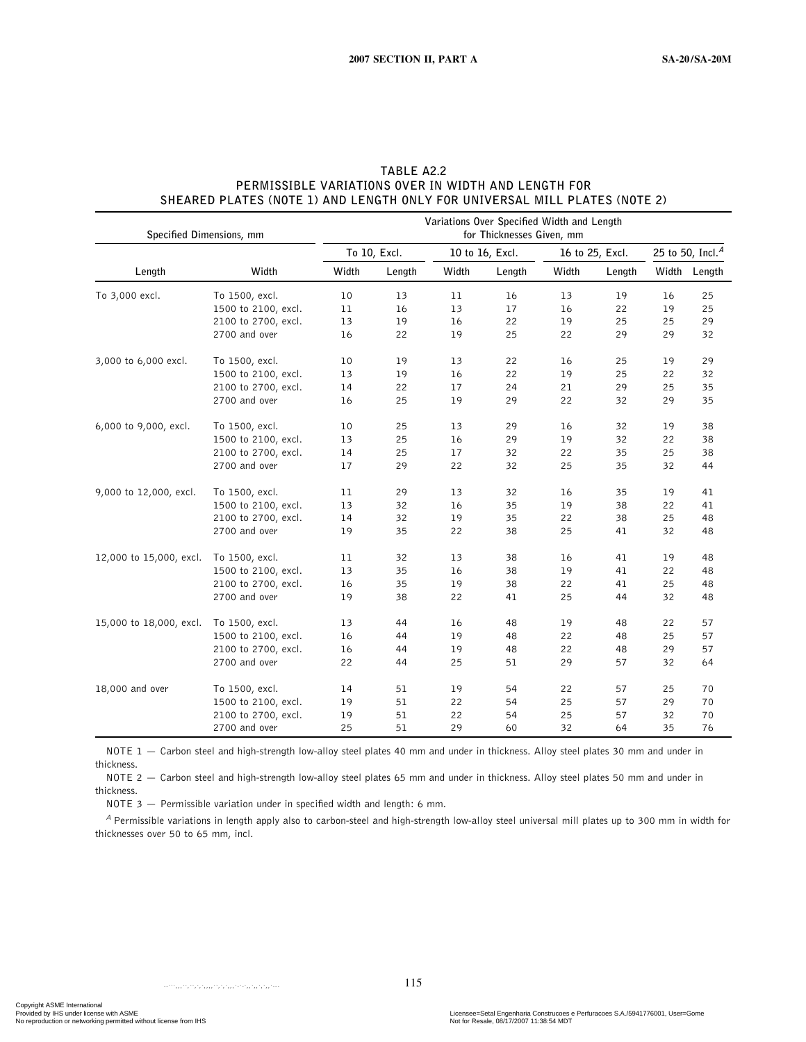**TABLE A2.2**
**PERMISSIBLE VARIATIONS OVER IN WIDTH AND LENGTH FOR SHEARED PLATES (NOTE 1) AND LENGTH ONLY FOR UNIVERSAL MILL PLATES (NOTE 2)**

| Specified Dimensions, mm | | Variations Over Specified Width and Length for Thicknesses Given, mm | | | | | | | |
|---|---|---|---|---|---|---|---|---|---|
| | | To 10, Excl. | | 10 to 16, Excl. | | 16 to 25, Excl. | | 25 to 50, Incl.[A] | |
| Length | Width | Width | Length | Width | Length | Width | Length | Width | Length |
| To 3,000 excl. | To 1500, excl. | 10 | 13 | 11 | 16 | 13 | 19 | 16 | 25 |
| | 1500 to 2100, excl. | 11 | 16 | 13 | 17 | 16 | 22 | 19 | 25 |
| | 2100 to 2700, excl. | 13 | 19 | 16 | 22 | 19 | 25 | 25 | 29 |
| | 2700 and over | 16 | 22 | 19 | 25 | 22 | 29 | 29 | 32 |
| 3,000 to 6,000 excl. | To 1500, excl. | 10 | 19 | 13 | 22 | 16 | 25 | 19 | 29 |
| | 1500 to 2100, excl. | 13 | 19 | 16 | 22 | 19 | 25 | 22 | 32 |
| | 2100 to 2700, excl. | 14 | 22 | 17 | 24 | 21 | 29 | 25 | 35 |
| | 2700 and over | 16 | 25 | 19 | 29 | 22 | 32 | 29 | 35 |
| 6,000 to 9,000, excl. | To 1500, excl. | 10 | 25 | 13 | 29 | 16 | 32 | 19 | 38 |
| | 1500 to 2100, excl. | 13 | 25 | 16 | 29 | 19 | 32 | 22 | 38 |
| | 2100 to 2700, excl. | 14 | 25 | 17 | 32 | 22 | 35 | 25 | 38 |
| | 2700 and over | 17 | 29 | 22 | 32 | 25 | 35 | 32 | 44 |
| 9,000 to 12,000, excl. | To 1500, excl. | 11 | 29 | 13 | 32 | 16 | 35 | 19 | 41 |
| | 1500 to 2100, excl. | 13 | 32 | 16 | 35 | 19 | 38 | 22 | 41 |
| | 2100 to 2700, excl. | 14 | 32 | 19 | 35 | 22 | 38 | 25 | 48 |
| | 2700 and over | 19 | 35 | 22 | 38 | 25 | 41 | 32 | 48 |
| 12,000 to 15,000, excl. | To 1500, excl. | 11 | 32 | 13 | 38 | 16 | 41 | 19 | 48 |
| | 1500 to 2100, excl. | 13 | 35 | 16 | 38 | 19 | 41 | 22 | 48 |
| | 2100 to 2700, excl. | 16 | 35 | 19 | 38 | 22 | 41 | 25 | 48 |
| | 2700 and over | 19 | 38 | 22 | 41 | 25 | 44 | 32 | 48 |
| 15,000 to 18,000, excl. | To 1500, excl. | 13 | 44 | 16 | 48 | 19 | 48 | 22 | 57 |
| | 1500 to 2100, excl. | 16 | 44 | 19 | 48 | 22 | 48 | 25 | 57 |
| | 2100 to 2700, excl. | 16 | 44 | 19 | 48 | 22 | 48 | 29 | 57 |
| | 2700 and over | 22 | 44 | 25 | 51 | 29 | 57 | 32 | 64 |
| 18,000 and over | To 1500, excl. | 14 | 51 | 19 | 54 | 22 | 57 | 25 | 70 |
| | 1500 to 2100, excl. | 19 | 51 | 22 | 54 | 25 | 57 | 29 | 70 |
| | 2100 to 2700, excl. | 19 | 51 | 22 | 54 | 25 | 57 | 32 | 70 |
| | 2700 and over | 25 | 51 | 29 | 60 | 32 | 64 | 35 | 76 |

NOTE 1 — Carbon steel and high-strength low-alloy steel plates 40 mm and under in thickness. Alloy steel plates 30 mm and under in thickness.

NOTE 2 — Carbon steel and high-strength low-alloy steel plates 65 mm and under in thickness. Alloy steel plates 50 mm and under in thickness.

NOTE 3 — Permissible variation under in specified width and length: 6 mm.

[A] Permissible variations in length apply also to carbon-steel and high-strength low-alloy steel universal mill plates up to 300 mm in width for thicknesses over 50 to 65 mm, incl.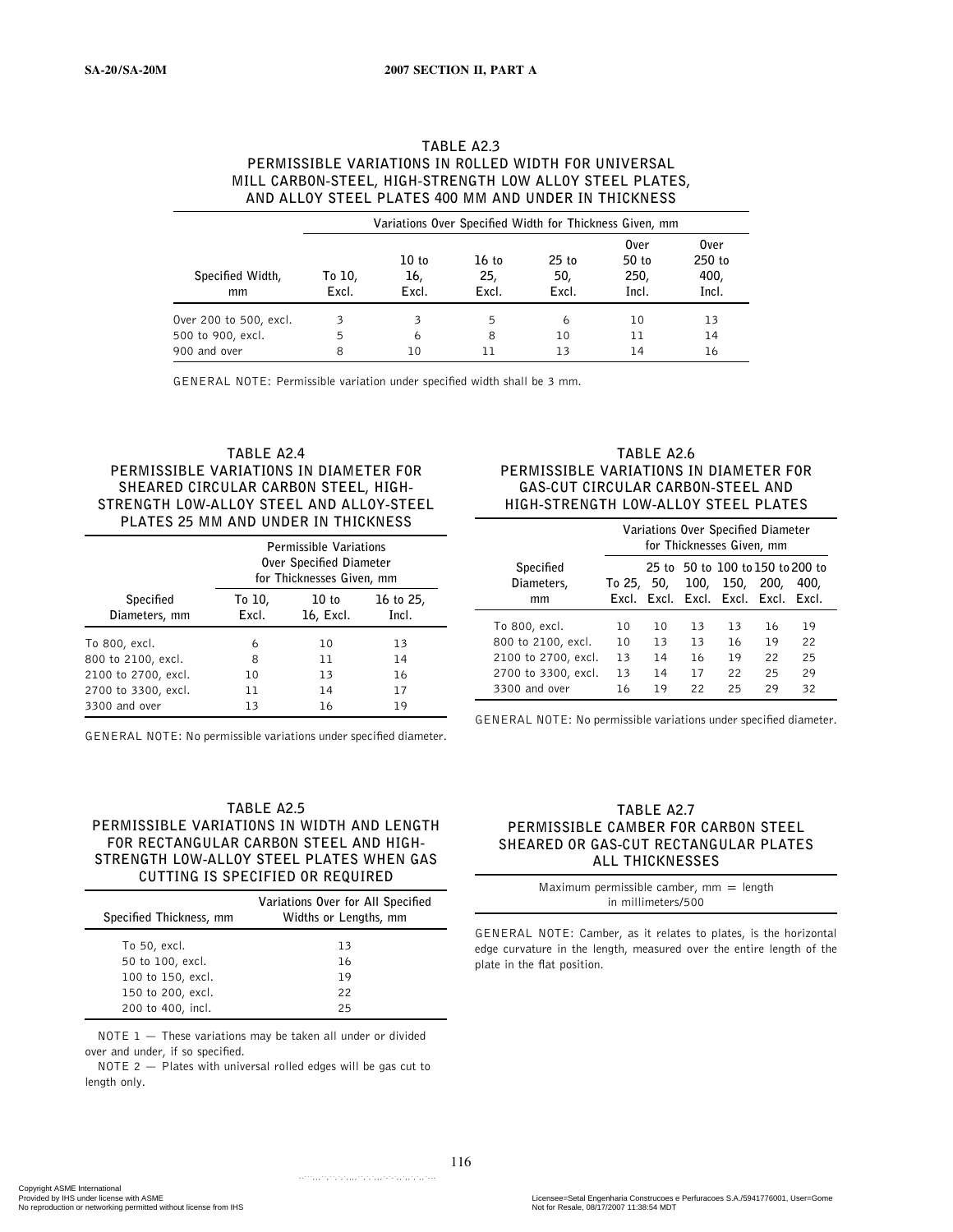### TABLE A2.3
### PERMISSIBLE VARIATIONS IN ROLLED WIDTH FOR UNIVERSAL MILL CARBON-STEEL, HIGH-STRENGTH LOW ALLOY STEEL PLATES, AND ALLOY STEEL PLATES 400 MM AND UNDER IN THICKNESS

| Specified Width, mm | Variations Over Specified Width for Thickness Given, mm | | | | | |
|---|---|---|---|---|---|---|
| | To 10, Excl. | 10 to 16, Excl. | 16 to 25, Excl. | 25 to 50, Excl. | Over 50 to 250, Incl. | Over 250 to 400, Incl. |
| Over 200 to 500, excl. | 3 | 3 | 5 | 6 | 10 | 13 |
| 500 to 900, excl. | 5 | 6 | 8 | 10 | 11 | 14 |
| 900 and over | 8 | 10 | 11 | 13 | 14 | 16 |

GENERAL NOTE: Permissible variation under specified width shall be 3 mm.

### TABLE A2.4
### PERMISSIBLE VARIATIONS IN DIAMETER FOR SHEARED CIRCULAR CARBON STEEL, HIGH-STRENGTH LOW-ALLOY STEEL AND ALLOY-STEEL PLATES 25 MM AND UNDER IN THICKNESS

| Specified Diameters, mm | Permissible Variations Over Specified Diameter for Thicknesses Given, mm | | |
|---|---|---|---|
| | To 10, Excl. | 10 to 16, Excl. | 16 to 25, Incl. |
| To 800, excl. | 6 | 10 | 13 |
| 800 to 2100, excl. | 8 | 11 | 14 |
| 2100 to 2700, excl. | 10 | 13 | 16 |
| 2700 to 3300, excl. | 11 | 14 | 17 |
| 3300 and over | 13 | 16 | 19 |

GENERAL NOTE: No permissible variations under specified diameter.

### TABLE A2.5
### PERMISSIBLE VARIATIONS IN WIDTH AND LENGTH FOR RECTANGULAR CARBON STEEL AND HIGH-STRENGTH LOW-ALLOY STEEL PLATES WHEN GAS CUTTING IS SPECIFIED OR REQUIRED

| Specified Thickness, mm | Variations Over for All Specified Widths or Lengths, mm |
|---|---|
| To 50, excl. | 13 |
| 50 to 100, excl. | 16 |
| 100 to 150, excl. | 19 |
| 150 to 200, excl. | 22 |
| 200 to 400, incl. | 25 |

NOTE 1 — These variations may be taken all under or divided over and under, if so specified.

NOTE 2 — Plates with universal rolled edges will be gas cut to length only.

### TABLE A2.6
### PERMISSIBLE VARIATIONS IN DIAMETER FOR GAS-CUT CIRCULAR CARBON-STEEL AND HIGH-STRENGTH LOW-ALLOY STEEL PLATES

| Specified Diameters, mm | Variations Over Specified Diameter for Thicknesses Given, mm | | | | | |
|---|---|---|---|---|---|---|
| | To 25, Excl. | 25 to 50, Excl. | 50 to 100, Excl. | 100 to 150, Excl. | 150 to 200, Excl. | 200 to 400, Excl. |
| To 800, excl. | 10 | 10 | 13 | 13 | 16 | 19 |
| 800 to 2100, excl. | 10 | 13 | 13 | 16 | 19 | 22 |
| 2100 to 2700, excl. | 13 | 14 | 16 | 19 | 22 | 25 |
| 2700 to 3300, excl. | 13 | 14 | 17 | 22 | 25 | 29 |
| 3300 and over | 16 | 19 | 22 | 25 | 29 | 32 |

GENERAL NOTE: No permissible variations under specified diameter.

### TABLE A2.7
### PERMISSIBLE CAMBER FOR CARBON STEEL SHEARED OR GAS-CUT RECTANGULAR PLATES ALL THICKNESSES

| Maximum permissible camber, mm = length in millimeters/500 |
|---|

GENERAL NOTE: Camber, as it relates to plates, is the horizontal edge curvature in the length, measured over the entire length of the plate in the flat position.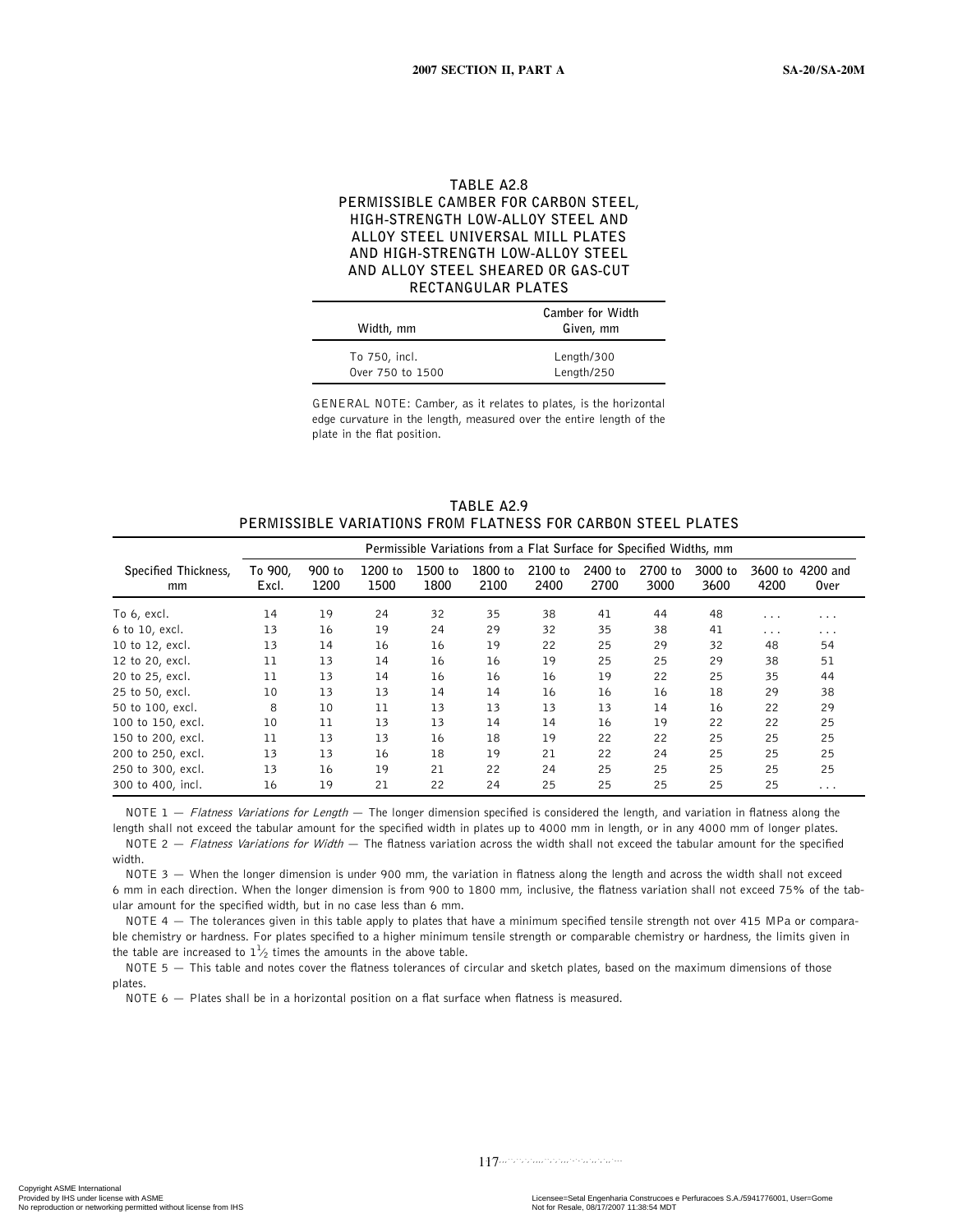## TABLE A2.8
## PERMISSIBLE CAMBER FOR CARBON STEEL, HIGH-STRENGTH LOW-ALLOY STEEL AND ALLOY STEEL UNIVERSAL MILL PLATES AND HIGH-STRENGTH LOW-ALLOY STEEL AND ALLOY STEEL SHEARED OR GAS-CUT RECTANGULAR PLATES

| Width, mm | Camber for Width Given, mm |
|---|---|
| To 750, incl. | Length/300 |
| Over 750 to 1500 | Length/250 |

GENERAL NOTE: Camber, as it relates to plates, is the horizontal edge curvature in the length, measured over the entire length of the plate in the flat position.

## TABLE A2.9
## PERMISSIBLE VARIATIONS FROM FLATNESS FOR CARBON STEEL PLATES

| Specified Thickness, mm | Permissible Variations from a Flat Surface for Specified Widths, mm | | | | | | | | | | |
|---|---|---|---|---|---|---|---|---|---|---|---|
| | To 900, Excl. | 900 to 1200 | 1200 to 1500 | 1500 to 1800 | 1800 to 2100 | 2100 to 2400 | 2400 to 2700 | 2700 to 3000 | 3000 to 3600 | 3600 to 4200 | 4200 and Over |
| To 6, excl. | 14 | 19 | 24 | 32 | 35 | 38 | 41 | 44 | 48 | . . . | . . . |
| 6 to 10, excl. | 13 | 16 | 19 | 24 | 29 | 32 | 35 | 38 | 41 | . . . | . . . |
| 10 to 12, excl. | 13 | 14 | 16 | 16 | 19 | 22 | 25 | 29 | 32 | 48 | 54 |
| 12 to 20, excl. | 11 | 13 | 14 | 16 | 16 | 19 | 25 | 25 | 29 | 38 | 51 |
| 20 to 25, excl. | 11 | 13 | 14 | 16 | 16 | 16 | 19 | 22 | 25 | 35 | 44 |
| 25 to 50, excl. | 10 | 13 | 13 | 14 | 14 | 16 | 16 | 16 | 18 | 29 | 38 |
| 50 to 100, excl. | 8 | 10 | 11 | 13 | 13 | 13 | 13 | 14 | 16 | 22 | 29 |
| 100 to 150, excl. | 10 | 11 | 13 | 13 | 14 | 14 | 16 | 19 | 22 | 22 | 25 |
| 150 to 200, excl. | 11 | 13 | 13 | 16 | 18 | 19 | 22 | 22 | 25 | 25 | 25 |
| 200 to 250, excl. | 13 | 13 | 16 | 18 | 19 | 21 | 22 | 24 | 25 | 25 | 25 |
| 250 to 300, excl. | 13 | 16 | 19 | 21 | 22 | 24 | 25 | 25 | 25 | 25 | 25 |
| 300 to 400, incl. | 16 | 19 | 21 | 22 | 24 | 25 | 25 | 25 | 25 | 25 | . . . |

NOTE 1 — *Flatness Variations for Length* — The longer dimension specified is considered the length, and variation in flatness along the length shall not exceed the tabular amount for the specified width in plates up to 4000 mm in length, or in any 4000 mm of longer plates.

NOTE 2 — *Flatness Variations for Width* — The flatness variation across the width shall not exceed the tabular amount for the specified width.

NOTE 3 — When the longer dimension is under 900 mm, the variation in flatness along the length and across the width shall not exceed 6 mm in each direction. When the longer dimension is from 900 to 1800 mm, inclusive, the flatness variation shall not exceed 75% of the tabular amount for the specified width, but in no case less than 6 mm.

NOTE 4 — The tolerances given in this table apply to plates that have a minimum specified tensile strength not over 415 MPa or comparable chemistry or hardness. For plates specified to a higher minimum tensile strength or comparable chemistry or hardness, the limits given in the table are increased to $1\frac{1}{2}$ times the amounts in the above table.

NOTE 5 — This table and notes cover the flatness tolerances of circular and sketch plates, based on the maximum dimensions of those plates.

NOTE 6 — Plates shall be in a horizontal position on a flat surface when flatness is measured.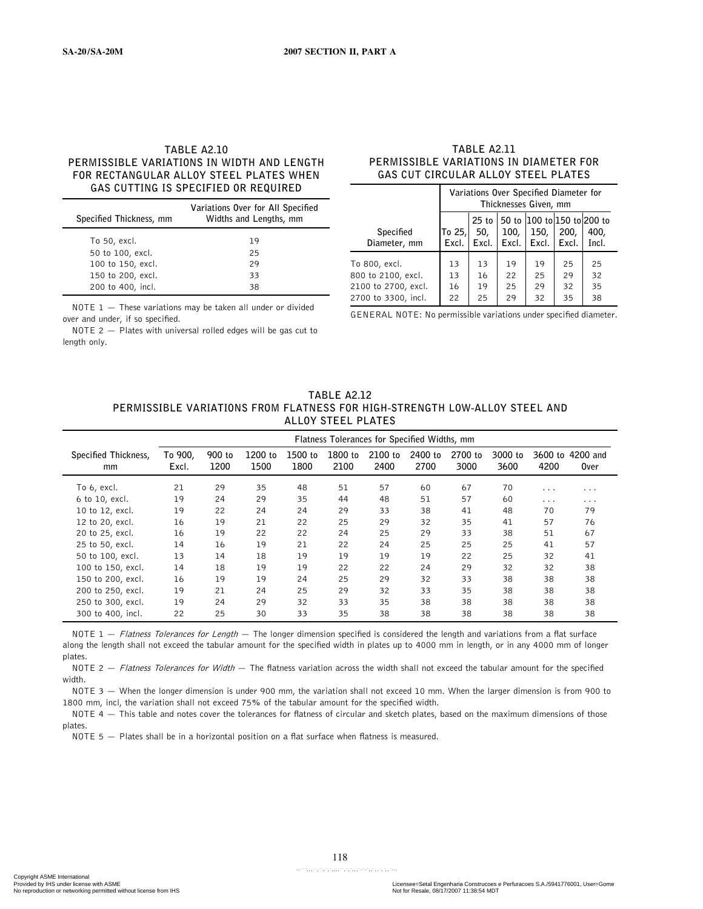## TABLE A2.10
## PERMISSIBLE VARIATIONS IN WIDTH AND LENGTH FOR RECTANGULAR ALLOY STEEL PLATES WHEN GAS CUTTING IS SPECIFIED OR REQUIRED

| Specified Thickness, mm | Variations Over for All Specified Widths and Lengths, mm |
|---|---|
| To 50, excl. | 19 |
| 50 to 100, excl. | 25 |
| 100 to 150, excl. | 29 |
| 150 to 200, excl. | 33 |
| 200 to 400, incl. | 38 |

NOTE 1 — These variations may be taken all under or divided over and under, if so specified.

NOTE 2 — Plates with universal rolled edges will be gas cut to length only.

## TABLE A2.11
## PERMISSIBLE VARIATIONS IN DIAMETER FOR GAS CUT CIRCULAR ALLOY STEEL PLATES

| Specified Diameter, mm | Variations Over Specified Diameter for Thicknesses Given, mm | | | | | |
|---|---|---|---|---|---|---|
| | To 25, Excl. | 25 to 50, Excl. | 50 to 100, Excl. | 100 to 150, Excl. | 150 to 200, Excl. | 200 to 400, Incl. |
| To 800, excl. | 13 | 13 | 19 | 19 | 25 | 25 |
| 800 to 2100, excl. | 13 | 16 | 22 | 25 | 29 | 32 |
| 2100 to 2700, excl. | 16 | 19 | 25 | 29 | 32 | 35 |
| 2700 to 3300, incl. | 22 | 25 | 29 | 32 | 35 | 38 |

GENERAL NOTE: No permissible variations under specified diameter.

## TABLE A2.12
## PERMISSIBLE VARIATIONS FROM FLATNESS FOR HIGH-STRENGTH LOW-ALLOY STEEL AND ALLOY STEEL PLATES

| Specified Thickness, mm | Flatness Tolerances for Specified Widths, mm | | | | | | | | | | |
|---|---|---|---|---|---|---|---|---|---|---|---|
| | To 900, Excl. | 900 to 1200 | 1200 to 1500 | 1500 to 1800 | 1800 to 2100 | 2100 to 2400 | 2400 to 2700 | 2700 to 3000 | 3000 to 3600 | 3600 to 4200 | 4200 and Over |
| To 6, excl. | 21 | 29 | 35 | 48 | 51 | 57 | 60 | 67 | 70 | ... | ... |
| 6 to 10, excl. | 19 | 24 | 29 | 35 | 44 | 48 | 51 | 57 | 60 | ... | ... |
| 10 to 12, excl. | 19 | 22 | 24 | 24 | 29 | 33 | 38 | 41 | 48 | 70 | 79 |
| 12 to 20, excl. | 16 | 19 | 21 | 22 | 25 | 29 | 32 | 35 | 41 | 57 | 76 |
| 20 to 25, excl. | 16 | 19 | 22 | 22 | 24 | 25 | 29 | 33 | 38 | 51 | 67 |
| 25 to 50, excl. | 14 | 16 | 19 | 21 | 22 | 24 | 25 | 25 | 25 | 41 | 57 |
| 50 to 100, excl. | 13 | 14 | 18 | 19 | 19 | 19 | 19 | 22 | 25 | 32 | 41 |
| 100 to 150, excl. | 14 | 18 | 19 | 19 | 22 | 22 | 24 | 29 | 32 | 32 | 38 |
| 150 to 200, excl. | 16 | 19 | 19 | 24 | 25 | 29 | 32 | 33 | 38 | 38 | 38 |
| 200 to 250, excl. | 19 | 21 | 24 | 25 | 29 | 32 | 33 | 35 | 38 | 38 | 38 |
| 250 to 300, excl. | 19 | 24 | 29 | 32 | 33 | 35 | 38 | 38 | 38 | 38 | 38 |
| 300 to 400, incl. | 22 | 25 | 30 | 33 | 35 | 38 | 38 | 38 | 38 | 38 | 38 |

NOTE 1 — *Flatness Tolerances for Length* — The longer dimension specified is considered the length and variations from a flat surface along the length shall not exceed the tabular amount for the specified width in plates up to 4000 mm in length, or in any 4000 mm of longer plates.

NOTE 2 — *Flatness Tolerances for Width* — The flatness variation across the width shall not exceed the tabular amount for the specified width.

NOTE 3 — When the longer dimension is under 900 mm, the variation shall not exceed 10 mm. When the larger dimension is from 900 to 1800 mm, incl, the variation shall not exceed 75% of the tabular amount for the specified width.

NOTE 4 — This table and notes cover the tolerances for flatness of circular and sketch plates, based on the maximum dimensions of those plates.

NOTE 5 — Plates shall be in a horizontal position on a flat surface when flatness is measured.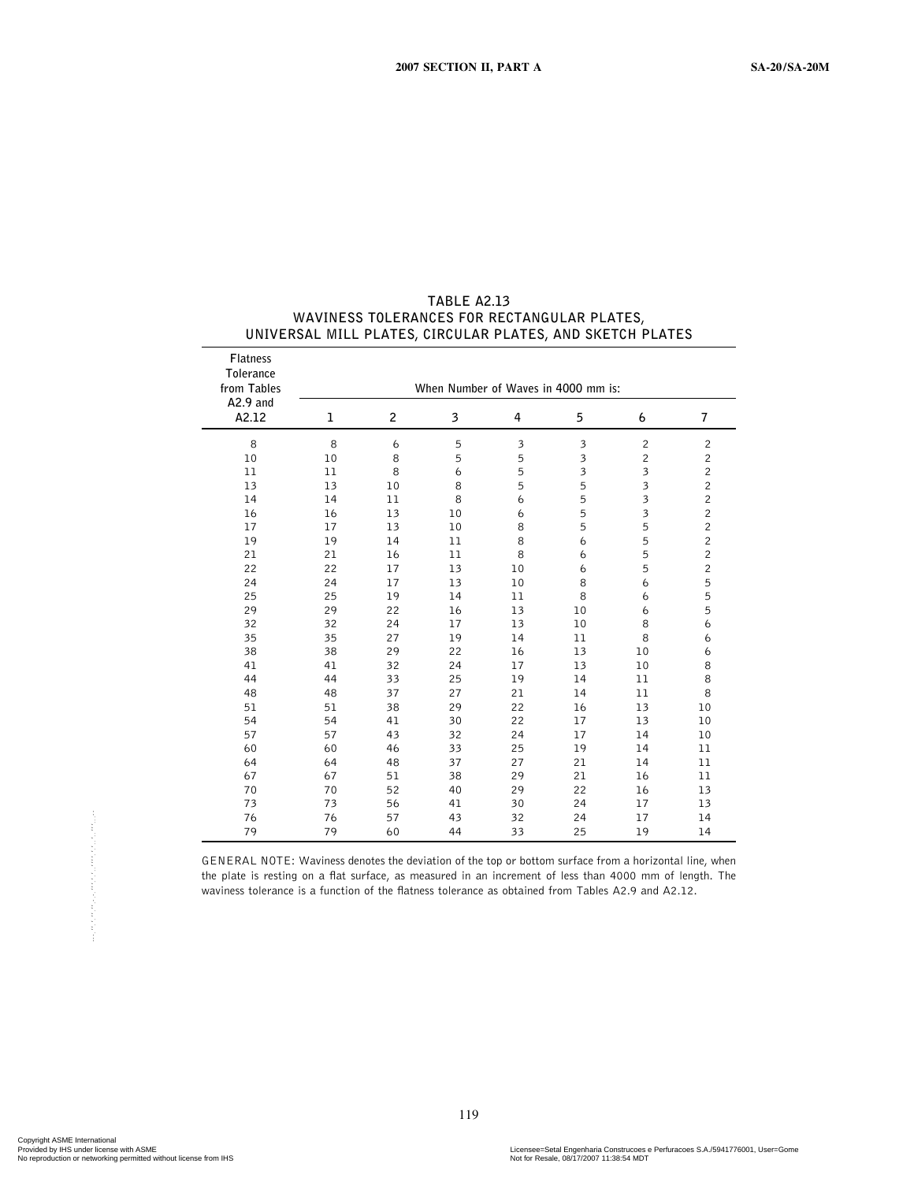## TABLE A2.13
## WAVINESS TOLERANCES FOR RECTANGULAR PLATES, UNIVERSAL MILL PLATES, CIRCULAR PLATES, AND SKETCH PLATES

| Flatness Tolerance from Tables A2.9 and A2.12 | When Number of Waves in 4000 mm is: | | | | | | |
|---|---|---|---|---|---|---|---|
| | 1 | 2 | 3 | 4 | 5 | 6 | 7 |
| 8 | 8 | 6 | 5 | 3 | 3 | 2 | 2 |
| 10 | 10 | 8 | 5 | 5 | 3 | 2 | 2 |
| 11 | 11 | 8 | 6 | 5 | 3 | 3 | 2 |
| 13 | 13 | 10 | 8 | 5 | 5 | 3 | 2 |
| 14 | 14 | 11 | 8 | 6 | 5 | 3 | 2 |
| 16 | 16 | 13 | 10 | 6 | 5 | 3 | 2 |
| 17 | 17 | 13 | 10 | 8 | 5 | 5 | 2 |
| 19 | 19 | 14 | 11 | 8 | 6 | 5 | 2 |
| 21 | 21 | 16 | 11 | 8 | 6 | 5 | 2 |
| 22 | 22 | 17 | 13 | 10 | 6 | 5 | 2 |
| 24 | 24 | 17 | 13 | 10 | 8 | 6 | 5 |
| 25 | 25 | 19 | 14 | 11 | 8 | 6 | 5 |
| 29 | 29 | 22 | 16 | 13 | 10 | 6 | 5 |
| 32 | 32 | 24 | 17 | 13 | 10 | 8 | 6 |
| 35 | 35 | 27 | 19 | 14 | 11 | 8 | 6 |
| 38 | 38 | 29 | 22 | 16 | 13 | 10 | 6 |
| 41 | 41 | 32 | 24 | 17 | 13 | 10 | 8 |
| 44 | 44 | 33 | 25 | 19 | 14 | 11 | 8 |
| 48 | 48 | 37 | 27 | 21 | 14 | 11 | 8 |
| 51 | 51 | 38 | 29 | 22 | 16 | 13 | 10 |
| 54 | 54 | 41 | 30 | 22 | 17 | 13 | 10 |
| 57 | 57 | 43 | 32 | 24 | 17 | 14 | 10 |
| 60 | 60 | 46 | 33 | 25 | 19 | 14 | 11 |
| 64 | 64 | 48 | 37 | 27 | 21 | 14 | 11 |
| 67 | 67 | 51 | 38 | 29 | 21 | 16 | 11 |
| 70 | 70 | 52 | 40 | 29 | 22 | 16 | 13 |
| 73 | 73 | 56 | 41 | 30 | 24 | 17 | 13 |
| 76 | 76 | 57 | 43 | 32 | 24 | 17 | 14 |
| 79 | 79 | 60 | 44 | 33 | 25 | 19 | 14 |

GENERAL NOTE: Waviness denotes the deviation of the top or bottom surface from a horizontal line, when the plate is resting on a flat surface, as measured in an increment of less than 4000 mm of length. The waviness tolerance is a function of the flatness tolerance as obtained from Tables A2.9 and A2.12.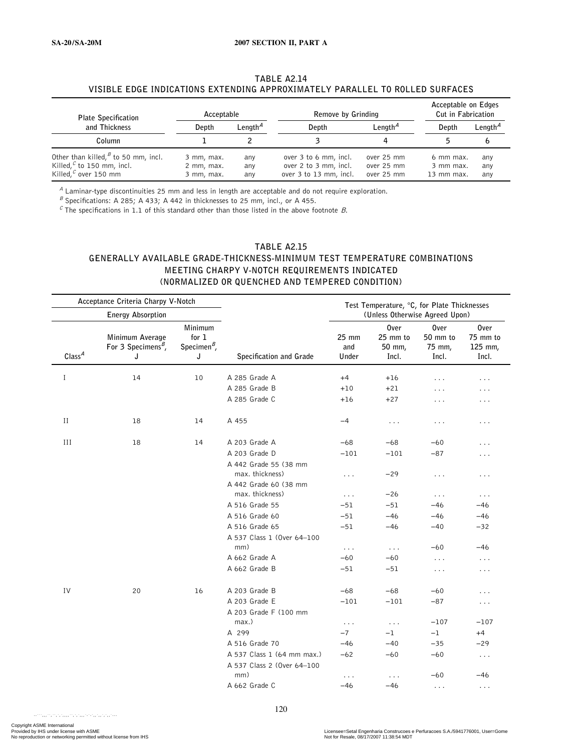### TABLE A2.14
### VISIBLE EDGE INDICATIONS EXTENDING APPROXIMATELY PARALLEL TO ROLLED SURFACES

| Plate Specification and Thickness | Acceptable | | Remove by Grinding | | Acceptable on Edges Cut in Fabrication | |
|---|---|---|---|---|---|---|
| | Depth | Length[A] | Depth | Length[A] | Depth | Length[A] |
| Column | 1 | 2 | 3 | 4 | 5 | 6 |
| Other than killed,[B] to 50 mm, incl. | 3 mm, max. | any | over 3 to 6 mm, incl. | over 25 mm | 6 mm max. | any |
| Killed,[C] to 150 mm, incl. | 2 mm, max. | any | over 2 to 3 mm, incl. | over 25 mm | 3 mm max. | any |
| Killed,[C] over 150 mm | 3 mm, max. | any | over 3 to 13 mm, incl. | over 25 mm | 13 mm max. | any |

[A] Laminar-type discontinuities 25 mm and less in length are acceptable and do not require exploration.
[B] Specifications: A 285; A 433; A 442 in thicknesses to 25 mm, incl., or A 455.
[C] The specifications in 1.1 of this standard other than those listed in the above footnote *B*.

### TABLE A2.15
### GENERALLY AVAILABLE GRADE-THICKNESS-MINIMUM TEST TEMPERATURE COMBINATIONS MEETING CHARPY V-NOTCH REQUIREMENTS INDICATED (NORMALIZED OR QUENCHED AND TEMPERED CONDITION)

| Acceptance Criteria Charpy V-Notch | | | | Test Temperature, °C, for Plate Thicknesses (Unless Otherwise Agreed Upon) | | | |
|---|---|---|---|---|---|---|---|
| | Energy Absorption | | | | | | |
| Class[A] | Minimum Average For 3 Specimens[B], J | Minimum for 1 Specimen[B], J | Specification and Grade | 25 mm and Under | Over 25 mm to 50 mm, Incl. | Over 50 mm to 75 mm, Incl. | Over 75 mm to 125 mm, Incl. |
| I | 14 | 10 | A 285 Grade A | +4 | +16 | . . . | . . . |
| | | | A 285 Grade B | +10 | +21 | . . . | . . . |
| | | | A 285 Grade C | +16 | +27 | . . . | . . . |
| II | 18 | 14 | A 455 | −4 | . . . | . . . | . . . |
| III | 18 | 14 | A 203 Grade A | −68 | −68 | −60 | . . . |
| | | | A 203 Grade D | −101 | −101 | −87 | . . . |
| | | | A 442 Grade 55 (38 mm max. thickness) | . . . | −29 | . . . | . . . |
| | | | A 442 Grade 60 (38 mm max. thickness) | . . . | −26 | . . . | . . . |
| | | | A 516 Grade 55 | −51 | −51 | −46 | −46 |
| | | | A 516 Grade 60 | −51 | −46 | −46 | −46 |
| | | | A 516 Grade 65 | −51 | −46 | −40 | −32 |
| | | | A 537 Class 1 (Over 64–100 mm) | . . . | . . . | −60 | −46 |
| | | | A 662 Grade A | −60 | −60 | . . . | . . . |
| | | | A 662 Grade B | −51 | −51 | . . . | . . . |
| IV | 20 | 16 | A 203 Grade B | −68 | −68 | −60 | . . . |
| | | | A 203 Grade E | −101 | −101 | −87 | . . . |
| | | | A 203 Grade F (100 mm max.) | . . . | . . . | −107 | −107 |
| | | | A 299 | −7 | −1 | −1 | +4 |
| | | | A 516 Grade 70 | −46 | −40 | −35 | −29 |
| | | | A 537 Class 1 (64 mm max.) | −62 | −60 | −60 | . . . |
| | | | A 537 Class 2 (Over 64–100 mm) | . . . | . . . | −60 | −46 |
| | | | A 662 Grade C | −46 | −46 | . . . | . . . |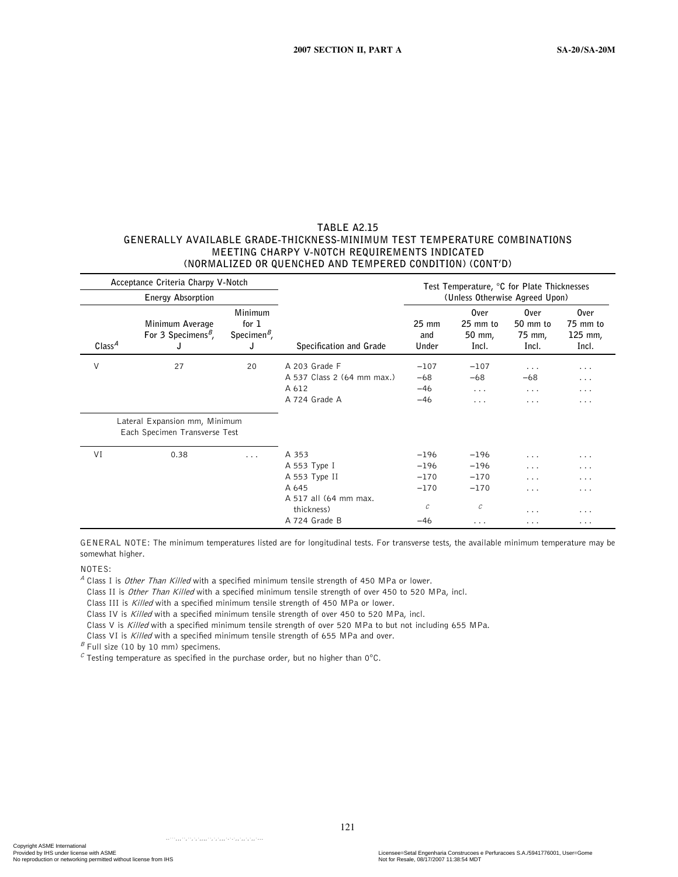## TABLE A2.15
## GENERALLY AVAILABLE GRADE-THICKNESS-MINIMUM TEST TEMPERATURE COMBINATIONS MEETING CHARPY V-NOTCH REQUIREMENTS INDICATED (NORMALIZED OR QUENCHED AND TEMPERED CONDITION) (CONT'D)

| Acceptance Criteria Charpy V-Notch | | | | Test Temperature, °C for Plate Thicknesses (Unless Otherwise Agreed Upon) | | | |
|---|---|---|---|---|---|---|---|
| | Energy Absorption | | | | | | |
| Class[A] | Minimum Average For 3 Specimens[B], J | Minimum for 1 Specimen[B], J | Specification and Grade | 25 mm and Under | Over 25 mm to 50 mm, Incl. | Over 50 mm to 75 mm, Incl. | Over 75 mm to 125 mm, Incl. |
| V | 27 | 20 | A 203 Grade F | −107 | −107 | . . . | . . . |
| | | | A 537 Class 2 (64 mm max.) | −68 | −68 | −68 | . . . |
| | | | A 612 | −46 | . . . | . . . | . . . |
| | | | A 724 Grade A | −46 | . . . | . . . | . . . |
| | Lateral Expansion mm, Minimum Each Specimen Transverse Test | | | | | | |
| VI | 0.38 | . . . | A 353 | −196 | −196 | . . . | . . . |
| | | | A 553 Type I | −196 | −196 | . . . | . . . |
| | | | A 553 Type II | −170 | −170 | . . . | . . . |
| | | | A 645 | −170 | −170 | . . . | . . . |
| | | | A 517 all (64 mm max. thickness) | [C] | [C] | . . . | . . . |
| | | | A 724 Grade B | −46 | . . . | . . . | . . . |

GENERAL NOTE: The minimum temperatures listed are for longitudinal tests. For transverse tests, the available minimum temperature may be somewhat higher.

NOTES:

[A] Class I is *Other Than Killed* with a specified minimum tensile strength of 450 MPa or lower.
Class II is *Other Than Killed* with a specified minimum tensile strength of over 450 to 520 MPa, incl.
Class III is *Killed* with a specified minimum tensile strength of 450 MPa or lower.
Class IV is *Killed* with a specified minimum tensile strength of over 450 to 520 MPa, incl.
Class V is *Killed* with a specified minimum tensile strength of over 520 MPa to but not including 655 MPa.
Class VI is *Killed* with a specified minimum tensile strength of 655 MPa and over.

[B] Full size (10 by 10 mm) specimens.

[C] Testing temperature as specified in the purchase order, but no higher than 0°C.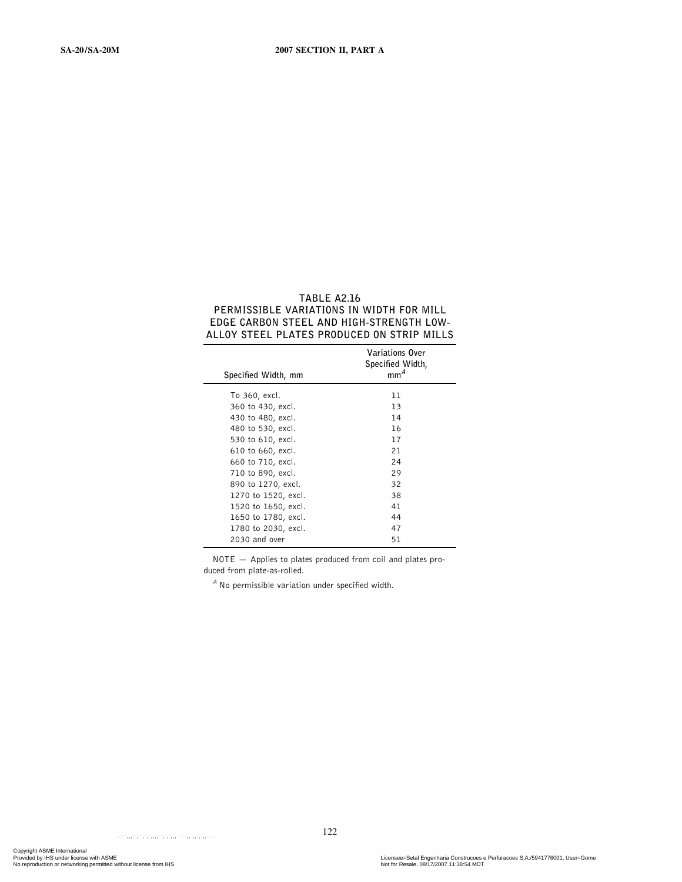### TABLE A2.16
### PERMISSIBLE VARIATIONS IN WIDTH FOR MILL EDGE CARBON STEEL AND HIGH-STRENGTH LOW-ALLOY STEEL PLATES PRODUCED ON STRIP MILLS

| Specified Width, mm | Variations Over Specified Width, mm[A] |
|---|---|
| To 360, excl. | 11 |
| 360 to 430, excl. | 13 |
| 430 to 480, excl. | 14 |
| 480 to 530, excl. | 16 |
| 530 to 610, excl. | 17 |
| 610 to 660, excl. | 21 |
| 660 to 710, excl. | 24 |
| 710 to 890, excl. | 29 |
| 890 to 1270, excl. | 32 |
| 1270 to 1520, excl. | 38 |
| 1520 to 1650, excl. | 41 |
| 1650 to 1780, excl. | 44 |
| 1780 to 2030, excl. | 47 |
| 2030 and over | 51 |

NOTE — Applies to plates produced from coil and plates produced from plate-as-rolled.

[A] No permissible variation under specified width.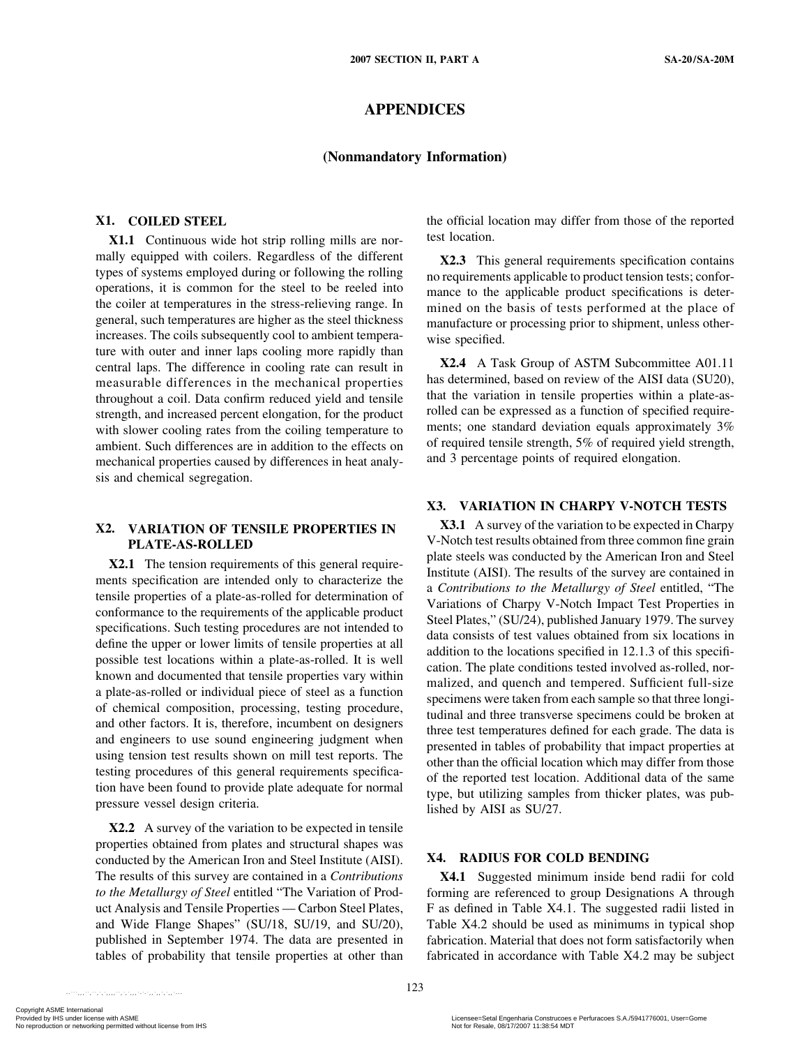# APPENDICES

## (Nonmandatory Information)

### X1. COILED STEEL

**X1.1** Continuous wide hot strip rolling mills are normally equipped with coilers. Regardless of the different types of systems employed during or following the rolling operations, it is common for the steel to be reeled into the coiler at temperatures in the stress-relieving range. In general, such temperatures are higher as the steel thickness increases. The coils subsequently cool to ambient temperature with outer and inner laps cooling more rapidly than central laps. The difference in cooling rate can result in measurable differences in the mechanical properties throughout a coil. Data confirm reduced yield and tensile strength, and increased percent elongation, for the product with slower cooling rates from the coiling temperature to ambient. Such differences are in addition to the effects on mechanical properties caused by differences in heat analysis and chemical segregation.

### X2. VARIATION OF TENSILE PROPERTIES IN PLATE-AS-ROLLED

**X2.1** The tension requirements of this general requirements specification are intended only to characterize the tensile properties of a plate-as-rolled for determination of conformance to the requirements of the applicable product specifications. Such testing procedures are not intended to define the upper or lower limits of tensile properties at all possible test locations within a plate-as-rolled. It is well known and documented that tensile properties vary within a plate-as-rolled or individual piece of steel as a function of chemical composition, processing, testing procedure, and other factors. It is, therefore, incumbent on designers and engineers to use sound engineering judgment when using tension test results shown on mill test reports. The testing procedures of this general requirements specification have been found to provide plate adequate for normal pressure vessel design criteria.

**X2.2** A survey of the variation to be expected in tensile properties obtained from plates and structural shapes was conducted by the American Iron and Steel Institute (AISI). The results of this survey are contained in a *Contributions to the Metallurgy of Steel* entitled "The Variation of Product Analysis and Tensile Properties — Carbon Steel Plates, and Wide Flange Shapes" (SU/18, SU/19, and SU/20), published in September 1974. The data are presented in tables of probability that tensile properties at other than the official location may differ from those of the reported test location.

**X2.3** This general requirements specification contains no requirements applicable to product tension tests; conformance to the applicable product specifications is determined on the basis of tests performed at the place of manufacture or processing prior to shipment, unless otherwise specified.

**X2.4** A Task Group of ASTM Subcommittee A01.11 has determined, based on review of the AISI data (SU20), that the variation in tensile properties within a plate-as-rolled can be expressed as a function of specified requirements; one standard deviation equals approximately 3% of required tensile strength, 5% of required yield strength, and 3 percentage points of required elongation.

### X3. VARIATION IN CHARPY V-NOTCH TESTS

**X3.1** A survey of the variation to be expected in Charpy V-Notch test results obtained from three common fine grain plate steels was conducted by the American Iron and Steel Institute (AISI). The results of the survey are contained in a *Contributions to the Metallurgy of Steel* entitled, "The Variations of Charpy V-Notch Impact Test Properties in Steel Plates," (SU/24), published January 1979. The survey data consists of test values obtained from six locations in addition to the locations specified in 12.1.3 of this specification. The plate conditions tested involved as-rolled, normalized, and quench and tempered. Sufficient full-size specimens were taken from each sample so that three longitudinal and three transverse specimens could be broken at three test temperatures defined for each grade. The data is presented in tables of probability that impact properties at other than the official location which may differ from those of the reported test location. Additional data of the same type, but utilizing samples from thicker plates, was published by AISI as SU/27.

### X4. RADIUS FOR COLD BENDING

**X4.1** Suggested minimum inside bend radii for cold forming are referenced to group Designations A through F as defined in Table X4.1. The suggested radii listed in Table X4.2 should be used as minimums in typical shop fabrication. Material that does not form satisfactorily when fabricated in accordance with Table X4.2 may be subject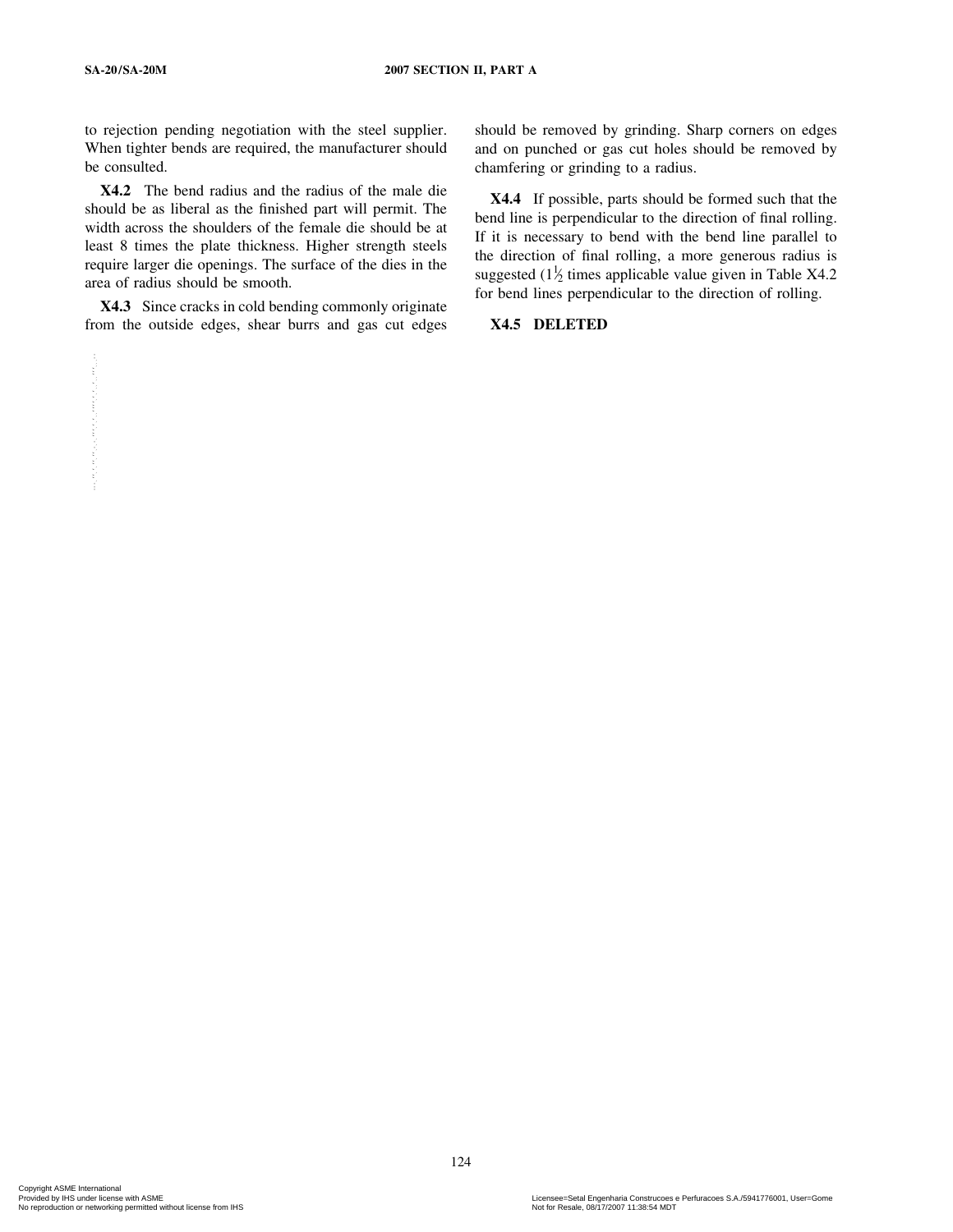to rejection pending negotiation with the steel supplier. When tighter bends are required, the manufacturer should be consulted.

**X4.2** The bend radius and the radius of the male die should be as liberal as the finished part will permit. The width across the shoulders of the female die should be at least 8 times the plate thickness. Higher strength steels require larger die openings. The surface of the dies in the area of radius should be smooth.

**X4.3** Since cracks in cold bending commonly originate from the outside edges, shear burrs and gas cut edges should be removed by grinding. Sharp corners on edges and on punched or gas cut holes should be removed by chamfering or grinding to a radius.

**X4.4** If possible, parts should be formed such that the bend line is perpendicular to the direction of final rolling. If it is necessary to bend with the bend line parallel to the direction of final rolling, a more generous radius is suggested (1½ times applicable value given in Table X4.2 for bend lines perpendicular to the direction of rolling.

**X4.5 DELETED**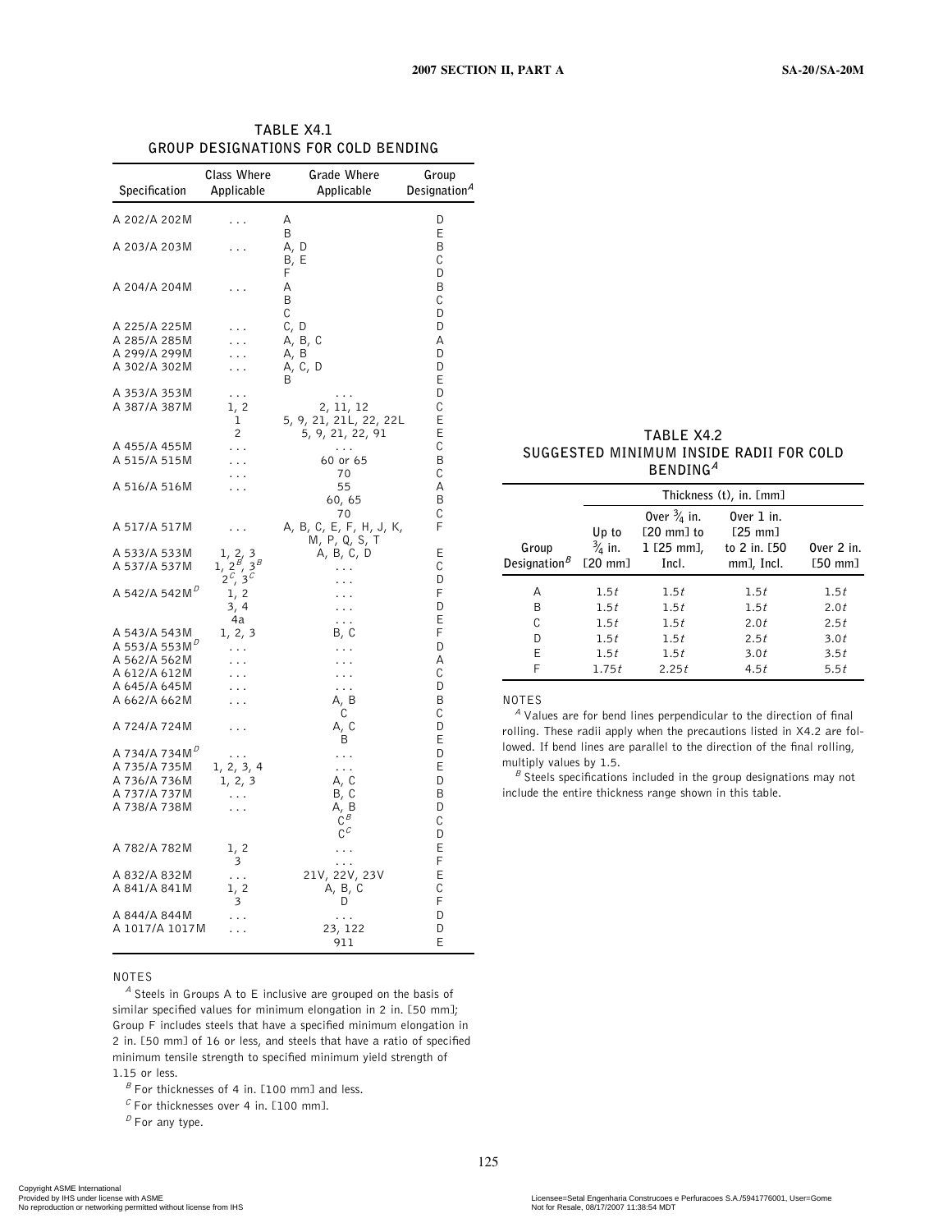## TABLE X4.1 GROUP DESIGNATIONS FOR COLD BENDING

| Specification | Class Where Applicable | Grade Where Applicable | Group Designation[A] |
|---|---|---|---|
| A 202/A 202M | . . . | A | D |
| | | B | E |
| A 203/A 203M | . . . | A, D | B |
| | | B, E | C |
| | | F | D |
| A 204/A 204M | . . . | A | B |
| | | B | C |
| | | C | D |
| A 225/A 225M | . . . | C, D | D |
| A 285/A 285M | . . . | A, B, C | A |
| A 299/A 299M | . . . | A, B | D |
| A 302/A 302M | . . . | A, C, D | D |
| | | B | E |
| A 353/A 353M | . . . | . . . | D |
| A 387/A 387M | 1, 2 | 2, 11, 12 | C |
| | 1 | 5, 9, 21, 21L, 22, 22L | E |
| | 2 | 5, 9, 21, 22, 91 | E |
| A 455/A 455M | . . . | . . . | C |
| A 515/A 515M | . . . | 60 or 65 | B |
| | . . . | 70 | C |
| A 516/A 516M | . . . | 55 | A |
| | | 60, 65 | B |
| | | 70 | C |
| A 517/A 517M | . . . | A, B, C, E, F, H, J, K, M, P, Q, S, T | F |
| A 533/A 533M | 1, 2, 3 | A, B, C, D | E |
| A 537/A 537M | 1, 2[B], 3[B] | . . . | C |
| | 2[C], 3[C] | . . . | D |
| A 542/A 542M[D] | 1, 2 | . . . | F |
| | 3, 4 | . . . | D |
| | 4a | . . . | E |
| A 543/A 543M | 1, 2, 3 | B, C | F |
| A 553/A 553M[D] | . . . | . . . | D |
| A 562/A 562M | . . . | . . . | A |
| A 612/A 612M | . . . | . . . | C |
| A 645/A 645M | . . . | . . . | D |
| A 662/A 662M | . . . | A, B | B |
| | | C | C |
| A 724/A 724M | . . . | A, C | D |
| | | B | E |
| A 734/A 734M[D] | . . . | . . . | D |
| A 735/A 735M | 1, 2, 3, 4 | . . . | E |
| A 736/A 736M | 1, 2, 3 | A, C | D |
| A 737/A 737M | . . . | B, C | B |
| A 738/A 738M | . . . | A, B | D |
| | | C[B] | C |
| | | C[C] | D |
| A 782/A 782M | 1, 2 | . . . | E |
| | 3 | . . . | F |
| A 832/A 832M | . . . | 21V, 22V, 23V | E |
| A 841/A 841M | 1, 2 | A, B, C | C |
| | 3 | D | F |
| A 844/A 844M | . . . | . . . | D |
| A 1017/A 1017M | . . . | 23, 122 | D |
| | | 911 | E |

NOTES

[A] Steels in Groups A to E inclusive are grouped on the basis of similar specified values for minimum elongation in 2 in. [50 mm]; Group F includes steels that have a specified minimum elongation in 2 in. [50 mm] of 16 or less, and steels that have a ratio of specified minimum tensile strength to specified minimum yield strength of 1.15 or less.

[B] For thicknesses of 4 in. [100 mm] and less.

[C] For thicknesses over 4 in. [100 mm].

[D] For any type.

## TABLE X4.2 SUGGESTED MINIMUM INSIDE RADII FOR COLD BENDING[A]

| | Thickness (t), in. [mm] | | | |
|---|---|---|---|---|
| Group Designation[B] | Up to ¾ in. [20 mm] | Over ¾ in. [20 mm] to 1 [25 mm], Incl. | Over 1 in. [25 mm] to 2 in. [50 mm], Incl. | Over 2 in. [50 mm] |
| A | 1.5$t$ | 1.5$t$ | 1.5$t$ | 1.5$t$ |
| B | 1.5$t$ | 1.5$t$ | 1.5$t$ | 2.0$t$ |
| C | 1.5$t$ | 1.5$t$ | 2.0$t$ | 2.5$t$ |
| D | 1.5$t$ | 1.5$t$ | 2.5$t$ | 3.0$t$ |
| E | 1.5$t$ | 1.5$t$ | 3.0$t$ | 3.5$t$ |
| F | 1.75$t$ | 2.25$t$ | 4.5$t$ | 5.5$t$ |

NOTES

[A] Values are for bend lines perpendicular to the direction of final rolling. These radii apply when the precautions listed in X4.2 are followed. If bend lines are parallel to the direction of the final rolling, multiply values by 1.5.

[B] Steels specifications included in the group designations may not include the entire thickness range shown in this table.